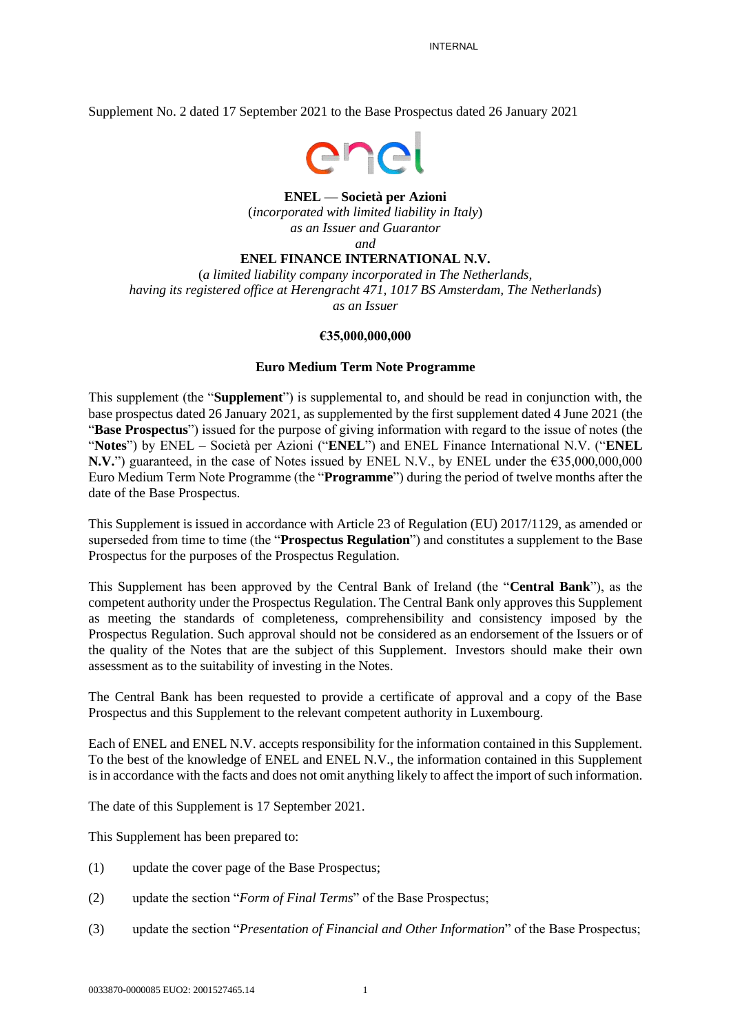Supplement No. 2 dated 17 September 2021 to the Base Prospectus dated 26 January 2021

**ENEL — Società per Azioni**
(*incorporated with limited liability in Italy*)
*as an Issuer and Guarantor*
*and*
**ENEL FINANCE INTERNATIONAL N.V.**
(*a limited liability company incorporated in The Netherlands, having its registered office at Herengracht 471, 1017 BS Amsterdam, The Netherlands*)
*as an Issuer*

**€35,000,000,000**

**Euro Medium Term Note Programme**

This supplement (the "**Supplement**") is supplemental to, and should be read in conjunction with, the base prospectus dated 26 January 2021, as supplemented by the first supplement dated 4 June 2021 (the "**Base Prospectus**") issued for the purpose of giving information with regard to the issue of notes (the "**Notes**") by ENEL – Società per Azioni ("**ENEL**") and ENEL Finance International N.V. ("**ENEL N.V.**") guaranteed, in the case of Notes issued by ENEL N.V., by ENEL under the €35,000,000,000 Euro Medium Term Note Programme (the "**Programme**") during the period of twelve months after the date of the Base Prospectus.

This Supplement is issued in accordance with Article 23 of Regulation (EU) 2017/1129, as amended or superseded from time to time (the "**Prospectus Regulation**") and constitutes a supplement to the Base Prospectus for the purposes of the Prospectus Regulation.

This Supplement has been approved by the Central Bank of Ireland (the "**Central Bank**"), as the competent authority under the Prospectus Regulation. The Central Bank only approves this Supplement as meeting the standards of completeness, comprehensibility and consistency imposed by the Prospectus Regulation. Such approval should not be considered as an endorsement of the Issuers or of the quality of the Notes that are the subject of this Supplement. Investors should make their own assessment as to the suitability of investing in the Notes.

The Central Bank has been requested to provide a certificate of approval and a copy of the Base Prospectus and this Supplement to the relevant competent authority in Luxembourg.

Each of ENEL and ENEL N.V. accepts responsibility for the information contained in this Supplement. To the best of the knowledge of ENEL and ENEL N.V., the information contained in this Supplement is in accordance with the facts and does not omit anything likely to affect the import of such information.

The date of this Supplement is 17 September 2021.

This Supplement has been prepared to:

(1) update the cover page of the Base Prospectus;

(2) update the section "*Form of Final Terms*" of the Base Prospectus;

(3) update the section "*Presentation of Financial and Other Information*" of the Base Prospectus;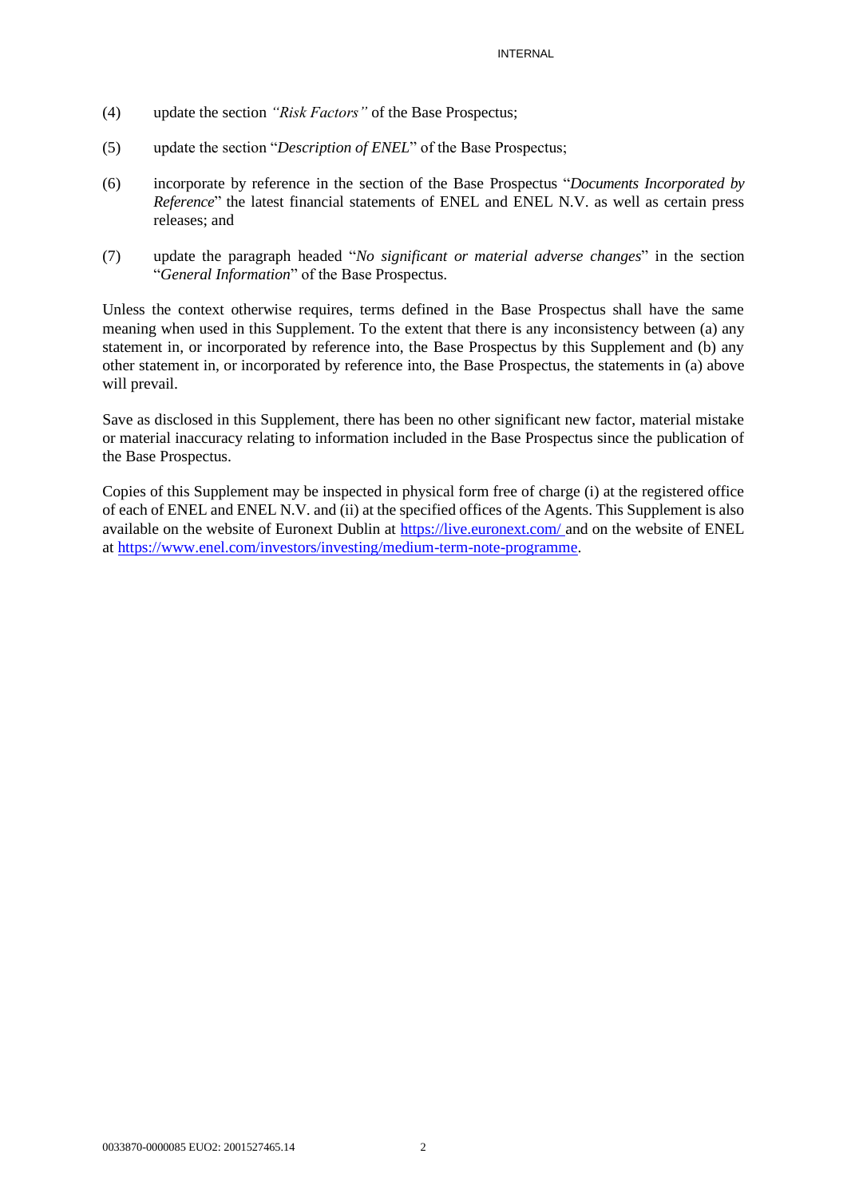(4) update the section *"Risk Factors"* of the Base Prospectus;

(5) update the section "*Description of ENEL*" of the Base Prospectus;

(6) incorporate by reference in the section of the Base Prospectus "*Documents Incorporated by Reference*" the latest financial statements of ENEL and ENEL N.V. as well as certain press releases; and

(7) update the paragraph headed "*No significant or material adverse changes*" in the section "*General Information*" of the Base Prospectus.

Unless the context otherwise requires, terms defined in the Base Prospectus shall have the same meaning when used in this Supplement. To the extent that there is any inconsistency between (a) any statement in, or incorporated by reference into, the Base Prospectus by this Supplement and (b) any other statement in, or incorporated by reference into, the Base Prospectus, the statements in (a) above will prevail.

Save as disclosed in this Supplement, there has been no other significant new factor, material mistake or material inaccuracy relating to information included in the Base Prospectus since the publication of the Base Prospectus.

Copies of this Supplement may be inspected in physical form free of charge (i) at the registered office of each of ENEL and ENEL N.V. and (ii) at the specified offices of the Agents. This Supplement is also available on the website of Euronext Dublin at https://live.euronext.com/ and on the website of ENEL at https://www.enel.com/investors/investing/medium-term-note-programme.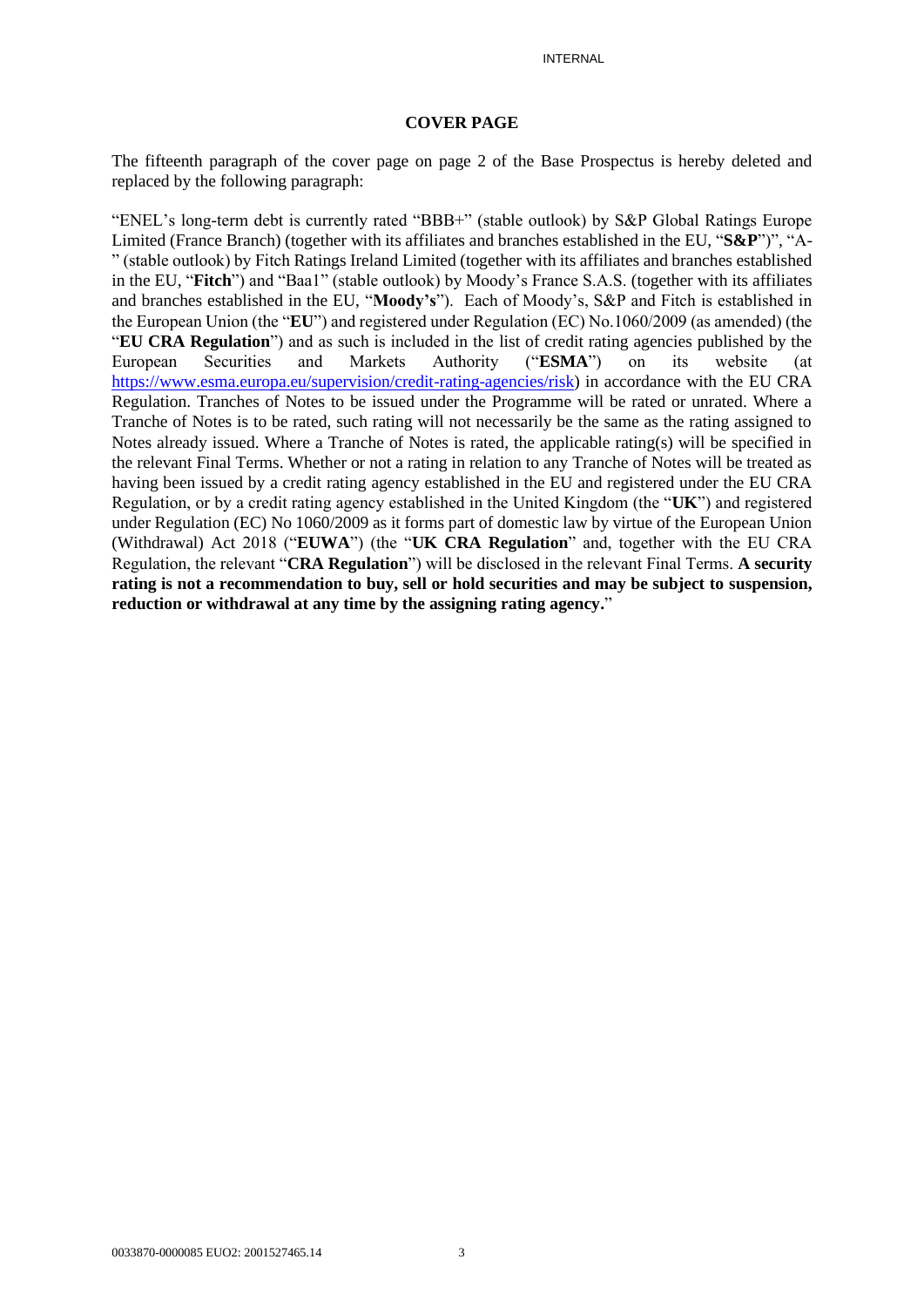## COVER PAGE

The fifteenth paragraph of the cover page on page 2 of the Base Prospectus is hereby deleted and replaced by the following paragraph:

"ENEL's long-term debt is currently rated "BBB+" (stable outlook) by S&P Global Ratings Europe Limited (France Branch) (together with its affiliates and branches established in the EU, "**S&P**")", "A-" (stable outlook) by Fitch Ratings Ireland Limited (together with its affiliates and branches established in the EU, "**Fitch**") and "Baa1" (stable outlook) by Moody's France S.A.S. (together with its affiliates and branches established in the EU, "**Moody's**"). Each of Moody's, S&P and Fitch is established in the European Union (the "**EU**") and registered under Regulation (EC) No.1060/2009 (as amended) (the "**EU CRA Regulation**") and as such is included in the list of credit rating agencies published by the European Securities and Markets Authority ("**ESMA**") on its website (at https://www.esma.europa.eu/supervision/credit-rating-agencies/risk) in accordance with the EU CRA Regulation. Tranches of Notes to be issued under the Programme will be rated or unrated. Where a Tranche of Notes is to be rated, such rating will not necessarily be the same as the rating assigned to Notes already issued. Where a Tranche of Notes is rated, the applicable rating(s) will be specified in the relevant Final Terms. Whether or not a rating in relation to any Tranche of Notes will be treated as having been issued by a credit rating agency established in the EU and registered under the EU CRA Regulation, or by a credit rating agency established in the United Kingdom (the "**UK**") and registered under Regulation (EC) No 1060/2009 as it forms part of domestic law by virtue of the European Union (Withdrawal) Act 2018 ("**EUWA**") (the "**UK CRA Regulation**" and, together with the EU CRA Regulation, the relevant "**CRA Regulation**") will be disclosed in the relevant Final Terms. **A security rating is not a recommendation to buy, sell or hold securities and may be subject to suspension, reduction or withdrawal at any time by the assigning rating agency.**"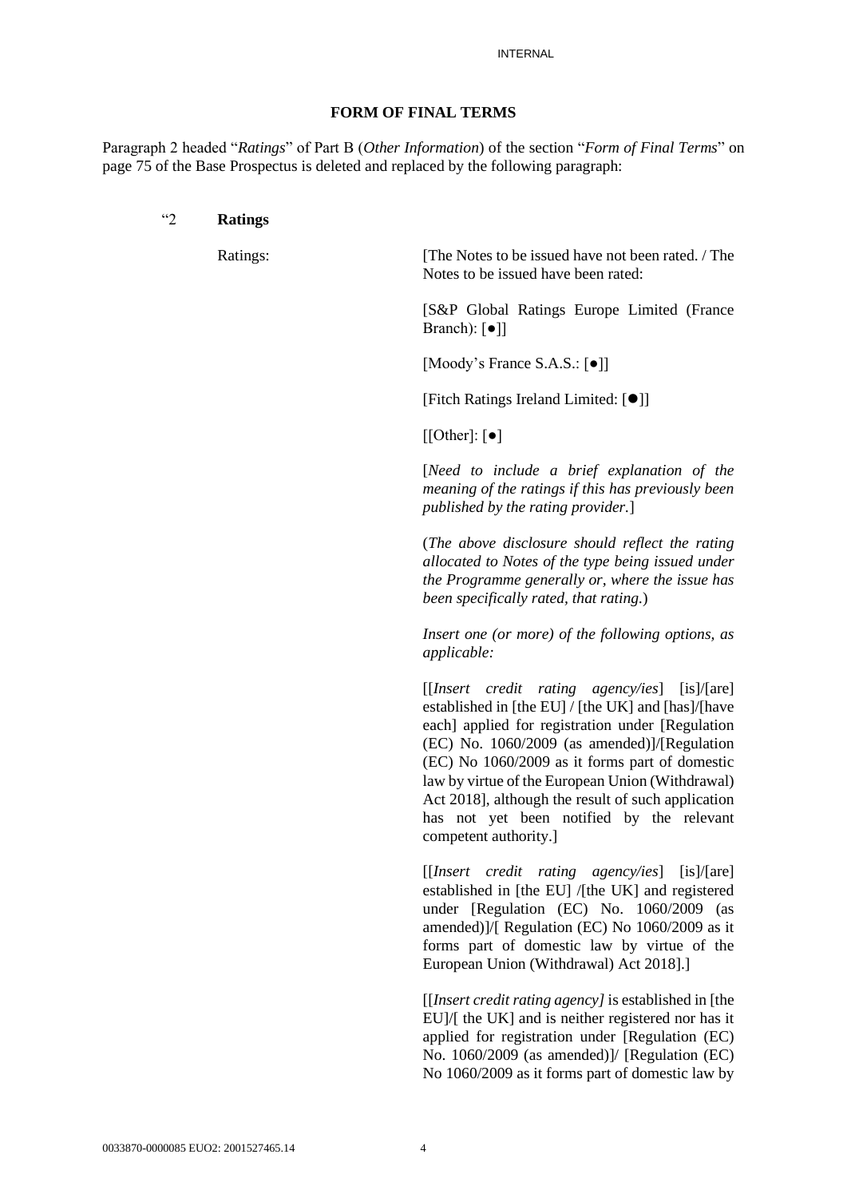## FORM OF FINAL TERMS

Paragraph 2 headed "*Ratings*" of Part B (*Other Information*) of the section "*Form of Final Terms*" on page 75 of the Base Prospectus is deleted and replaced by the following paragraph:

"2 **Ratings**

| | |
|---|---|
| Ratings: | [The Notes to be issued have not been rated. / The Notes to be issued have been rated:<br><br>[S&P Global Ratings Europe Limited (France Branch): [●]]<br><br>[Moody's France S.A.S.: [●]]<br><br>[Fitch Ratings Ireland Limited: [●]]<br><br>[[Other]: [●]<br><br>[*Need to include a brief explanation of the meaning of the ratings if this has previously been published by the rating provider.*]<br><br>(*The above disclosure should reflect the rating allocated to Notes of the type being issued under the Programme generally or, where the issue has been specifically rated, that rating.*)<br><br>*Insert one (or more) of the following options, as applicable:*<br><br>[[*Insert credit rating agency/ies*] [is]/[are] established in [the EU] / [the UK] and [has]/[have each] applied for registration under [Regulation (EC) No. 1060/2009 (as amended)]/[Regulation (EC) No 1060/2009 as it forms part of domestic law by virtue of the European Union (Withdrawal) Act 2018], although the result of such application has not yet been notified by the relevant competent authority.]<br><br>[[*Insert credit rating agency/ies*] [is]/[are] established in [the EU] /[the UK] and registered under [Regulation (EC) No. 1060/2009 (as amended)]/[ Regulation (EC) No 1060/2009 as it forms part of domestic law by virtue of the European Union (Withdrawal) Act 2018].]<br><br>[[*Insert credit rating agency]* is established in [the EU]/[ the UK] and is neither registered nor has it applied for registration under [Regulation (EC) No. 1060/2009 (as amended)]/ [Regulation (EC) No 1060/2009 as it forms part of domestic law by |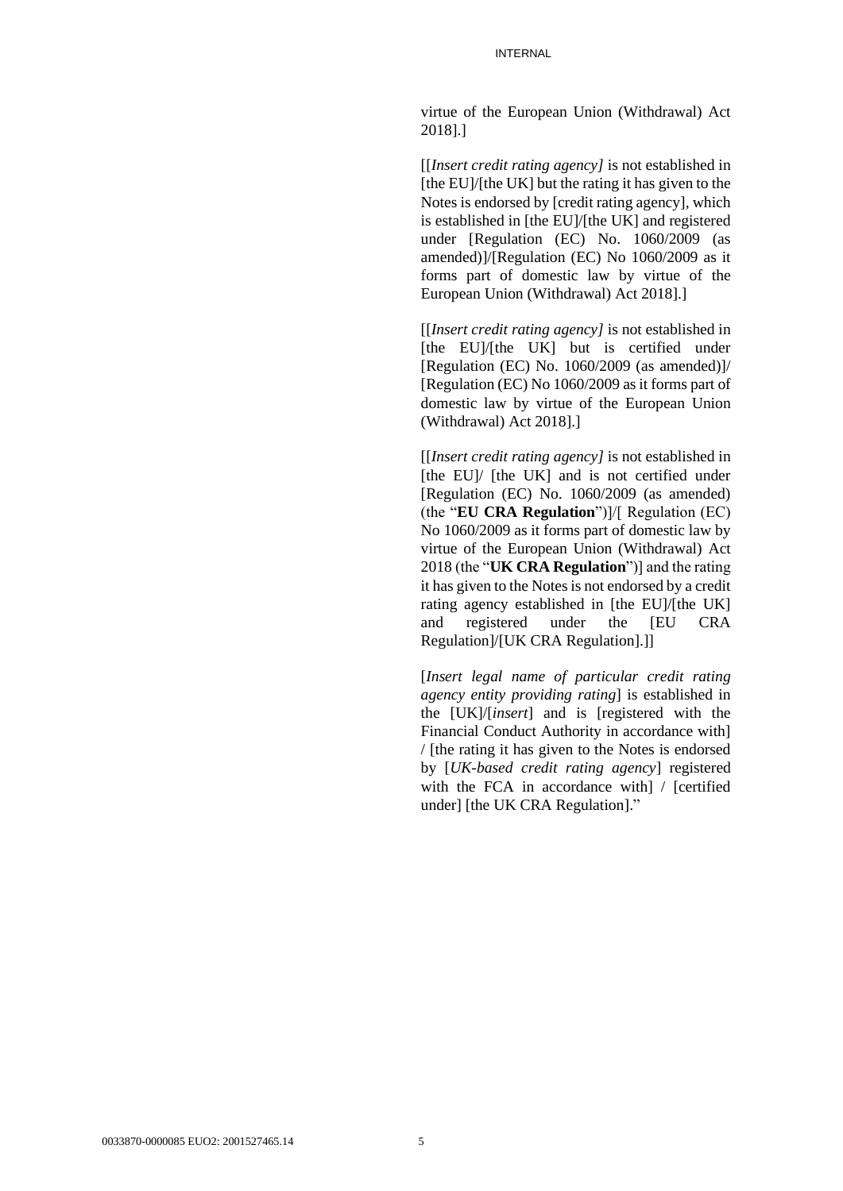virtue of the European Union (Withdrawal) Act 2018].]

[[*Insert credit rating agency]* is not established in [the EU]/[the UK] but the rating it has given to the Notes is endorsed by [credit rating agency], which is established in [the EU]/[the UK] and registered under [Regulation (EC) No. 1060/2009 (as amended)]/[Regulation (EC) No 1060/2009 as it forms part of domestic law by virtue of the European Union (Withdrawal) Act 2018].]

[[*Insert credit rating agency]* is not established in [the EU]/[the UK] but is certified under [Regulation (EC) No. 1060/2009 (as amended)]/ [Regulation (EC) No 1060/2009 as it forms part of domestic law by virtue of the European Union (Withdrawal) Act 2018].]

[[*Insert credit rating agency]* is not established in [the EU]/ [the UK] and is not certified under [Regulation (EC) No. 1060/2009 (as amended) (the "**EU CRA Regulation**")]/[ Regulation (EC) No 1060/2009 as it forms part of domestic law by virtue of the European Union (Withdrawal) Act 2018 (the "**UK CRA Regulation**")] and the rating it has given to the Notes is not endorsed by a credit rating agency established in [the EU]/[the UK] and registered under the [EU CRA Regulation]/[UK CRA Regulation].]]

[*Insert legal name of particular credit rating agency entity providing rating*] is established in the [UK]/[*insert*] and is [registered with the Financial Conduct Authority in accordance with] / [the rating it has given to the Notes is endorsed by [*UK-based credit rating agency*] registered with the FCA in accordance with] / [certified under] [the UK CRA Regulation]."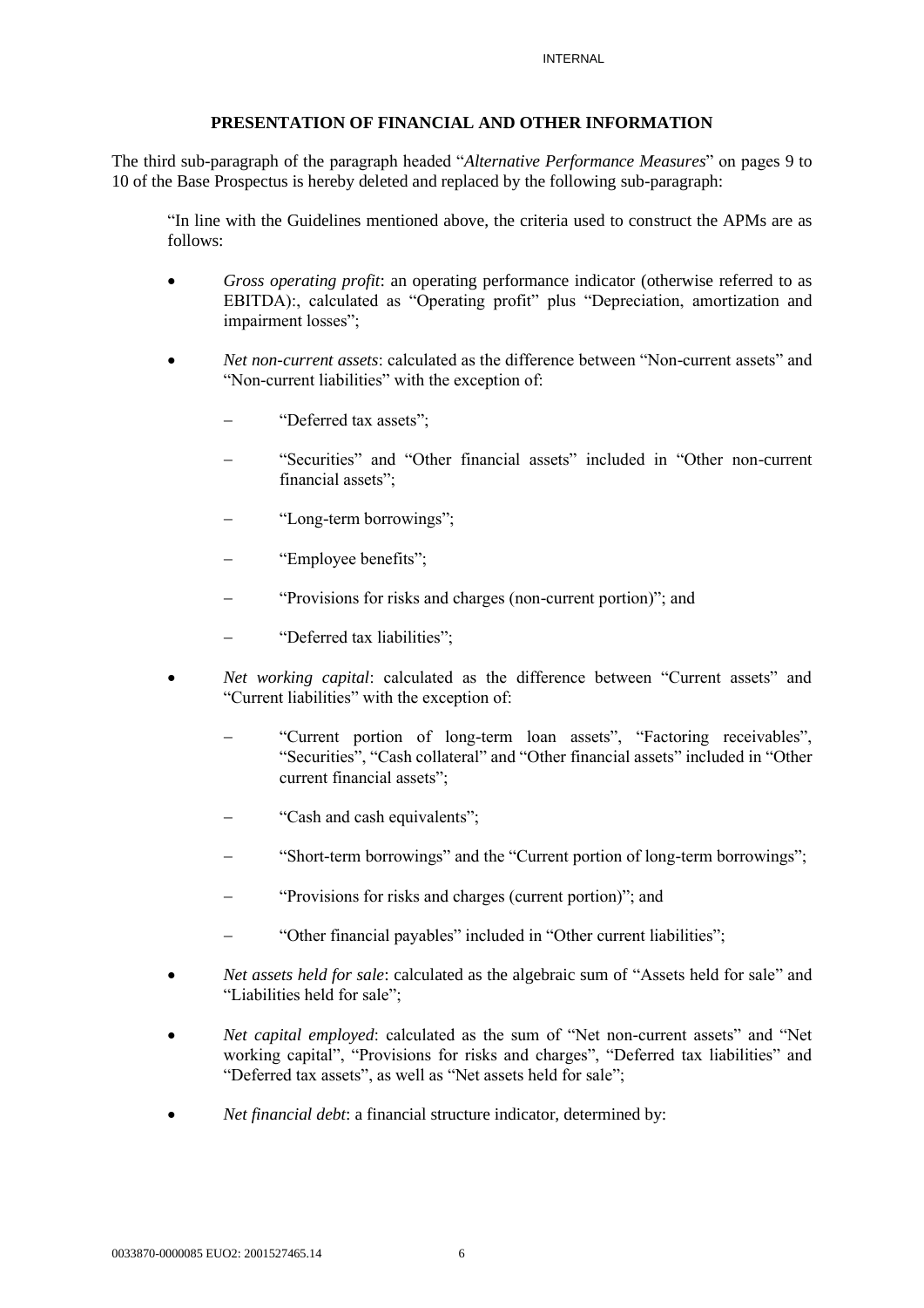## PRESENTATION OF FINANCIAL AND OTHER INFORMATION

The third sub-paragraph of the paragraph headed "*Alternative Performance Measures*" on pages 9 to 10 of the Base Prospectus is hereby deleted and replaced by the following sub-paragraph:

> "In line with the Guidelines mentioned above, the criteria used to construct the APMs are as follows:
>
> - *Gross operating profit*: an operating performance indicator (otherwise referred to as EBITDA):, calculated as "Operating profit" plus "Depreciation, amortization and impairment losses";
> - *Net non-current assets*: calculated as the difference between "Non-current assets" and "Non-current liabilities" with the exception of:
>   - "Deferred tax assets";
>   - "Securities" and "Other financial assets" included in "Other non-current financial assets";
>   - "Long-term borrowings";
>   - "Employee benefits";
>   - "Provisions for risks and charges (non-current portion)"; and
>   - "Deferred tax liabilities";
> - *Net working capital*: calculated as the difference between "Current assets" and "Current liabilities" with the exception of:
>   - "Current portion of long-term loan assets", "Factoring receivables", "Securities", "Cash collateral" and "Other financial assets" included in "Other current financial assets";
>   - "Cash and cash equivalents";
>   - "Short-term borrowings" and the "Current portion of long-term borrowings";
>   - "Provisions for risks and charges (current portion)"; and
>   - "Other financial payables" included in "Other current liabilities";
> - *Net assets held for sale*: calculated as the algebraic sum of "Assets held for sale" and "Liabilities held for sale";
> - *Net capital employed*: calculated as the sum of "Net non-current assets" and "Net working capital", "Provisions for risks and charges", "Deferred tax liabilities" and "Deferred tax assets", as well as "Net assets held for sale";
> - *Net financial debt*: a financial structure indicator, determined by: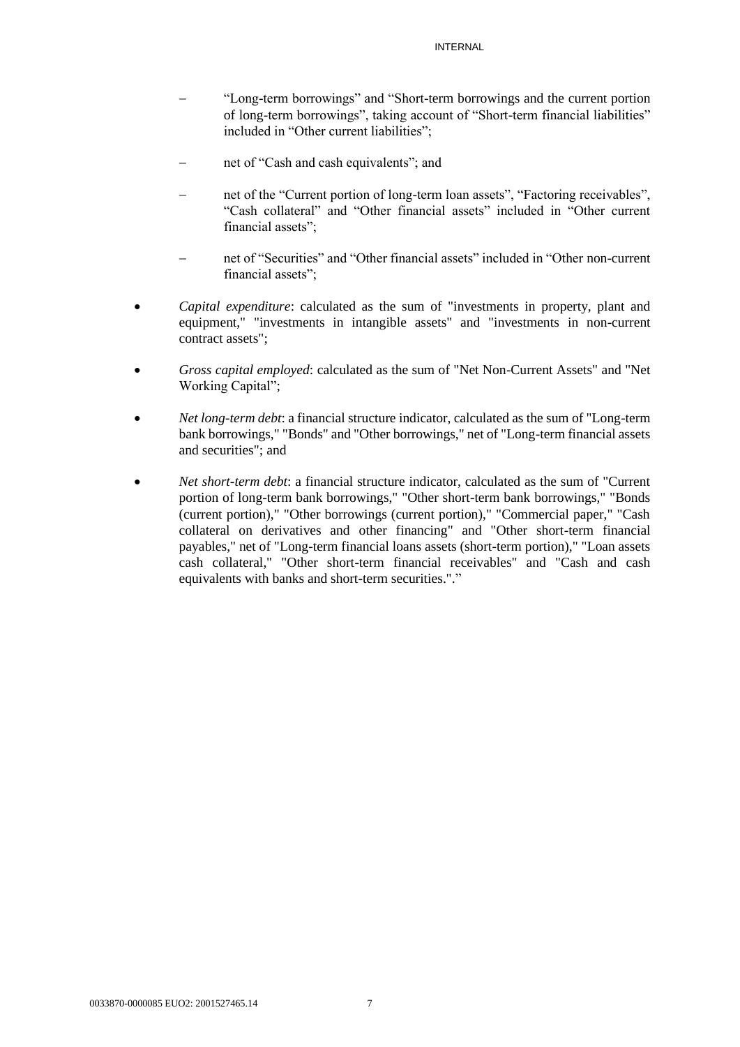- "Long-term borrowings" and "Short-term borrowings and the current portion of long-term borrowings", taking account of "Short-term financial liabilities" included in "Other current liabilities";
- net of "Cash and cash equivalents"; and
- net of the "Current portion of long-term loan assets", "Factoring receivables", "Cash collateral" and "Other financial assets" included in "Other current financial assets";
- net of "Securities" and "Other financial assets" included in "Other non-current financial assets";

- *Capital expenditure*: calculated as the sum of "investments in property, plant and equipment," "investments in intangible assets" and "investments in non-current contract assets";
- *Gross capital employed*: calculated as the sum of "Net Non-Current Assets" and "Net Working Capital";
- *Net long-term debt*: a financial structure indicator, calculated as the sum of "Long-term bank borrowings," "Bonds" and "Other borrowings," net of "Long-term financial assets and securities"; and
- *Net short-term debt*: a financial structure indicator, calculated as the sum of "Current portion of long-term bank borrowings," "Other short-term bank borrowings," "Bonds (current portion)," "Other borrowings (current portion)," "Commercial paper," "Cash collateral on derivatives and other financing" and "Other short-term financial payables," net of "Long-term financial loans assets (short-term portion)," "Loan assets cash collateral," "Other short-term financial receivables" and "Cash and cash equivalents with banks and short-term securities."."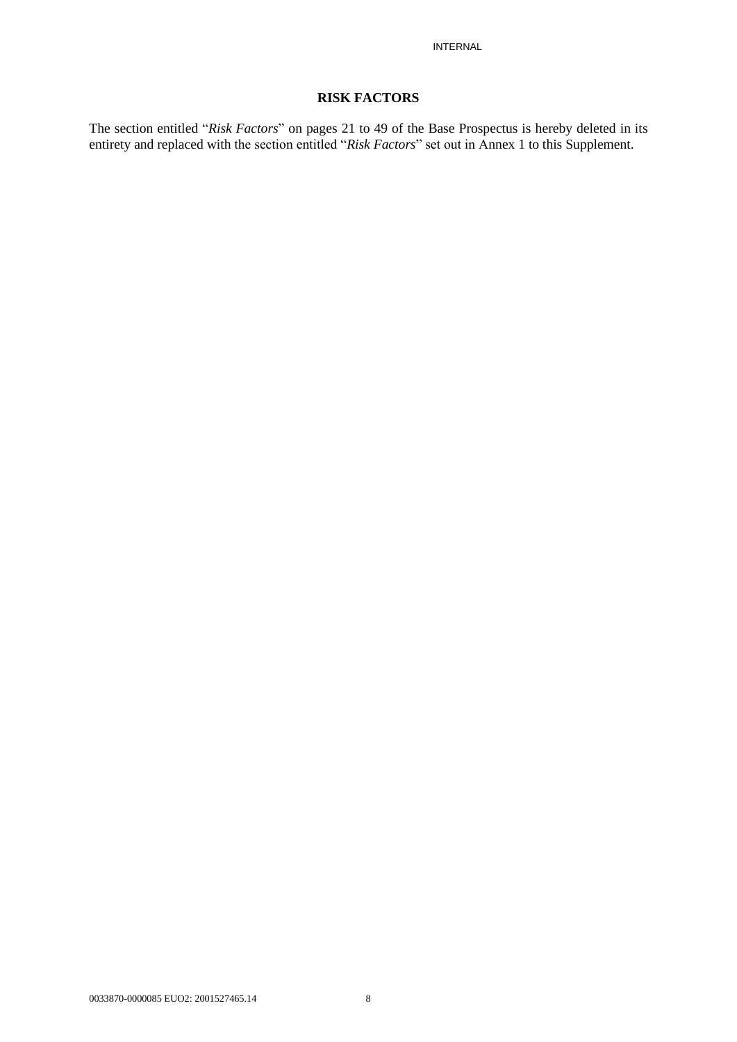# RISK FACTORS

The section entitled "*Risk Factors*" on pages 21 to 49 of the Base Prospectus is hereby deleted in its entirety and replaced with the section entitled "*Risk Factors*" set out in Annex 1 to this Supplement.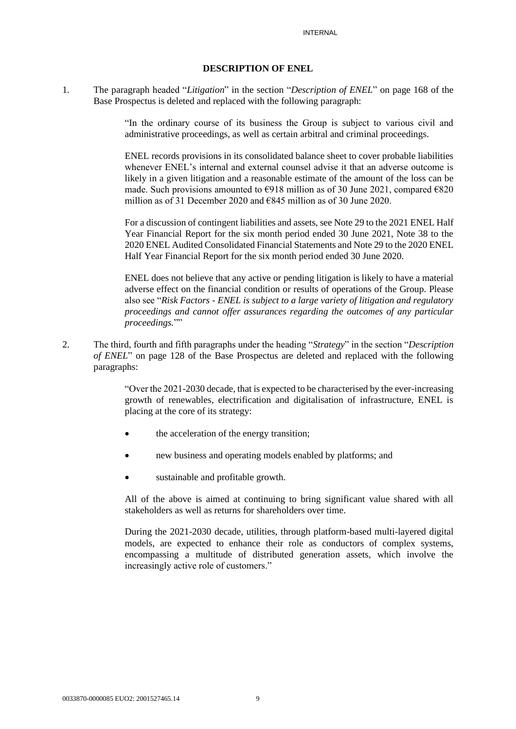# DESCRIPTION OF ENEL

1. The paragraph headed "*Litigation*" in the section "*Description of ENEL*" on page 168 of the Base Prospectus is deleted and replaced with the following paragraph:

   > "In the ordinary course of its business the Group is subject to various civil and administrative proceedings, as well as certain arbitral and criminal proceedings.
   >
   > ENEL records provisions in its consolidated balance sheet to cover probable liabilities whenever ENEL's internal and external counsel advise it that an adverse outcome is likely in a given litigation and a reasonable estimate of the amount of the loss can be made. Such provisions amounted to €918 million as of 30 June 2021, compared €820 million as of 31 December 2020 and €845 million as of 30 June 2020.
   >
   > For a discussion of contingent liabilities and assets, see Note 29 to the 2021 ENEL Half Year Financial Report for the six month period ended 30 June 2021, Note 38 to the 2020 ENEL Audited Consolidated Financial Statements and Note 29 to the 2020 ENEL Half Year Financial Report for the six month period ended 30 June 2020.
   >
   > ENEL does not believe that any active or pending litigation is likely to have a material adverse effect on the financial condition or results of operations of the Group. Please also see "*Risk Factors - ENEL is subject to a large variety of litigation and regulatory proceedings and cannot offer assurances regarding the outcomes of any particular proceedings.*""

2. The third, fourth and fifth paragraphs under the heading "*Strategy*" in the section "*Description of ENEL*" on page 128 of the Base Prospectus are deleted and replaced with the following paragraphs:

   > "Over the 2021-2030 decade, that is expected to be characterised by the ever-increasing growth of renewables, electrification and digitalisation of infrastructure, ENEL is placing at the core of its strategy:
   >
   > - the acceleration of the energy transition;
   > - new business and operating models enabled by platforms; and
   > - sustainable and profitable growth.
   >
   > All of the above is aimed at continuing to bring significant value shared with all stakeholders as well as returns for shareholders over time.
   >
   > During the 2021-2030 decade, utilities, through platform-based multi-layered digital models, are expected to enhance their role as conductors of complex systems, encompassing a multitude of distributed generation assets, which involve the increasingly active role of customers."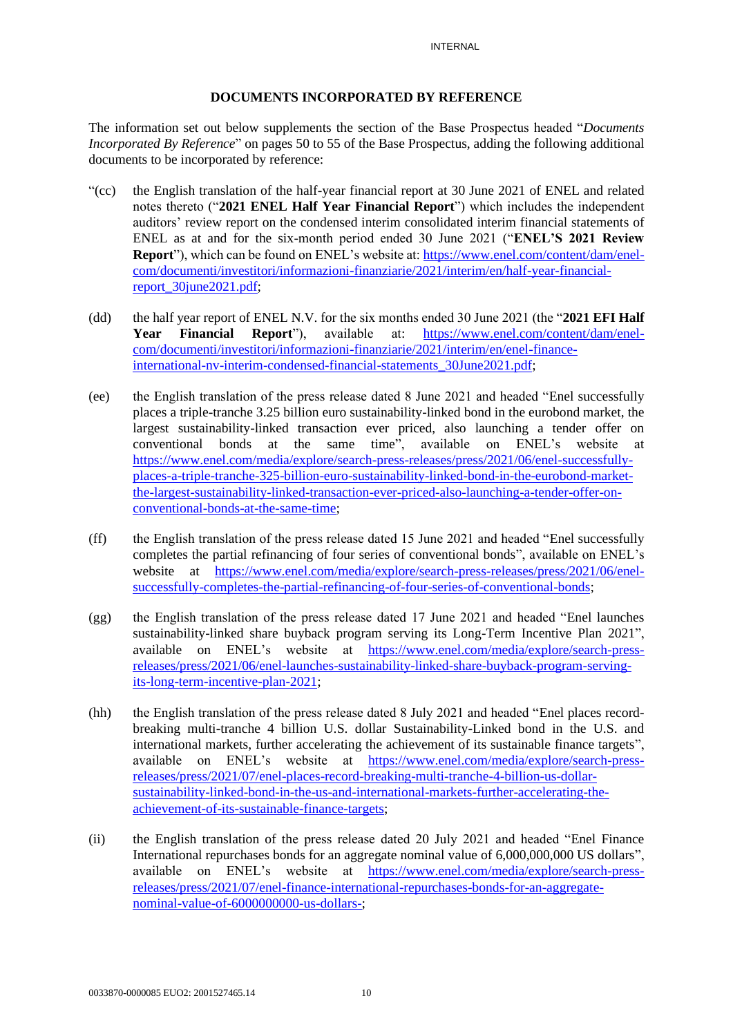## DOCUMENTS INCORPORATED BY REFERENCE

The information set out below supplements the section of the Base Prospectus headed "*Documents Incorporated By Reference*" on pages 50 to 55 of the Base Prospectus, adding the following additional documents to be incorporated by reference:

"(cc) the English translation of the half-year financial report at 30 June 2021 of ENEL and related notes thereto ("**2021 ENEL Half Year Financial Report**") which includes the independent auditors' review report on the condensed interim consolidated interim financial statements of ENEL as at and for the six-month period ended 30 June 2021 ("**ENEL'S 2021 Review Report**"), which can be found on ENEL's website at: https://www.enel.com/content/dam/enel-com/documenti/investitori/informazioni-finanziarie/2021/interim/en/half-year-financial-report_30june2021.pdf;

(dd) the half year report of ENEL N.V. for the six months ended 30 June 2021 (the "**2021 EFI Half Year Financial Report**"), available at: https://www.enel.com/content/dam/enel-com/documenti/investitori/informazioni-finanziarie/2021/interim/en/enel-finance-international-nv-interim-condensed-financial-statements_30June2021.pdf;

(ee) the English translation of the press release dated 8 June 2021 and headed "Enel successfully places a triple-tranche 3.25 billion euro sustainability-linked bond in the eurobond market, the largest sustainability-linked transaction ever priced, also launching a tender offer on conventional bonds at the same time", available on ENEL's website at https://www.enel.com/media/explore/search-press-releases/press/2021/06/enel-successfully-places-a-triple-tranche-325-billion-euro-sustainability-linked-bond-in-the-eurobond-market-the-largest-sustainability-linked-transaction-ever-priced-also-launching-a-tender-offer-on-conventional-bonds-at-the-same-time;

(ff) the English translation of the press release dated 15 June 2021 and headed "Enel successfully completes the partial refinancing of four series of conventional bonds", available on ENEL's website at https://www.enel.com/media/explore/search-press-releases/press/2021/06/enel-successfully-completes-the-partial-refinancing-of-four-series-of-conventional-bonds;

(gg) the English translation of the press release dated 17 June 2021 and headed "Enel launches sustainability-linked share buyback program serving its Long-Term Incentive Plan 2021", available on ENEL's website at https://www.enel.com/media/explore/search-press-releases/press/2021/06/enel-launches-sustainability-linked-share-buyback-program-serving-its-long-term-incentive-plan-2021;

(hh) the English translation of the press release dated 8 July 2021 and headed "Enel places record-breaking multi-tranche 4 billion U.S. dollar Sustainability-Linked bond in the U.S. and international markets, further accelerating the achievement of its sustainable finance targets", available on ENEL's website at https://www.enel.com/media/explore/search-press-releases/press/2021/07/enel-places-record-breaking-multi-tranche-4-billion-us-dollar-sustainability-linked-bond-in-the-us-and-international-markets-further-accelerating-the-achievement-of-its-sustainable-finance-targets;

(ii) the English translation of the press release dated 20 July 2021 and headed "Enel Finance International repurchases bonds for an aggregate nominal value of 6,000,000,000 US dollars", available on ENEL's website at https://www.enel.com/media/explore/search-press-releases/press/2021/07/enel-finance-international-repurchases-bonds-for-an-aggregate-nominal-value-of-6000000000-us-dollars-;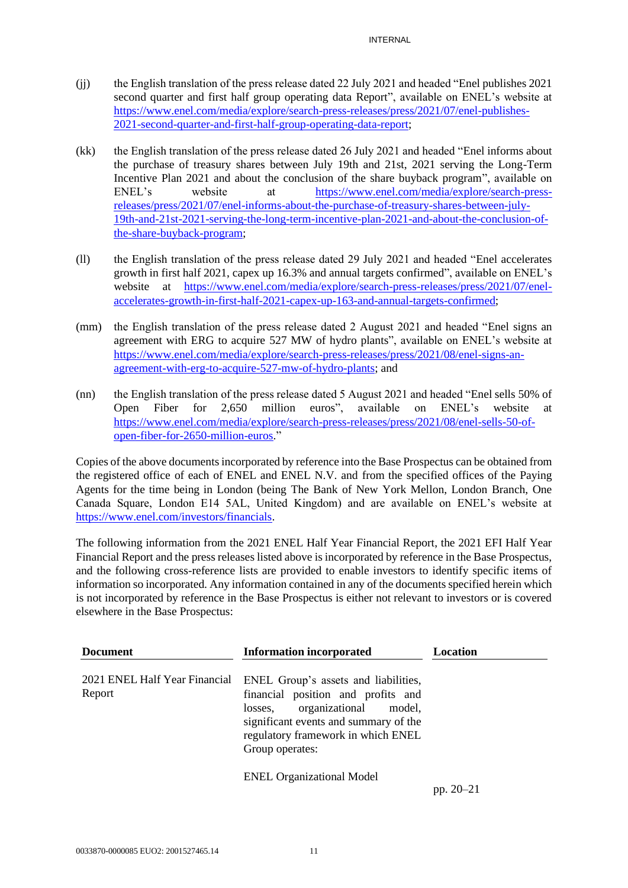(jj) the English translation of the press release dated 22 July 2021 and headed "Enel publishes 2021 second quarter and first half group operating data Report", available on ENEL's website at https://www.enel.com/media/explore/search-press-releases/press/2021/07/enel-publishes-2021-second-quarter-and-first-half-group-operating-data-report;

(kk) the English translation of the press release dated 26 July 2021 and headed "Enel informs about the purchase of treasury shares between July 19th and 21st, 2021 serving the Long-Term Incentive Plan 2021 and about the conclusion of the share buyback program", available on ENEL's website at https://www.enel.com/media/explore/search-press-releases/press/2021/07/enel-informs-about-the-purchase-of-treasury-shares-between-july-19th-and-21st-2021-serving-the-long-term-incentive-plan-2021-and-about-the-conclusion-of-the-share-buyback-program;

(ll) the English translation of the press release dated 29 July 2021 and headed "Enel accelerates growth in first half 2021, capex up 16.3% and annual targets confirmed", available on ENEL's website at https://www.enel.com/media/explore/search-press-releases/press/2021/07/enel-accelerates-growth-in-first-half-2021-capex-up-163-and-annual-targets-confirmed;

(mm) the English translation of the press release dated 2 August 2021 and headed "Enel signs an agreement with ERG to acquire 527 MW of hydro plants", available on ENEL's website at https://www.enel.com/media/explore/search-press-releases/press/2021/08/enel-signs-an-agreement-with-erg-to-acquire-527-mw-of-hydro-plants; and

(nn) the English translation of the press release dated 5 August 2021 and headed "Enel sells 50% of Open Fiber for 2,650 million euros", available on ENEL's website at https://www.enel.com/media/explore/search-press-releases/press/2021/08/enel-sells-50-of-open-fiber-for-2650-million-euros."

Copies of the above documents incorporated by reference into the Base Prospectus can be obtained from the registered office of each of ENEL and ENEL N.V. and from the specified offices of the Paying Agents for the time being in London (being The Bank of New York Mellon, London Branch, One Canada Square, London E14 5AL, United Kingdom) and are available on ENEL's website at https://www.enel.com/investors/financials.

The following information from the 2021 ENEL Half Year Financial Report, the 2021 EFI Half Year Financial Report and the press releases listed above is incorporated by reference in the Base Prospectus, and the following cross-reference lists are provided to enable investors to identify specific items of information so incorporated. Any information contained in any of the documents specified herein which is not incorporated by reference in the Base Prospectus is either not relevant to investors or is covered elsewhere in the Base Prospectus:

| Document | Information incorporated | Location |
|---|---|---|
| 2021 ENEL Half Year Financial Report | ENEL Group's assets and liabilities, financial position and profits and losses, organizational model, significant events and summary of the regulatory framework in which ENEL Group operates: | |
| | ENEL Organizational Model | pp. 20–21 |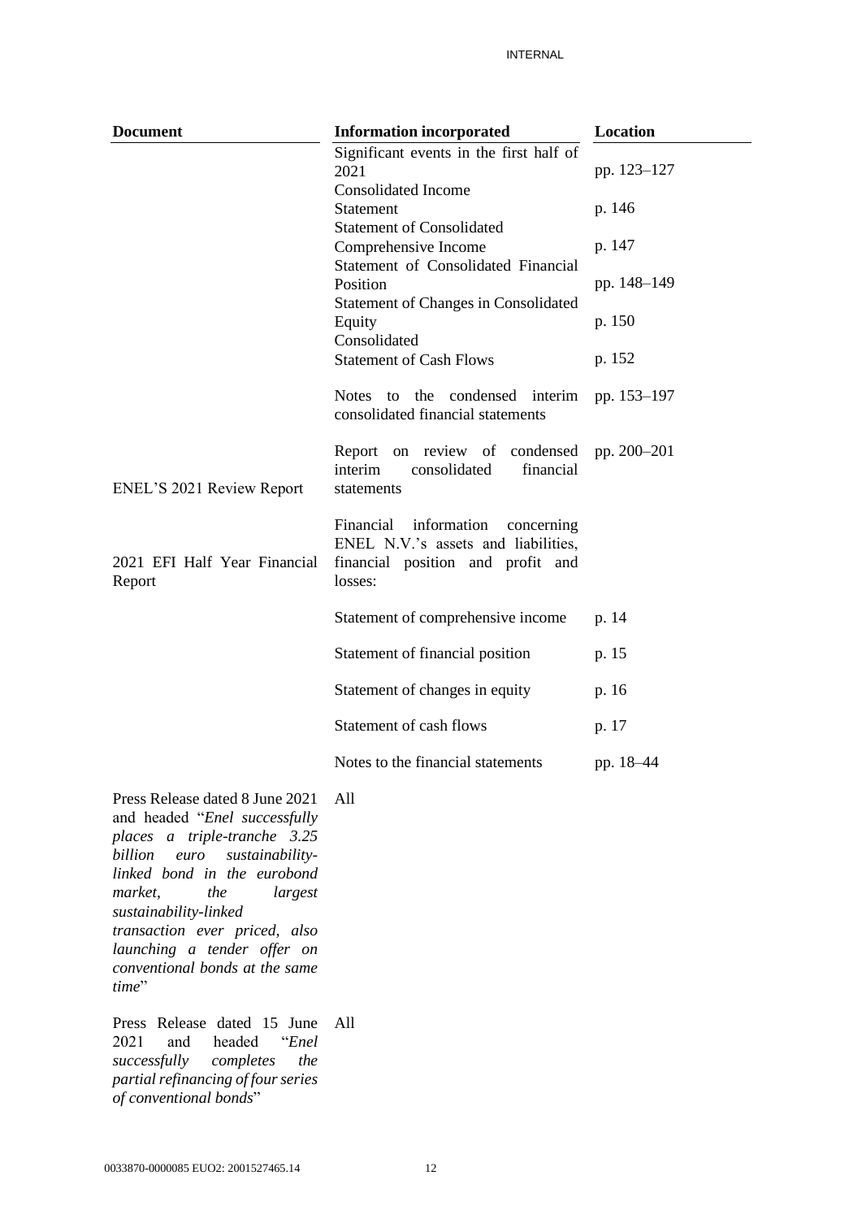| Document | Information incorporated | Location |
|---|---|---|
| | Significant events in the first half of 2021 | pp. 123–127 |
| | Consolidated Income Statement | p. 146 |
| | Statement of Consolidated Comprehensive Income | p. 147 |
| | Statement of Consolidated Financial Position | pp. 148–149 |
| | Statement of Changes in Consolidated Equity | p. 150 |
| | Consolidated Statement of Cash Flows | p. 152 |
| | Notes to the condensed interim consolidated financial statements | pp. 153–197 |
| ENEL'S 2021 Review Report | Report on review of condensed interim consolidated financial statements | pp. 200–201 |
| 2021 EFI Half Year Financial Report | Financial information concerning ENEL N.V.'s assets and liabilities, financial position and profit and losses: | |
| | Statement of comprehensive income | p. 14 |
| | Statement of financial position | p. 15 |
| | Statement of changes in equity | p. 16 |
| | Statement of cash flows | p. 17 |
| | Notes to the financial statements | pp. 18–44 |
| Press Release dated 8 June 2021 and headed "*Enel successfully places a triple-tranche 3.25 billion euro sustainability-linked bond in the eurobond market, the largest sustainability-linked transaction ever priced, also launching a tender offer on conventional bonds at the same time*" | All | |
| Press Release dated 15 June 2021 and headed "*Enel successfully completes the partial refinancing of four series of conventional bonds*" | All | |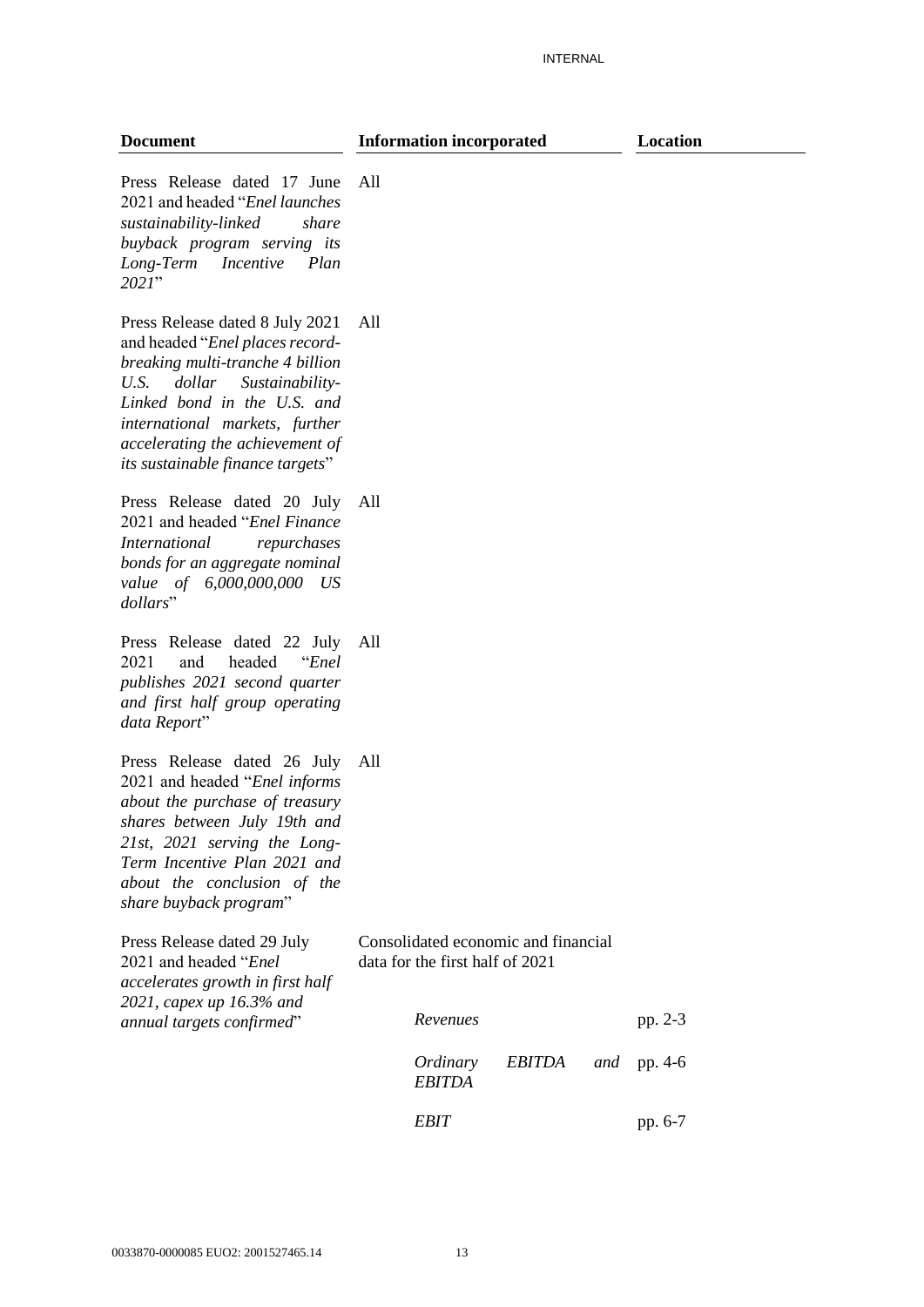| Document | Information incorporated | Location |
|---|---|---|
| Press Release dated 17 June 2021 and headed "*Enel launches sustainability-linked share buyback program serving its Long-Term Incentive Plan 2021*" | All | |
| Press Release dated 8 July 2021 and headed "*Enel places record-breaking multi-tranche 4 billion U.S. dollar Sustainability-Linked bond in the U.S. and international markets, further accelerating the achievement of its sustainable finance targets*" | All | |
| Press Release dated 20 July 2021 and headed "*Enel Finance International repurchases bonds for an aggregate nominal value of 6,000,000,000 US dollars*" | All | |
| Press Release dated 22 July 2021 and headed "*Enel publishes 2021 second quarter and first half group operating data Report*" | All | |
| Press Release dated 26 July 2021 and headed "*Enel informs about the purchase of treasury shares between July 19th and 21st, 2021 serving the Long-Term Incentive Plan 2021 and about the conclusion of the share buyback program*" | All | |
| Press Release dated 29 July 2021 and headed "*Enel accelerates growth in first half 2021, capex up 16.3% and annual targets confirmed*" | Consolidated economic and financial data for the first half of 2021 | |
| | *Revenues* | pp. 2-3 |
| | *Ordinary EBITDA and EBITDA* | pp. 4-6 |
| | *EBIT* | pp. 6-7 |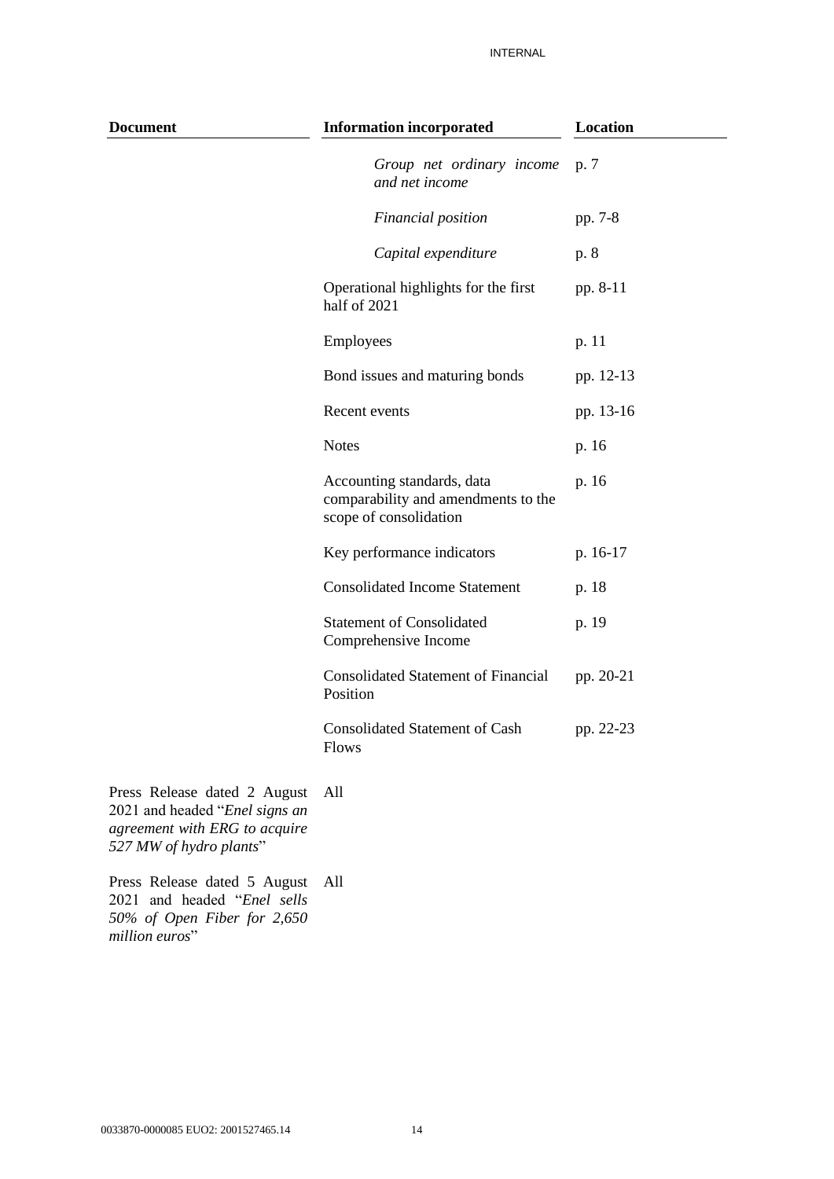| Document | Information incorporated | Location |
|---|---|---|
| | *Group net ordinary income and net income* | p. 7 |
| | *Financial position* | pp. 7-8 |
| | *Capital expenditure* | p. 8 |
| | Operational highlights for the first half of 2021 | pp. 8-11 |
| | Employees | p. 11 |
| | Bond issues and maturing bonds | pp. 12-13 |
| | Recent events | pp. 13-16 |
| | Notes | p. 16 |
| | Accounting standards, data comparability and amendments to the scope of consolidation | p. 16 |
| | Key performance indicators | p. 16-17 |
| | Consolidated Income Statement | p. 18 |
| | Statement of Consolidated Comprehensive Income | p. 19 |
| | Consolidated Statement of Financial Position | pp. 20-21 |
| | Consolidated Statement of Cash Flows | pp. 22-23 |
| Press Release dated 2 August 2021 and headed "*Enel signs an agreement with ERG to acquire 527 MW of hydro plants*" | All | |
| Press Release dated 5 August 2021 and headed "*Enel sells 50% of Open Fiber for 2,650 million euros*" | All | |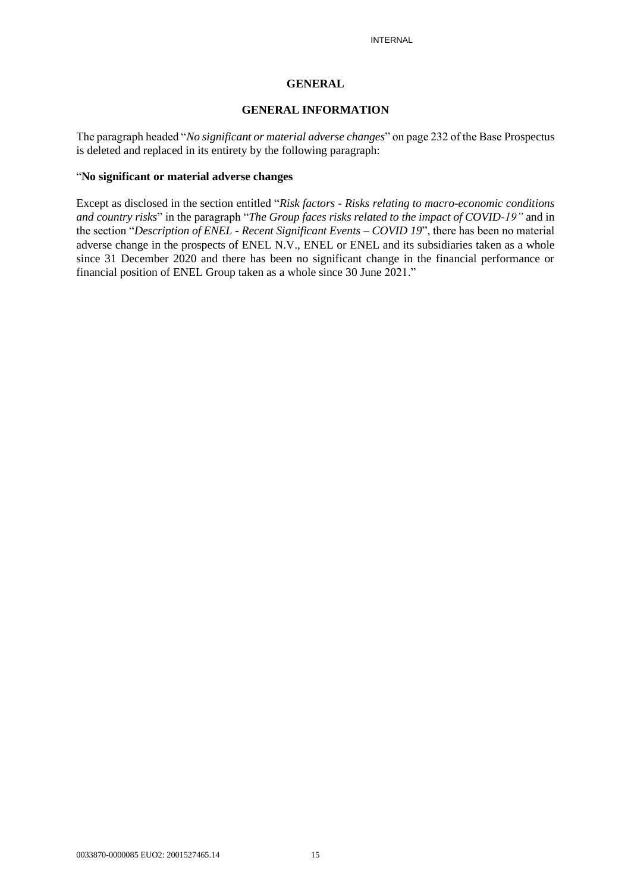## GENERAL

### GENERAL INFORMATION

The paragraph headed "*No significant or material adverse changes*" on page 232 of the Base Prospectus is deleted and replaced in its entirety by the following paragraph:

"**No significant or material adverse changes**

Except as disclosed in the section entitled "*Risk factors - Risks relating to macro-economic conditions and country risks*" in the paragraph "*The Group faces risks related to the impact of COVID-19"* and in the section "*Description of ENEL - Recent Significant Events – COVID 19*", there has been no material adverse change in the prospects of ENEL N.V., ENEL or ENEL and its subsidiaries taken as a whole since 31 December 2020 and there has been no significant change in the financial performance or financial position of ENEL Group taken as a whole since 30 June 2021."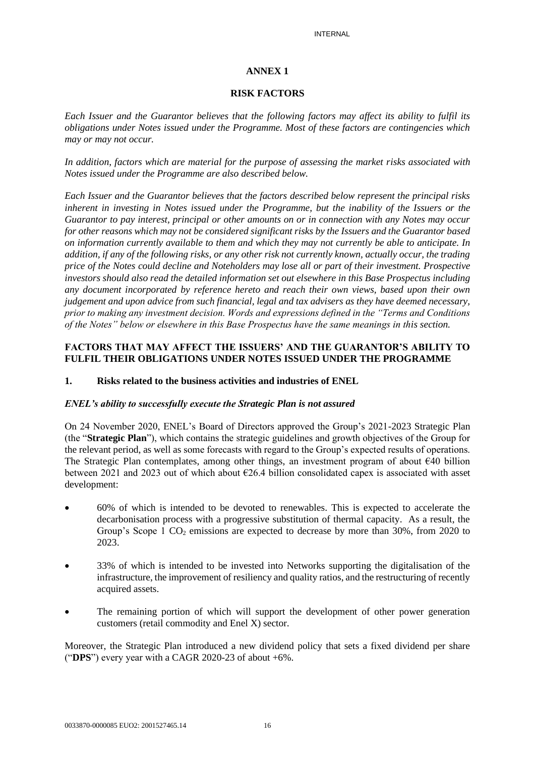# ANNEX 1

## RISK FACTORS

*Each Issuer and the Guarantor believes that the following factors may affect its ability to fulfil its obligations under Notes issued under the Programme. Most of these factors are contingencies which may or may not occur.*

*In addition, factors which are material for the purpose of assessing the market risks associated with Notes issued under the Programme are also described below.*

*Each Issuer and the Guarantor believes that the factors described below represent the principal risks inherent in investing in Notes issued under the Programme, but the inability of the Issuers or the Guarantor to pay interest, principal or other amounts on or in connection with any Notes may occur for other reasons which may not be considered significant risks by the Issuers and the Guarantor based on information currently available to them and which they may not currently be able to anticipate. In addition, if any of the following risks, or any other risk not currently known, actually occur, the trading price of the Notes could decline and Noteholders may lose all or part of their investment. Prospective investors should also read the detailed information set out elsewhere in this Base Prospectus including any document incorporated by reference hereto and reach their own views, based upon their own judgement and upon advice from such financial, legal and tax advisers as they have deemed necessary, prior to making any investment decision. Words and expressions defined in the "Terms and Conditions of the Notes" below or elsewhere in this Base Prospectus have the same meanings in this section.*

### FACTORS THAT MAY AFFECT THE ISSUERS' AND THE GUARANTOR'S ABILITY TO FULFIL THEIR OBLIGATIONS UNDER NOTES ISSUED UNDER THE PROGRAMME

### 1. Risks related to the business activities and industries of ENEL

***ENEL's ability to successfully execute the Strategic Plan is not assured***

On 24 November 2020, ENEL's Board of Directors approved the Group's 2021-2023 Strategic Plan (the "**Strategic Plan**"), which contains the strategic guidelines and growth objectives of the Group for the relevant period, as well as some forecasts with regard to the Group's expected results of operations. The Strategic Plan contemplates, among other things, an investment program of about €40 billion between 2021 and 2023 out of which about €26.4 billion consolidated capex is associated with asset development:

- 60% of which is intended to be devoted to renewables. This is expected to accelerate the decarbonisation process with a progressive substitution of thermal capacity. As a result, the Group's Scope 1 $CO_2$ emissions are expected to decrease by more than 30%, from 2020 to 2023.
- 33% of which is intended to be invested into Networks supporting the digitalisation of the infrastructure, the improvement of resiliency and quality ratios, and the restructuring of recently acquired assets.
- The remaining portion of which will support the development of other power generation customers (retail commodity and Enel X) sector.

Moreover, the Strategic Plan introduced a new dividend policy that sets a fixed dividend per share ("**DPS**") every year with a CAGR 2020-23 of about +6%.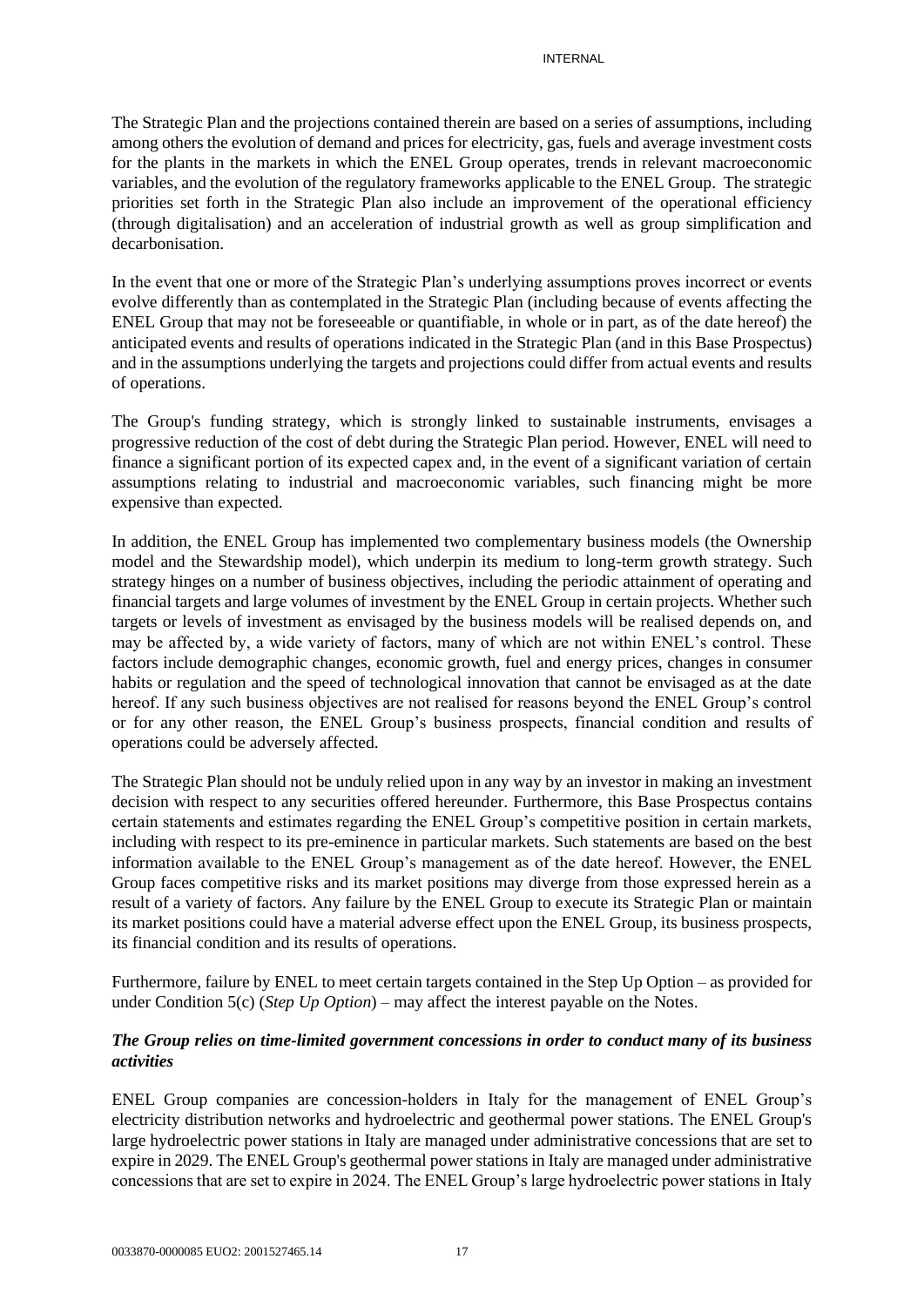The Strategic Plan and the projections contained therein are based on a series of assumptions, including among others the evolution of demand and prices for electricity, gas, fuels and average investment costs for the plants in the markets in which the ENEL Group operates, trends in relevant macroeconomic variables, and the evolution of the regulatory frameworks applicable to the ENEL Group. The strategic priorities set forth in the Strategic Plan also include an improvement of the operational efficiency (through digitalisation) and an acceleration of industrial growth as well as group simplification and decarbonisation.

In the event that one or more of the Strategic Plan's underlying assumptions proves incorrect or events evolve differently than as contemplated in the Strategic Plan (including because of events affecting the ENEL Group that may not be foreseeable or quantifiable, in whole or in part, as of the date hereof) the anticipated events and results of operations indicated in the Strategic Plan (and in this Base Prospectus) and in the assumptions underlying the targets and projections could differ from actual events and results of operations.

The Group's funding strategy, which is strongly linked to sustainable instruments, envisages a progressive reduction of the cost of debt during the Strategic Plan period. However, ENEL will need to finance a significant portion of its expected capex and, in the event of a significant variation of certain assumptions relating to industrial and macroeconomic variables, such financing might be more expensive than expected.

In addition, the ENEL Group has implemented two complementary business models (the Ownership model and the Stewardship model), which underpin its medium to long-term growth strategy. Such strategy hinges on a number of business objectives, including the periodic attainment of operating and financial targets and large volumes of investment by the ENEL Group in certain projects. Whether such targets or levels of investment as envisaged by the business models will be realised depends on, and may be affected by, a wide variety of factors, many of which are not within ENEL's control. These factors include demographic changes, economic growth, fuel and energy prices, changes in consumer habits or regulation and the speed of technological innovation that cannot be envisaged as at the date hereof. If any such business objectives are not realised for reasons beyond the ENEL Group's control or for any other reason, the ENEL Group's business prospects, financial condition and results of operations could be adversely affected.

The Strategic Plan should not be unduly relied upon in any way by an investor in making an investment decision with respect to any securities offered hereunder. Furthermore, this Base Prospectus contains certain statements and estimates regarding the ENEL Group's competitive position in certain markets, including with respect to its pre-eminence in particular markets. Such statements are based on the best information available to the ENEL Group's management as of the date hereof. However, the ENEL Group faces competitive risks and its market positions may diverge from those expressed herein as a result of a variety of factors. Any failure by the ENEL Group to execute its Strategic Plan or maintain its market positions could have a material adverse effect upon the ENEL Group, its business prospects, its financial condition and its results of operations.

Furthermore, failure by ENEL to meet certain targets contained in the Step Up Option – as provided for under Condition 5(c) (*Step Up Option*) – may affect the interest payable on the Notes.

***The Group relies on time-limited government concessions in order to conduct many of its business activities***

ENEL Group companies are concession-holders in Italy for the management of ENEL Group's electricity distribution networks and hydroelectric and geothermal power stations. The ENEL Group's large hydroelectric power stations in Italy are managed under administrative concessions that are set to expire in 2029. The ENEL Group's geothermal power stations in Italy are managed under administrative concessions that are set to expire in 2024. The ENEL Group's large hydroelectric power stations in Italy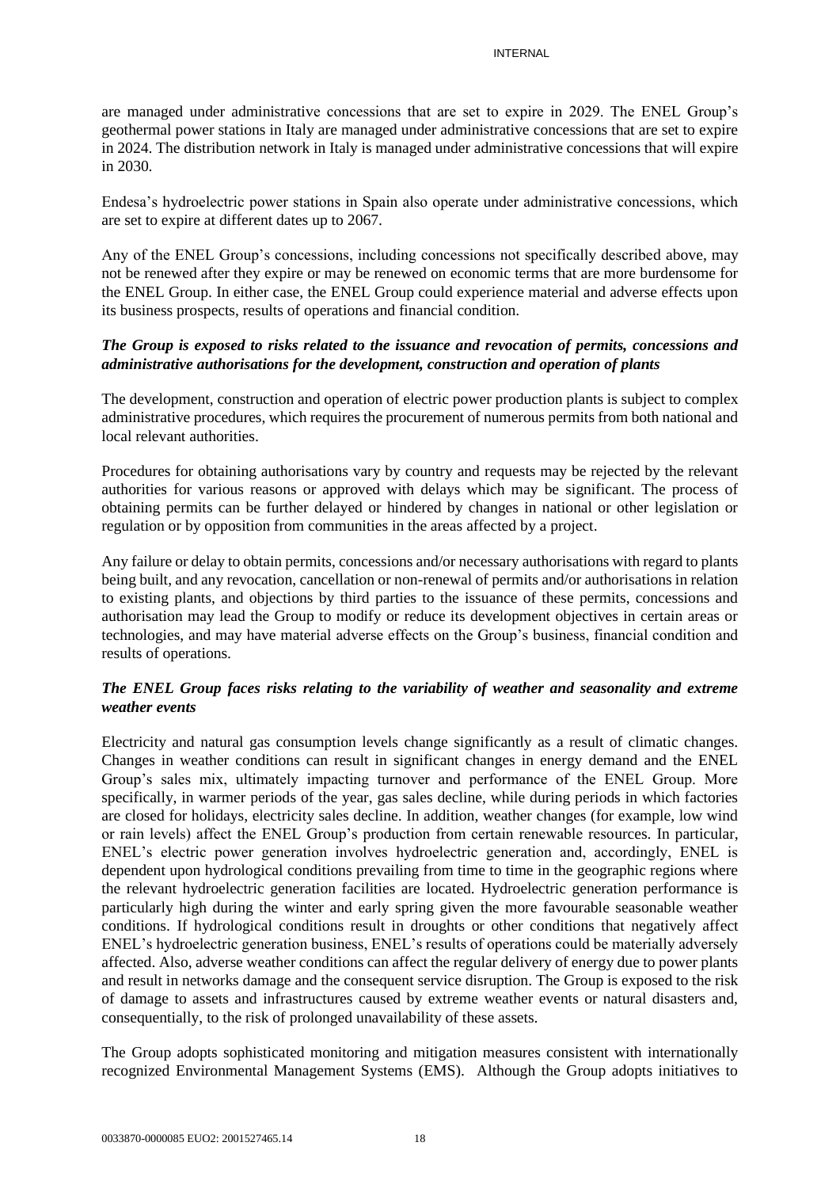are managed under administrative concessions that are set to expire in 2029. The ENEL Group's geothermal power stations in Italy are managed under administrative concessions that are set to expire in 2024. The distribution network in Italy is managed under administrative concessions that will expire in 2030.

Endesa's hydroelectric power stations in Spain also operate under administrative concessions, which are set to expire at different dates up to 2067.

Any of the ENEL Group's concessions, including concessions not specifically described above, may not be renewed after they expire or may be renewed on economic terms that are more burdensome for the ENEL Group. In either case, the ENEL Group could experience material and adverse effects upon its business prospects, results of operations and financial condition.

***The Group is exposed to risks related to the issuance and revocation of permits, concessions and administrative authorisations for the development, construction and operation of plants***

The development, construction and operation of electric power production plants is subject to complex administrative procedures, which requires the procurement of numerous permits from both national and local relevant authorities.

Procedures for obtaining authorisations vary by country and requests may be rejected by the relevant authorities for various reasons or approved with delays which may be significant. The process of obtaining permits can be further delayed or hindered by changes in national or other legislation or regulation or by opposition from communities in the areas affected by a project.

Any failure or delay to obtain permits, concessions and/or necessary authorisations with regard to plants being built, and any revocation, cancellation or non-renewal of permits and/or authorisations in relation to existing plants, and objections by third parties to the issuance of these permits, concessions and authorisation may lead the Group to modify or reduce its development objectives in certain areas or technologies, and may have material adverse effects on the Group's business, financial condition and results of operations.

***The ENEL Group faces risks relating to the variability of weather and seasonality and extreme weather events***

Electricity and natural gas consumption levels change significantly as a result of climatic changes. Changes in weather conditions can result in significant changes in energy demand and the ENEL Group's sales mix, ultimately impacting turnover and performance of the ENEL Group. More specifically, in warmer periods of the year, gas sales decline, while during periods in which factories are closed for holidays, electricity sales decline. In addition, weather changes (for example, low wind or rain levels) affect the ENEL Group's production from certain renewable resources. In particular, ENEL's electric power generation involves hydroelectric generation and, accordingly, ENEL is dependent upon hydrological conditions prevailing from time to time in the geographic regions where the relevant hydroelectric generation facilities are located. Hydroelectric generation performance is particularly high during the winter and early spring given the more favourable seasonable weather conditions. If hydrological conditions result in droughts or other conditions that negatively affect ENEL's hydroelectric generation business, ENEL's results of operations could be materially adversely affected. Also, adverse weather conditions can affect the regular delivery of energy due to power plants and result in networks damage and the consequent service disruption. The Group is exposed to the risk of damage to assets and infrastructures caused by extreme weather events or natural disasters and, consequentially, to the risk of prolonged unavailability of these assets.

The Group adopts sophisticated monitoring and mitigation measures consistent with internationally recognized Environmental Management Systems (EMS). Although the Group adopts initiatives to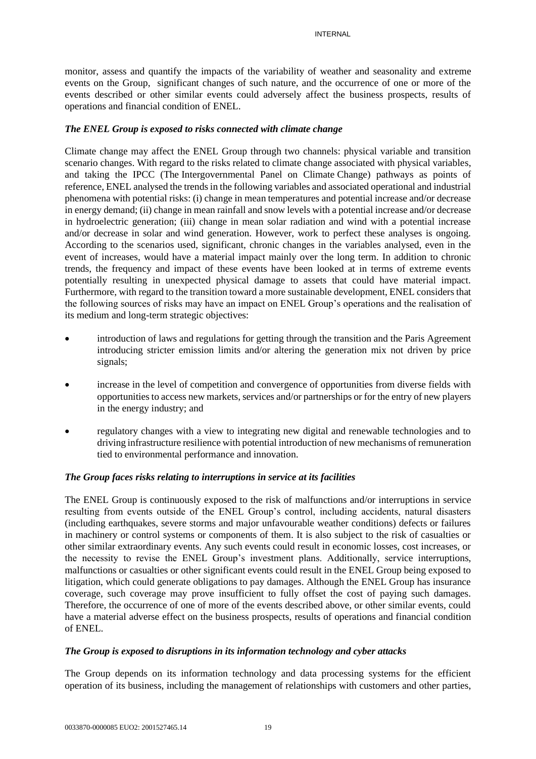monitor, assess and quantify the impacts of the variability of weather and seasonality and extreme events on the Group, significant changes of such nature, and the occurrence of one or more of the events described or other similar events could adversely affect the business prospects, results of operations and financial condition of ENEL.

***The ENEL Group is exposed to risks connected with climate change***

Climate change may affect the ENEL Group through two channels: physical variable and transition scenario changes. With regard to the risks related to climate change associated with physical variables, and taking the IPCC (The Intergovernmental Panel on Climate Change) pathways as points of reference, ENEL analysed the trends in the following variables and associated operational and industrial phenomena with potential risks: (i) change in mean temperatures and potential increase and/or decrease in energy demand; (ii) change in mean rainfall and snow levels with a potential increase and/or decrease in hydroelectric generation; (iii) change in mean solar radiation and wind with a potential increase and/or decrease in solar and wind generation. However, work to perfect these analyses is ongoing. According to the scenarios used, significant, chronic changes in the variables analysed, even in the event of increases, would have a material impact mainly over the long term. In addition to chronic trends, the frequency and impact of these events have been looked at in terms of extreme events potentially resulting in unexpected physical damage to assets that could have material impact. Furthermore, with regard to the transition toward a more sustainable development, ENEL considers that the following sources of risks may have an impact on ENEL Group's operations and the realisation of its medium and long-term strategic objectives:

- introduction of laws and regulations for getting through the transition and the Paris Agreement introducing stricter emission limits and/or altering the generation mix not driven by price signals;
- increase in the level of competition and convergence of opportunities from diverse fields with opportunities to access new markets, services and/or partnerships or for the entry of new players in the energy industry; and
- regulatory changes with a view to integrating new digital and renewable technologies and to driving infrastructure resilience with potential introduction of new mechanisms of remuneration tied to environmental performance and innovation.

***The Group faces risks relating to interruptions in service at its facilities***

The ENEL Group is continuously exposed to the risk of malfunctions and/or interruptions in service resulting from events outside of the ENEL Group's control, including accidents, natural disasters (including earthquakes, severe storms and major unfavourable weather conditions) defects or failures in machinery or control systems or components of them. It is also subject to the risk of casualties or other similar extraordinary events. Any such events could result in economic losses, cost increases, or the necessity to revise the ENEL Group's investment plans. Additionally, service interruptions, malfunctions or casualties or other significant events could result in the ENEL Group being exposed to litigation, which could generate obligations to pay damages. Although the ENEL Group has insurance coverage, such coverage may prove insufficient to fully offset the cost of paying such damages. Therefore, the occurrence of one of more of the events described above, or other similar events, could have a material adverse effect on the business prospects, results of operations and financial condition of ENEL.

***The Group is exposed to disruptions in its information technology and cyber attacks***

The Group depends on its information technology and data processing systems for the efficient operation of its business, including the management of relationships with customers and other parties,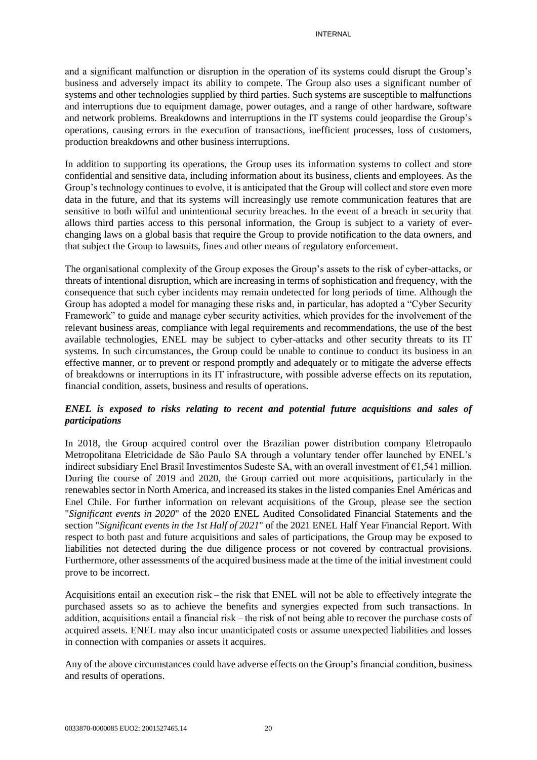and a significant malfunction or disruption in the operation of its systems could disrupt the Group's business and adversely impact its ability to compete. The Group also uses a significant number of systems and other technologies supplied by third parties. Such systems are susceptible to malfunctions and interruptions due to equipment damage, power outages, and a range of other hardware, software and network problems. Breakdowns and interruptions in the IT systems could jeopardise the Group's operations, causing errors in the execution of transactions, inefficient processes, loss of customers, production breakdowns and other business interruptions.

In addition to supporting its operations, the Group uses its information systems to collect and store confidential and sensitive data, including information about its business, clients and employees. As the Group's technology continues to evolve, it is anticipated that the Group will collect and store even more data in the future, and that its systems will increasingly use remote communication features that are sensitive to both wilful and unintentional security breaches. In the event of a breach in security that allows third parties access to this personal information, the Group is subject to a variety of ever-changing laws on a global basis that require the Group to provide notification to the data owners, and that subject the Group to lawsuits, fines and other means of regulatory enforcement.

The organisational complexity of the Group exposes the Group's assets to the risk of cyber-attacks, or threats of intentional disruption, which are increasing in terms of sophistication and frequency, with the consequence that such cyber incidents may remain undetected for long periods of time. Although the Group has adopted a model for managing these risks and, in particular, has adopted a "Cyber Security Framework" to guide and manage cyber security activities, which provides for the involvement of the relevant business areas, compliance with legal requirements and recommendations, the use of the best available technologies, ENEL may be subject to cyber-attacks and other security threats to its IT systems. In such circumstances, the Group could be unable to continue to conduct its business in an effective manner, or to prevent or respond promptly and adequately or to mitigate the adverse effects of breakdowns or interruptions in its IT infrastructure, with possible adverse effects on its reputation, financial condition, assets, business and results of operations.

***ENEL is exposed to risks relating to recent and potential future acquisitions and sales of participations***

In 2018, the Group acquired control over the Brazilian power distribution company Eletropaulo Metropolitana Eletricidade de São Paulo SA through a voluntary tender offer launched by ENEL's indirect subsidiary Enel Brasil Investimentos Sudeste SA, with an overall investment of €1,541 million. During the course of 2019 and 2020, the Group carried out more acquisitions, particularly in the renewables sector in North America, and increased its stakes in the listed companies Enel Américas and Enel Chile. For further information on relevant acquisitions of the Group, please see the section "*Significant events in 2020*" of the 2020 ENEL Audited Consolidated Financial Statements and the section "*Significant events in the 1st Half of 2021*" of the 2021 ENEL Half Year Financial Report. With respect to both past and future acquisitions and sales of participations, the Group may be exposed to liabilities not detected during the due diligence process or not covered by contractual provisions. Furthermore, other assessments of the acquired business made at the time of the initial investment could prove to be incorrect.

Acquisitions entail an execution risk – the risk that ENEL will not be able to effectively integrate the purchased assets so as to achieve the benefits and synergies expected from such transactions. In addition, acquisitions entail a financial risk – the risk of not being able to recover the purchase costs of acquired assets. ENEL may also incur unanticipated costs or assume unexpected liabilities and losses in connection with companies or assets it acquires.

Any of the above circumstances could have adverse effects on the Group's financial condition, business and results of operations.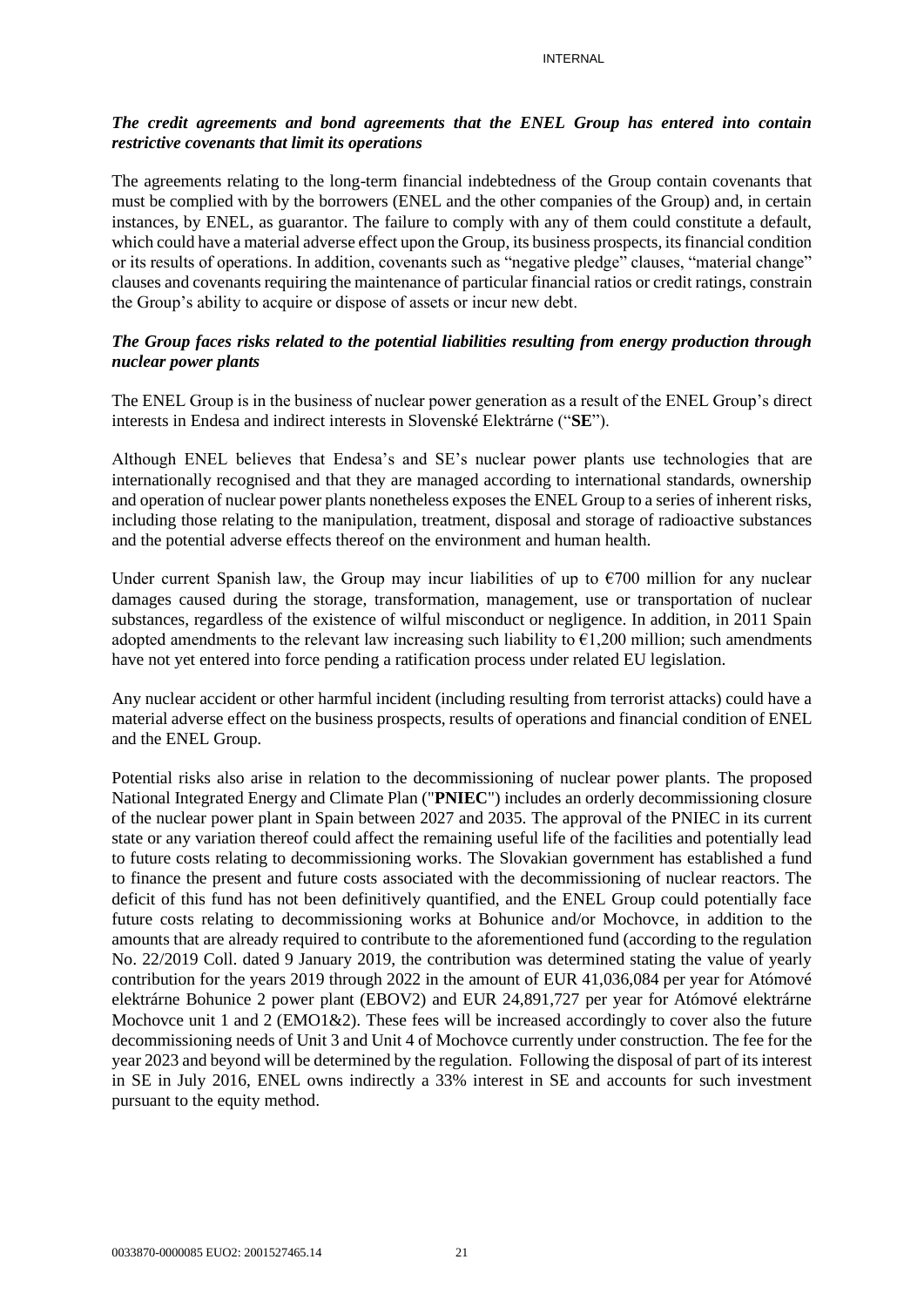***The credit agreements and bond agreements that the ENEL Group has entered into contain restrictive covenants that limit its operations***

The agreements relating to the long-term financial indebtedness of the Group contain covenants that must be complied with by the borrowers (ENEL and the other companies of the Group) and, in certain instances, by ENEL, as guarantor. The failure to comply with any of them could constitute a default, which could have a material adverse effect upon the Group, its business prospects, its financial condition or its results of operations. In addition, covenants such as "negative pledge" clauses, "material change" clauses and covenants requiring the maintenance of particular financial ratios or credit ratings, constrain the Group's ability to acquire or dispose of assets or incur new debt.

***The Group faces risks related to the potential liabilities resulting from energy production through nuclear power plants***

The ENEL Group is in the business of nuclear power generation as a result of the ENEL Group's direct interests in Endesa and indirect interests in Slovenské Elektrárne ("**SE**").

Although ENEL believes that Endesa's and SE's nuclear power plants use technologies that are internationally recognised and that they are managed according to international standards, ownership and operation of nuclear power plants nonetheless exposes the ENEL Group to a series of inherent risks, including those relating to the manipulation, treatment, disposal and storage of radioactive substances and the potential adverse effects thereof on the environment and human health.

Under current Spanish law, the Group may incur liabilities of up to €700 million for any nuclear damages caused during the storage, transformation, management, use or transportation of nuclear substances, regardless of the existence of wilful misconduct or negligence. In addition, in 2011 Spain adopted amendments to the relevant law increasing such liability to €1,200 million; such amendments have not yet entered into force pending a ratification process under related EU legislation.

Any nuclear accident or other harmful incident (including resulting from terrorist attacks) could have a material adverse effect on the business prospects, results of operations and financial condition of ENEL and the ENEL Group.

Potential risks also arise in relation to the decommissioning of nuclear power plants. The proposed National Integrated Energy and Climate Plan ("**PNIEC**") includes an orderly decommissioning closure of the nuclear power plant in Spain between 2027 and 2035. The approval of the PNIEC in its current state or any variation thereof could affect the remaining useful life of the facilities and potentially lead to future costs relating to decommissioning works. The Slovakian government has established a fund to finance the present and future costs associated with the decommissioning of nuclear reactors. The deficit of this fund has not been definitively quantified, and the ENEL Group could potentially face future costs relating to decommissioning works at Bohunice and/or Mochovce, in addition to the amounts that are already required to contribute to the aforementioned fund (according to the regulation No. 22/2019 Coll. dated 9 January 2019, the contribution was determined stating the value of yearly contribution for the years 2019 through 2022 in the amount of EUR 41,036,084 per year for Atómové elektrárne Bohunice 2 power plant (EBOV2) and EUR 24,891,727 per year for Atómové elektrárne Mochovce unit 1 and 2 (EMO1&2). These fees will be increased accordingly to cover also the future decommissioning needs of Unit 3 and Unit 4 of Mochovce currently under construction. The fee for the year 2023 and beyond will be determined by the regulation. Following the disposal of part of its interest in SE in July 2016, ENEL owns indirectly a 33% interest in SE and accounts for such investment pursuant to the equity method.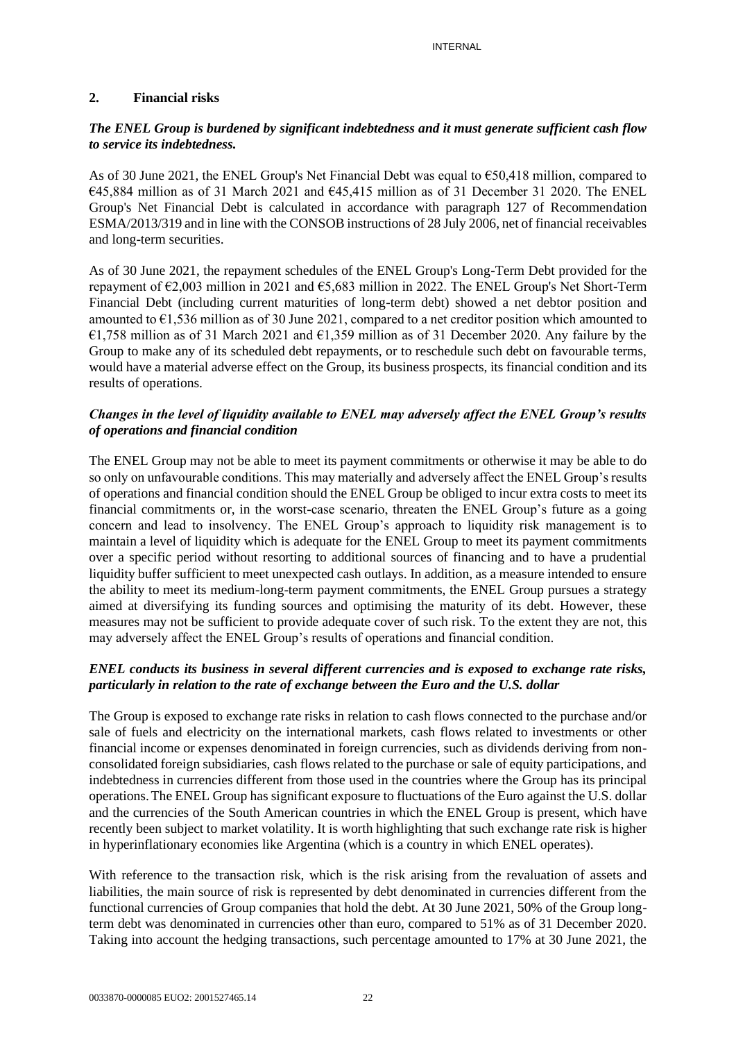## 2. Financial risks

***The ENEL Group is burdened by significant indebtedness and it must generate sufficient cash flow to service its indebtedness.***

As of 30 June 2021, the ENEL Group's Net Financial Debt was equal to €50,418 million, compared to €45,884 million as of 31 March 2021 and €45,415 million as of 31 December 31 2020. The ENEL Group's Net Financial Debt is calculated in accordance with paragraph 127 of Recommendation ESMA/2013/319 and in line with the CONSOB instructions of 28 July 2006, net of financial receivables and long-term securities.

As of 30 June 2021, the repayment schedules of the ENEL Group's Long-Term Debt provided for the repayment of €2,003 million in 2021 and €5,683 million in 2022. The ENEL Group's Net Short-Term Financial Debt (including current maturities of long-term debt) showed a net debtor position and amounted to €1,536 million as of 30 June 2021, compared to a net creditor position which amounted to €1,758 million as of 31 March 2021 and €1,359 million as of 31 December 2020. Any failure by the Group to make any of its scheduled debt repayments, or to reschedule such debt on favourable terms, would have a material adverse effect on the Group, its business prospects, its financial condition and its results of operations.

***Changes in the level of liquidity available to ENEL may adversely affect the ENEL Group's results of operations and financial condition***

The ENEL Group may not be able to meet its payment commitments or otherwise it may be able to do so only on unfavourable conditions. This may materially and adversely affect the ENEL Group's results of operations and financial condition should the ENEL Group be obliged to incur extra costs to meet its financial commitments or, in the worst-case scenario, threaten the ENEL Group's future as a going concern and lead to insolvency. The ENEL Group's approach to liquidity risk management is to maintain a level of liquidity which is adequate for the ENEL Group to meet its payment commitments over a specific period without resorting to additional sources of financing and to have a prudential liquidity buffer sufficient to meet unexpected cash outlays. In addition, as a measure intended to ensure the ability to meet its medium-long-term payment commitments, the ENEL Group pursues a strategy aimed at diversifying its funding sources and optimising the maturity of its debt. However, these measures may not be sufficient to provide adequate cover of such risk. To the extent they are not, this may adversely affect the ENEL Group's results of operations and financial condition.

***ENEL conducts its business in several different currencies and is exposed to exchange rate risks, particularly in relation to the rate of exchange between the Euro and the U.S. dollar***

The Group is exposed to exchange rate risks in relation to cash flows connected to the purchase and/or sale of fuels and electricity on the international markets, cash flows related to investments or other financial income or expenses denominated in foreign currencies, such as dividends deriving from non-consolidated foreign subsidiaries, cash flows related to the purchase or sale of equity participations, and indebtedness in currencies different from those used in the countries where the Group has its principal operations. The ENEL Group has significant exposure to fluctuations of the Euro against the U.S. dollar and the currencies of the South American countries in which the ENEL Group is present, which have recently been subject to market volatility. It is worth highlighting that such exchange rate risk is higher in hyperinflationary economies like Argentina (which is a country in which ENEL operates).

With reference to the transaction risk, which is the risk arising from the revaluation of assets and liabilities, the main source of risk is represented by debt denominated in currencies different from the functional currencies of Group companies that hold the debt. At 30 June 2021, 50% of the Group long-term debt was denominated in currencies other than euro, compared to 51% as of 31 December 2020. Taking into account the hedging transactions, such percentage amounted to 17% at 30 June 2021, the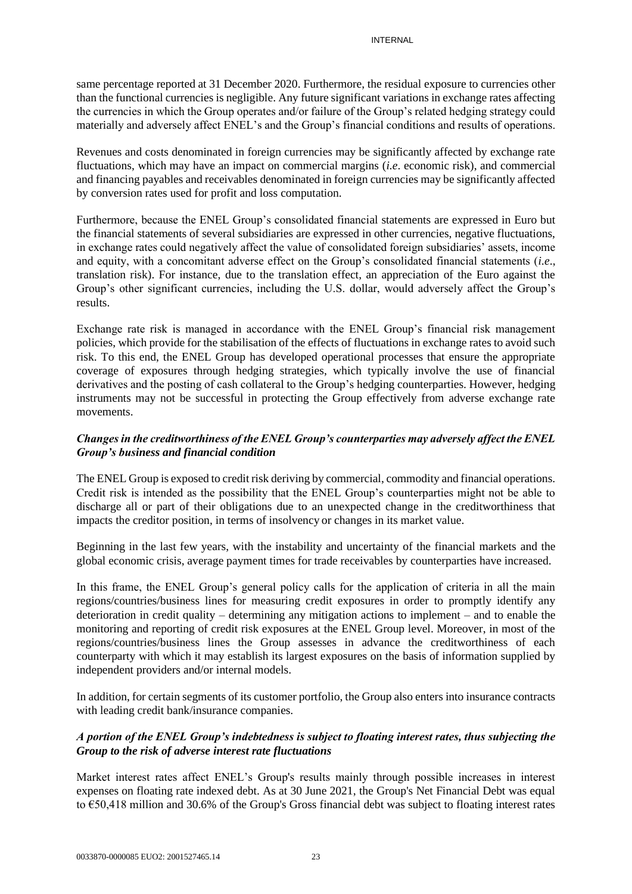same percentage reported at 31 December 2020. Furthermore, the residual exposure to currencies other than the functional currencies is negligible. Any future significant variations in exchange rates affecting the currencies in which the Group operates and/or failure of the Group's related hedging strategy could materially and adversely affect ENEL's and the Group's financial conditions and results of operations.

Revenues and costs denominated in foreign currencies may be significantly affected by exchange rate fluctuations, which may have an impact on commercial margins (*i.e*. economic risk), and commercial and financing payables and receivables denominated in foreign currencies may be significantly affected by conversion rates used for profit and loss computation.

Furthermore, because the ENEL Group's consolidated financial statements are expressed in Euro but the financial statements of several subsidiaries are expressed in other currencies, negative fluctuations, in exchange rates could negatively affect the value of consolidated foreign subsidiaries' assets, income and equity, with a concomitant adverse effect on the Group's consolidated financial statements (*i.e*., translation risk). For instance, due to the translation effect, an appreciation of the Euro against the Group's other significant currencies, including the U.S. dollar, would adversely affect the Group's results.

Exchange rate risk is managed in accordance with the ENEL Group's financial risk management policies, which provide for the stabilisation of the effects of fluctuations in exchange rates to avoid such risk. To this end, the ENEL Group has developed operational processes that ensure the appropriate coverage of exposures through hedging strategies, which typically involve the use of financial derivatives and the posting of cash collateral to the Group's hedging counterparties. However, hedging instruments may not be successful in protecting the Group effectively from adverse exchange rate movements.

***Changes in the creditworthiness of the ENEL Group's counterparties may adversely affect the ENEL Group's business and financial condition***

The ENEL Group is exposed to credit risk deriving by commercial, commodity and financial operations. Credit risk is intended as the possibility that the ENEL Group's counterparties might not be able to discharge all or part of their obligations due to an unexpected change in the creditworthiness that impacts the creditor position, in terms of insolvency or changes in its market value.

Beginning in the last few years, with the instability and uncertainty of the financial markets and the global economic crisis, average payment times for trade receivables by counterparties have increased.

In this frame, the ENEL Group's general policy calls for the application of criteria in all the main regions/countries/business lines for measuring credit exposures in order to promptly identify any deterioration in credit quality – determining any mitigation actions to implement – and to enable the monitoring and reporting of credit risk exposures at the ENEL Group level. Moreover, in most of the regions/countries/business lines the Group assesses in advance the creditworthiness of each counterparty with which it may establish its largest exposures on the basis of information supplied by independent providers and/or internal models.

In addition, for certain segments of its customer portfolio, the Group also enters into insurance contracts with leading credit bank/insurance companies.

***A portion of the ENEL Group's indebtedness is subject to floating interest rates, thus subjecting the Group to the risk of adverse interest rate fluctuations***

Market interest rates affect ENEL's Group's results mainly through possible increases in interest expenses on floating rate indexed debt. As at 30 June 2021, the Group's Net Financial Debt was equal to €50,418 million and 30.6% of the Group's Gross financial debt was subject to floating interest rates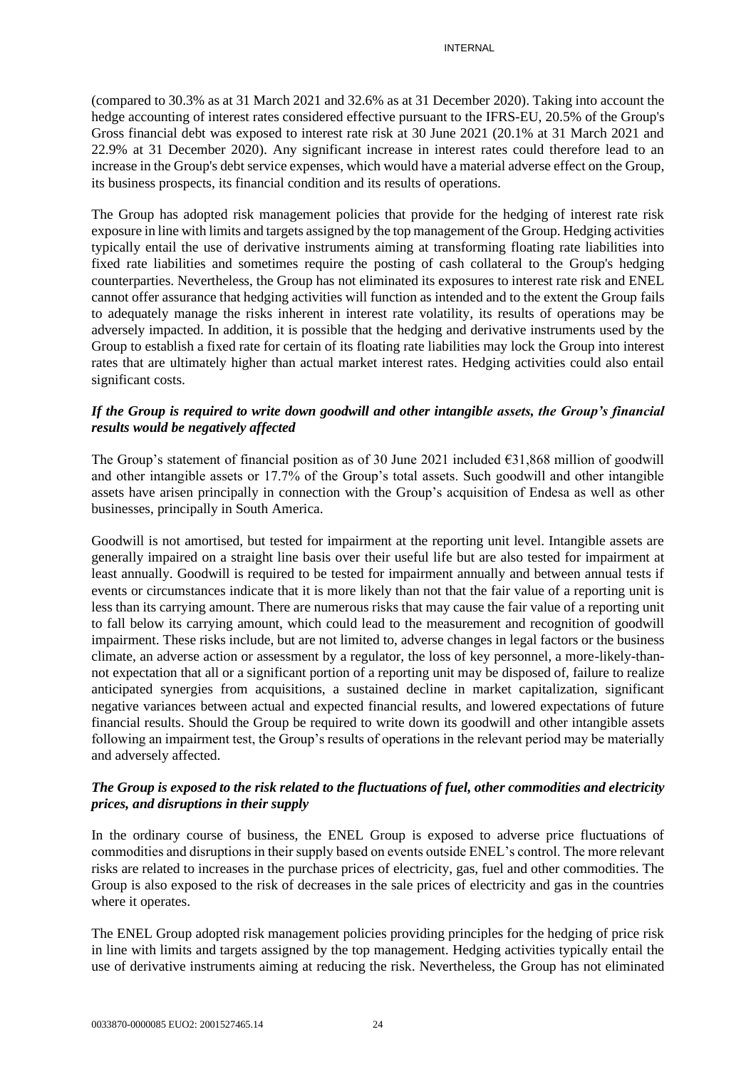(compared to 30.3% as at 31 March 2021 and 32.6% as at 31 December 2020). Taking into account the hedge accounting of interest rates considered effective pursuant to the IFRS-EU, 20.5% of the Group's Gross financial debt was exposed to interest rate risk at 30 June 2021 (20.1% at 31 March 2021 and 22.9% at 31 December 2020). Any significant increase in interest rates could therefore lead to an increase in the Group's debt service expenses, which would have a material adverse effect on the Group, its business prospects, its financial condition and its results of operations.

The Group has adopted risk management policies that provide for the hedging of interest rate risk exposure in line with limits and targets assigned by the top management of the Group. Hedging activities typically entail the use of derivative instruments aiming at transforming floating rate liabilities into fixed rate liabilities and sometimes require the posting of cash collateral to the Group's hedging counterparties. Nevertheless, the Group has not eliminated its exposures to interest rate risk and ENEL cannot offer assurance that hedging activities will function as intended and to the extent the Group fails to adequately manage the risks inherent in interest rate volatility, its results of operations may be adversely impacted. In addition, it is possible that the hedging and derivative instruments used by the Group to establish a fixed rate for certain of its floating rate liabilities may lock the Group into interest rates that are ultimately higher than actual market interest rates. Hedging activities could also entail significant costs.

***If the Group is required to write down goodwill and other intangible assets, the Group's financial results would be negatively affected***

The Group's statement of financial position as of 30 June 2021 included €31,868 million of goodwill and other intangible assets or 17.7% of the Group's total assets. Such goodwill and other intangible assets have arisen principally in connection with the Group's acquisition of Endesa as well as other businesses, principally in South America.

Goodwill is not amortised, but tested for impairment at the reporting unit level. Intangible assets are generally impaired on a straight line basis over their useful life but are also tested for impairment at least annually. Goodwill is required to be tested for impairment annually and between annual tests if events or circumstances indicate that it is more likely than not that the fair value of a reporting unit is less than its carrying amount. There are numerous risks that may cause the fair value of a reporting unit to fall below its carrying amount, which could lead to the measurement and recognition of goodwill impairment. These risks include, but are not limited to, adverse changes in legal factors or the business climate, an adverse action or assessment by a regulator, the loss of key personnel, a more-likely-than-not expectation that all or a significant portion of a reporting unit may be disposed of, failure to realize anticipated synergies from acquisitions, a sustained decline in market capitalization, significant negative variances between actual and expected financial results, and lowered expectations of future financial results. Should the Group be required to write down its goodwill and other intangible assets following an impairment test, the Group's results of operations in the relevant period may be materially and adversely affected.

***The Group is exposed to the risk related to the fluctuations of fuel, other commodities and electricity prices, and disruptions in their supply***

In the ordinary course of business, the ENEL Group is exposed to adverse price fluctuations of commodities and disruptions in their supply based on events outside ENEL's control. The more relevant risks are related to increases in the purchase prices of electricity, gas, fuel and other commodities. The Group is also exposed to the risk of decreases in the sale prices of electricity and gas in the countries where it operates.

The ENEL Group adopted risk management policies providing principles for the hedging of price risk in line with limits and targets assigned by the top management. Hedging activities typically entail the use of derivative instruments aiming at reducing the risk. Nevertheless, the Group has not eliminated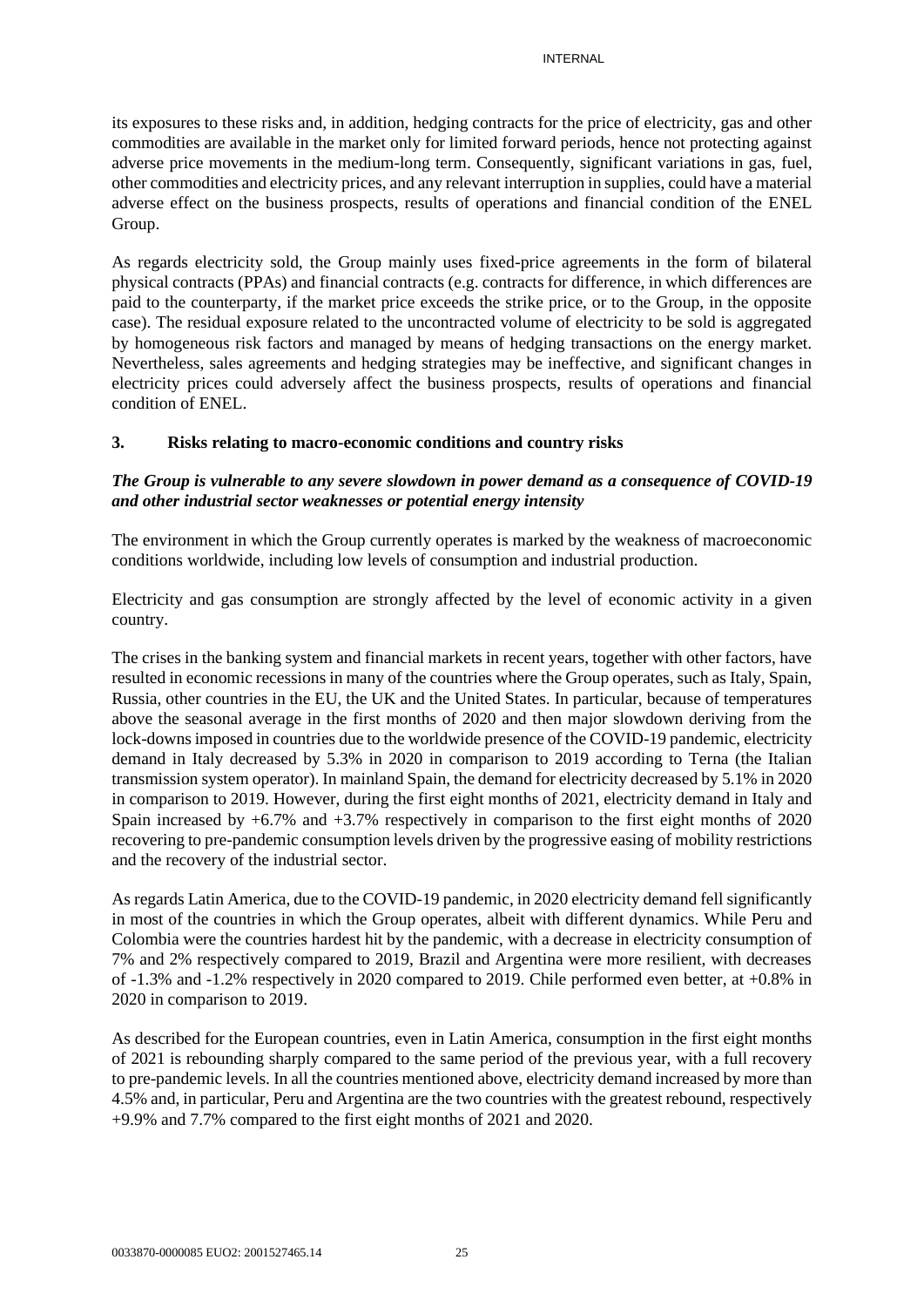its exposures to these risks and, in addition, hedging contracts for the price of electricity, gas and other commodities are available in the market only for limited forward periods, hence not protecting against adverse price movements in the medium-long term. Consequently, significant variations in gas, fuel, other commodities and electricity prices, and any relevant interruption in supplies, could have a material adverse effect on the business prospects, results of operations and financial condition of the ENEL Group.

As regards electricity sold, the Group mainly uses fixed-price agreements in the form of bilateral physical contracts (PPAs) and financial contracts (e.g. contracts for difference, in which differences are paid to the counterparty, if the market price exceeds the strike price, or to the Group, in the opposite case). The residual exposure related to the uncontracted volume of electricity to be sold is aggregated by homogeneous risk factors and managed by means of hedging transactions on the energy market. Nevertheless, sales agreements and hedging strategies may be ineffective, and significant changes in electricity prices could adversely affect the business prospects, results of operations and financial condition of ENEL.

## 3. Risks relating to macro-economic conditions and country risks

***The Group is vulnerable to any severe slowdown in power demand as a consequence of COVID-19 and other industrial sector weaknesses or potential energy intensity***

The environment in which the Group currently operates is marked by the weakness of macroeconomic conditions worldwide, including low levels of consumption and industrial production.

Electricity and gas consumption are strongly affected by the level of economic activity in a given country.

The crises in the banking system and financial markets in recent years, together with other factors, have resulted in economic recessions in many of the countries where the Group operates, such as Italy, Spain, Russia, other countries in the EU, the UK and the United States. In particular, because of temperatures above the seasonal average in the first months of 2020 and then major slowdown deriving from the lock-downs imposed in countries due to the worldwide presence of the COVID-19 pandemic, electricity demand in Italy decreased by 5.3% in 2020 in comparison to 2019 according to Terna (the Italian transmission system operator). In mainland Spain, the demand for electricity decreased by 5.1% in 2020 in comparison to 2019. However, during the first eight months of 2021, electricity demand in Italy and Spain increased by +6.7% and +3.7% respectively in comparison to the first eight months of 2020 recovering to pre-pandemic consumption levels driven by the progressive easing of mobility restrictions and the recovery of the industrial sector.

As regards Latin America, due to the COVID-19 pandemic, in 2020 electricity demand fell significantly in most of the countries in which the Group operates, albeit with different dynamics. While Peru and Colombia were the countries hardest hit by the pandemic, with a decrease in electricity consumption of 7% and 2% respectively compared to 2019, Brazil and Argentina were more resilient, with decreases of -1.3% and -1.2% respectively in 2020 compared to 2019. Chile performed even better, at +0.8% in 2020 in comparison to 2019.

As described for the European countries, even in Latin America, consumption in the first eight months of 2021 is rebounding sharply compared to the same period of the previous year, with a full recovery to pre-pandemic levels. In all the countries mentioned above, electricity demand increased by more than 4.5% and, in particular, Peru and Argentina are the two countries with the greatest rebound, respectively +9.9% and 7.7% compared to the first eight months of 2021 and 2020.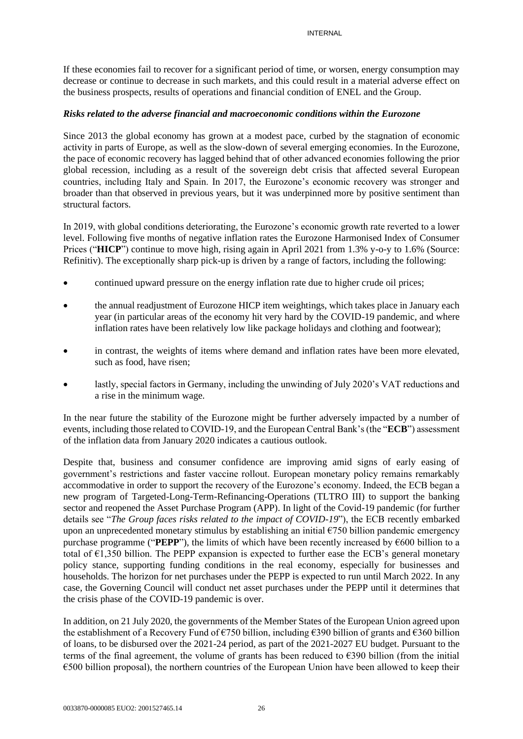If these economies fail to recover for a significant period of time, or worsen, energy consumption may decrease or continue to decrease in such markets, and this could result in a material adverse effect on the business prospects, results of operations and financial condition of ENEL and the Group.

### *Risks related to the adverse financial and macroeconomic conditions within the Eurozone*

Since 2013 the global economy has grown at a modest pace, curbed by the stagnation of economic activity in parts of Europe, as well as the slow-down of several emerging economies. In the Eurozone, the pace of economic recovery has lagged behind that of other advanced economies following the prior global recession, including as a result of the sovereign debt crisis that affected several European countries, including Italy and Spain. In 2017, the Eurozone's economic recovery was stronger and broader than that observed in previous years, but it was underpinned more by positive sentiment than structural factors.

In 2019, with global conditions deteriorating, the Eurozone's economic growth rate reverted to a lower level. Following five months of negative inflation rates the Eurozone Harmonised Index of Consumer Prices ("**HICP**") continue to move high, rising again in April 2021 from 1.3% y-o-y to 1.6% (Source: Refinitiv). The exceptionally sharp pick-up is driven by a range of factors, including the following:

- continued upward pressure on the energy inflation rate due to higher crude oil prices;
- the annual readjustment of Eurozone HICP item weightings, which takes place in January each year (in particular areas of the economy hit very hard by the COVID-19 pandemic, and where inflation rates have been relatively low like package holidays and clothing and footwear);
- in contrast, the weights of items where demand and inflation rates have been more elevated, such as food, have risen;
- lastly, special factors in Germany, including the unwinding of July 2020's VAT reductions and a rise in the minimum wage.

In the near future the stability of the Eurozone might be further adversely impacted by a number of events, including those related to COVID-19, and the European Central Bank's (the "**ECB**") assessment of the inflation data from January 2020 indicates a cautious outlook.

Despite that, business and consumer confidence are improving amid signs of early easing of government's restrictions and faster vaccine rollout. European monetary policy remains remarkably accommodative in order to support the recovery of the Eurozone's economy. Indeed, the ECB began a new program of Targeted-Long-Term-Refinancing-Operations (TLTRO III) to support the banking sector and reopened the Asset Purchase Program (APP). In light of the Covid-19 pandemic (for further details see "*The Group faces risks related to the impact of COVID-19*"), the ECB recently embarked upon an unprecedented monetary stimulus by establishing an initial €750 billion pandemic emergency purchase programme ("**PEPP**"), the limits of which have been recently increased by €600 billion to a total of €1,350 billion. The PEPP expansion is expected to further ease the ECB's general monetary policy stance, supporting funding conditions in the real economy, especially for businesses and households. The horizon for net purchases under the PEPP is expected to run until March 2022. In any case, the Governing Council will conduct net asset purchases under the PEPP until it determines that the crisis phase of the COVID-19 pandemic is over.

In addition, on 21 July 2020, the governments of the Member States of the European Union agreed upon the establishment of a Recovery Fund of €750 billion, including €390 billion of grants and €360 billion of loans, to be disbursed over the 2021-24 period, as part of the 2021-2027 EU budget. Pursuant to the terms of the final agreement, the volume of grants has been reduced to €390 billion (from the initial €500 billion proposal), the northern countries of the European Union have been allowed to keep their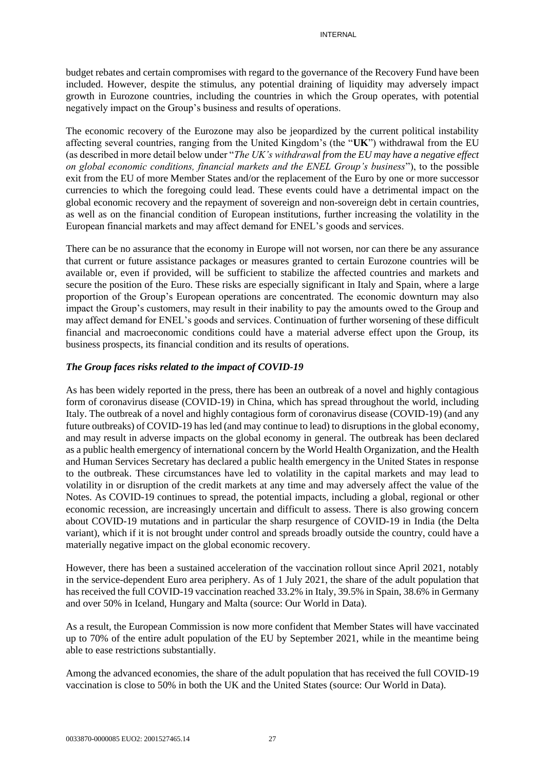budget rebates and certain compromises with regard to the governance of the Recovery Fund have been included. However, despite the stimulus, any potential draining of liquidity may adversely impact growth in Eurozone countries, including the countries in which the Group operates, with potential negatively impact on the Group's business and results of operations.

The economic recovery of the Eurozone may also be jeopardized by the current political instability affecting several countries, ranging from the United Kingdom's (the "**UK**") withdrawal from the EU (as described in more detail below under "*The UK's withdrawal from the EU may have a negative effect on global economic conditions, financial markets and the ENEL Group's business*"), to the possible exit from the EU of more Member States and/or the replacement of the Euro by one or more successor currencies to which the foregoing could lead. These events could have a detrimental impact on the global economic recovery and the repayment of sovereign and non-sovereign debt in certain countries, as well as on the financial condition of European institutions, further increasing the volatility in the European financial markets and may affect demand for ENEL's goods and services.

There can be no assurance that the economy in Europe will not worsen, nor can there be any assurance that current or future assistance packages or measures granted to certain Eurozone countries will be available or, even if provided, will be sufficient to stabilize the affected countries and markets and secure the position of the Euro. These risks are especially significant in Italy and Spain, where a large proportion of the Group's European operations are concentrated. The economic downturn may also impact the Group's customers, may result in their inability to pay the amounts owed to the Group and may affect demand for ENEL's goods and services. Continuation of further worsening of these difficult financial and macroeconomic conditions could have a material adverse effect upon the Group, its business prospects, its financial condition and its results of operations.

***The Group faces risks related to the impact of COVID-19***

As has been widely reported in the press, there has been an outbreak of a novel and highly contagious form of coronavirus disease (COVID-19) in China, which has spread throughout the world, including Italy. The outbreak of a novel and highly contagious form of coronavirus disease (COVID-19) (and any future outbreaks) of COVID-19 has led (and may continue to lead) to disruptions in the global economy, and may result in adverse impacts on the global economy in general. The outbreak has been declared as a public health emergency of international concern by the World Health Organization, and the Health and Human Services Secretary has declared a public health emergency in the United States in response to the outbreak. These circumstances have led to volatility in the capital markets and may lead to volatility in or disruption of the credit markets at any time and may adversely affect the value of the Notes. As COVID-19 continues to spread, the potential impacts, including a global, regional or other economic recession, are increasingly uncertain and difficult to assess. There is also growing concern about COVID-19 mutations and in particular the sharp resurgence of COVID-19 in India (the Delta variant), which if it is not brought under control and spreads broadly outside the country, could have a materially negative impact on the global economic recovery.

However, there has been a sustained acceleration of the vaccination rollout since April 2021, notably in the service-dependent Euro area periphery. As of 1 July 2021, the share of the adult population that has received the full COVID-19 vaccination reached 33.2% in Italy, 39.5% in Spain, 38.6% in Germany and over 50% in Iceland, Hungary and Malta (source: Our World in Data).

As a result, the European Commission is now more confident that Member States will have vaccinated up to 70% of the entire adult population of the EU by September 2021, while in the meantime being able to ease restrictions substantially.

Among the advanced economies, the share of the adult population that has received the full COVID-19 vaccination is close to 50% in both the UK and the United States (source: Our World in Data).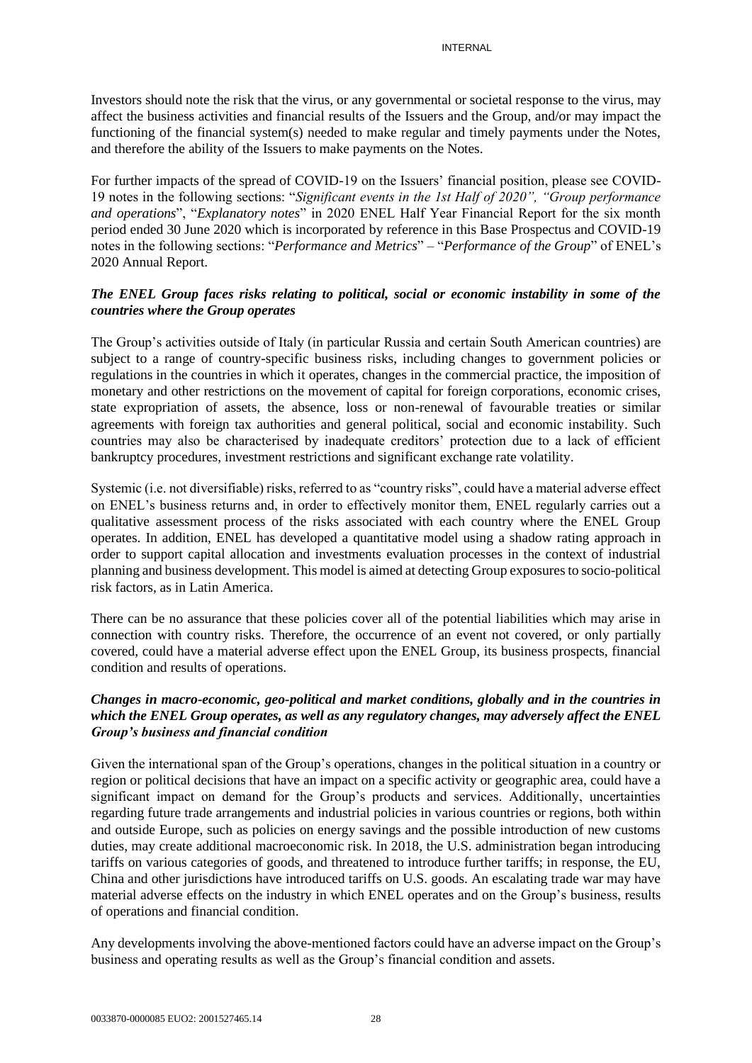Investors should note the risk that the virus, or any governmental or societal response to the virus, may affect the business activities and financial results of the Issuers and the Group, and/or may impact the functioning of the financial system(s) needed to make regular and timely payments under the Notes, and therefore the ability of the Issuers to make payments on the Notes.

For further impacts of the spread of COVID-19 on the Issuers' financial position, please see COVID-19 notes in the following sections: "*Significant events in the 1st Half of 2020", "Group performance and operations*", "*Explanatory notes*" in 2020 ENEL Half Year Financial Report for the six month period ended 30 June 2020 which is incorporated by reference in this Base Prospectus and COVID-19 notes in the following sections: "*Performance and Metrics*" – "*Performance of the Group*" of ENEL's 2020 Annual Report.

***The ENEL Group faces risks relating to political, social or economic instability in some of the countries where the Group operates***

The Group's activities outside of Italy (in particular Russia and certain South American countries) are subject to a range of country-specific business risks, including changes to government policies or regulations in the countries in which it operates, changes in the commercial practice, the imposition of monetary and other restrictions on the movement of capital for foreign corporations, economic crises, state expropriation of assets, the absence, loss or non-renewal of favourable treaties or similar agreements with foreign tax authorities and general political, social and economic instability. Such countries may also be characterised by inadequate creditors' protection due to a lack of efficient bankruptcy procedures, investment restrictions and significant exchange rate volatility.

Systemic (i.e. not diversifiable) risks, referred to as "country risks", could have a material adverse effect on ENEL's business returns and, in order to effectively monitor them, ENEL regularly carries out a qualitative assessment process of the risks associated with each country where the ENEL Group operates. In addition, ENEL has developed a quantitative model using a shadow rating approach in order to support capital allocation and investments evaluation processes in the context of industrial planning and business development. This model is aimed at detecting Group exposures to socio-political risk factors, as in Latin America.

There can be no assurance that these policies cover all of the potential liabilities which may arise in connection with country risks. Therefore, the occurrence of an event not covered, or only partially covered, could have a material adverse effect upon the ENEL Group, its business prospects, financial condition and results of operations.

***Changes in macro-economic, geo-political and market conditions, globally and in the countries in which the ENEL Group operates, as well as any regulatory changes, may adversely affect the ENEL Group's business and financial condition***

Given the international span of the Group's operations, changes in the political situation in a country or region or political decisions that have an impact on a specific activity or geographic area, could have a significant impact on demand for the Group's products and services. Additionally, uncertainties regarding future trade arrangements and industrial policies in various countries or regions, both within and outside Europe, such as policies on energy savings and the possible introduction of new customs duties, may create additional macroeconomic risk. In 2018, the U.S. administration began introducing tariffs on various categories of goods, and threatened to introduce further tariffs; in response, the EU, China and other jurisdictions have introduced tariffs on U.S. goods. An escalating trade war may have material adverse effects on the industry in which ENEL operates and on the Group's business, results of operations and financial condition.

Any developments involving the above-mentioned factors could have an adverse impact on the Group's business and operating results as well as the Group's financial condition and assets.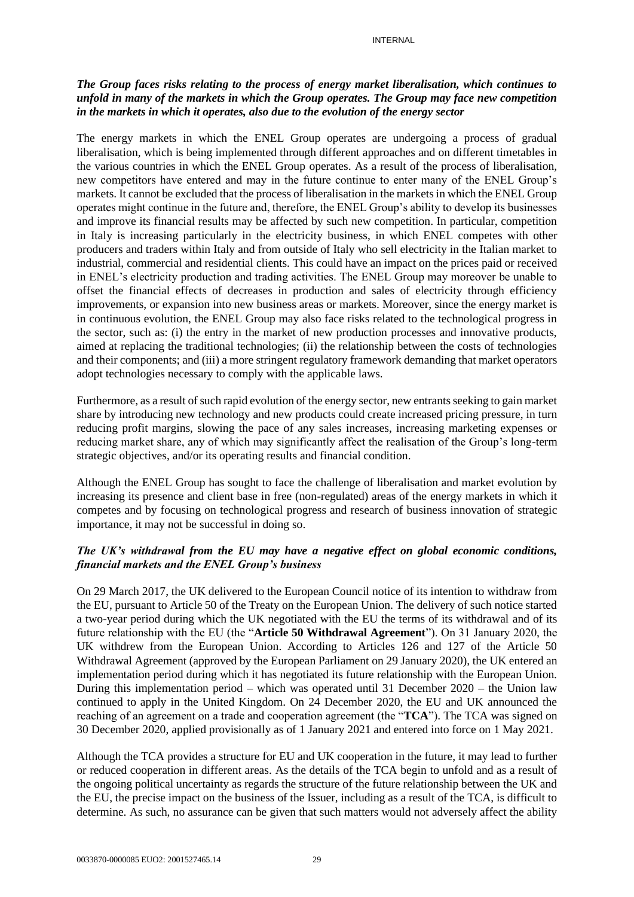***The Group faces risks relating to the process of energy market liberalisation, which continues to unfold in many of the markets in which the Group operates. The Group may face new competition in the markets in which it operates, also due to the evolution of the energy sector***

The energy markets in which the ENEL Group operates are undergoing a process of gradual liberalisation, which is being implemented through different approaches and on different timetables in the various countries in which the ENEL Group operates. As a result of the process of liberalisation, new competitors have entered and may in the future continue to enter many of the ENEL Group's markets. It cannot be excluded that the process of liberalisation in the markets in which the ENEL Group operates might continue in the future and, therefore, the ENEL Group's ability to develop its businesses and improve its financial results may be affected by such new competition. In particular, competition in Italy is increasing particularly in the electricity business, in which ENEL competes with other producers and traders within Italy and from outside of Italy who sell electricity in the Italian market to industrial, commercial and residential clients. This could have an impact on the prices paid or received in ENEL's electricity production and trading activities. The ENEL Group may moreover be unable to offset the financial effects of decreases in production and sales of electricity through efficiency improvements, or expansion into new business areas or markets. Moreover, since the energy market is in continuous evolution, the ENEL Group may also face risks related to the technological progress in the sector, such as: (i) the entry in the market of new production processes and innovative products, aimed at replacing the traditional technologies; (ii) the relationship between the costs of technologies and their components; and (iii) a more stringent regulatory framework demanding that market operators adopt technologies necessary to comply with the applicable laws.

Furthermore, as a result of such rapid evolution of the energy sector, new entrants seeking to gain market share by introducing new technology and new products could create increased pricing pressure, in turn reducing profit margins, slowing the pace of any sales increases, increasing marketing expenses or reducing market share, any of which may significantly affect the realisation of the Group's long-term strategic objectives, and/or its operating results and financial condition.

Although the ENEL Group has sought to face the challenge of liberalisation and market evolution by increasing its presence and client base in free (non-regulated) areas of the energy markets in which it competes and by focusing on technological progress and research of business innovation of strategic importance, it may not be successful in doing so.

***The UK's withdrawal from the EU may have a negative effect on global economic conditions, financial markets and the ENEL Group's business***

On 29 March 2017, the UK delivered to the European Council notice of its intention to withdraw from the EU, pursuant to Article 50 of the Treaty on the European Union. The delivery of such notice started a two-year period during which the UK negotiated with the EU the terms of its withdrawal and of its future relationship with the EU (the "**Article 50 Withdrawal Agreement**"). On 31 January 2020, the UK withdrew from the European Union. According to Articles 126 and 127 of the Article 50 Withdrawal Agreement (approved by the European Parliament on 29 January 2020), the UK entered an implementation period during which it has negotiated its future relationship with the European Union. During this implementation period – which was operated until 31 December 2020 – the Union law continued to apply in the United Kingdom. On 24 December 2020, the EU and UK announced the reaching of an agreement on a trade and cooperation agreement (the "**TCA**"). The TCA was signed on 30 December 2020, applied provisionally as of 1 January 2021 and entered into force on 1 May 2021.

Although the TCA provides a structure for EU and UK cooperation in the future, it may lead to further or reduced cooperation in different areas. As the details of the TCA begin to unfold and as a result of the ongoing political uncertainty as regards the structure of the future relationship between the UK and the EU, the precise impact on the business of the Issuer, including as a result of the TCA, is difficult to determine. As such, no assurance can be given that such matters would not adversely affect the ability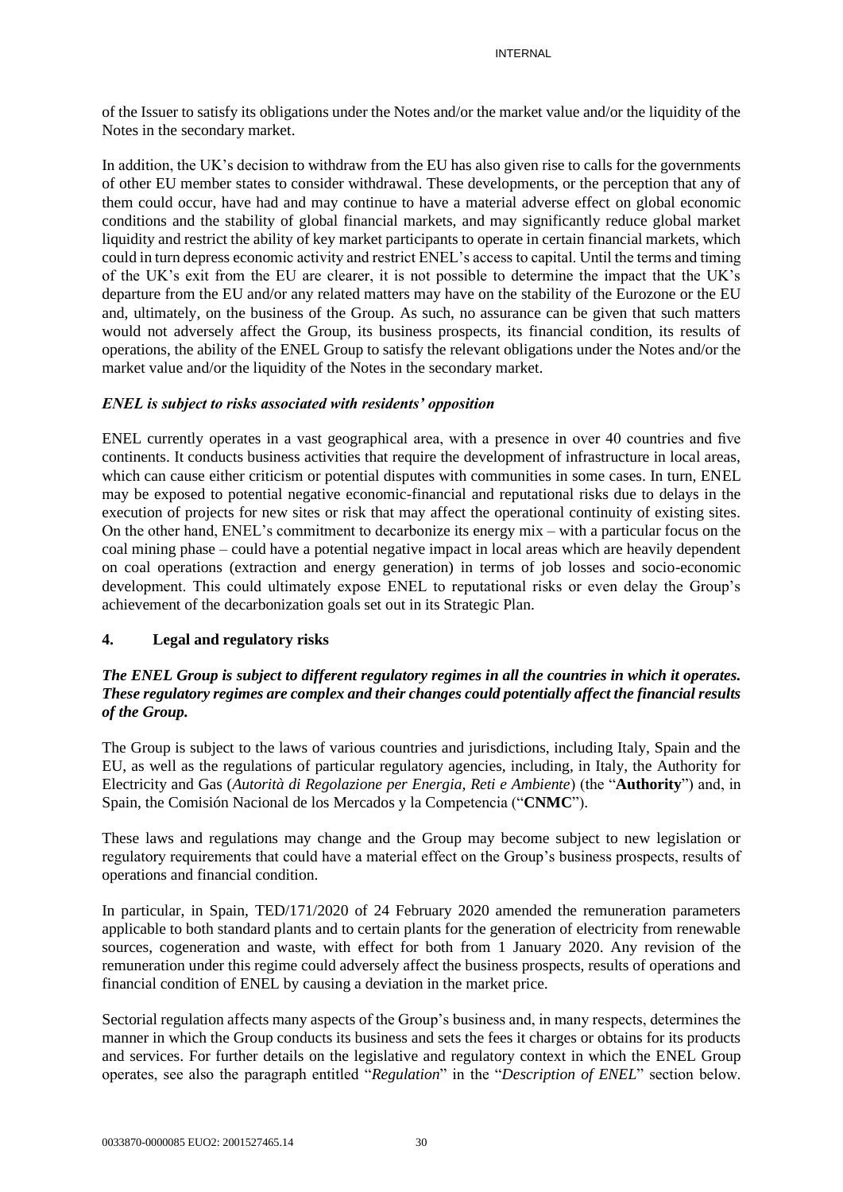of the Issuer to satisfy its obligations under the Notes and/or the market value and/or the liquidity of the Notes in the secondary market.

In addition, the UK's decision to withdraw from the EU has also given rise to calls for the governments of other EU member states to consider withdrawal. These developments, or the perception that any of them could occur, have had and may continue to have a material adverse effect on global economic conditions and the stability of global financial markets, and may significantly reduce global market liquidity and restrict the ability of key market participants to operate in certain financial markets, which could in turn depress economic activity and restrict ENEL's access to capital. Until the terms and timing of the UK's exit from the EU are clearer, it is not possible to determine the impact that the UK's departure from the EU and/or any related matters may have on the stability of the Eurozone or the EU and, ultimately, on the business of the Group. As such, no assurance can be given that such matters would not adversely affect the Group, its business prospects, its financial condition, its results of operations, the ability of the ENEL Group to satisfy the relevant obligations under the Notes and/or the market value and/or the liquidity of the Notes in the secondary market.

***ENEL is subject to risks associated with residents' opposition***

ENEL currently operates in a vast geographical area, with a presence in over 40 countries and five continents. It conducts business activities that require the development of infrastructure in local areas, which can cause either criticism or potential disputes with communities in some cases. In turn, ENEL may be exposed to potential negative economic-financial and reputational risks due to delays in the execution of projects for new sites or risk that may affect the operational continuity of existing sites. On the other hand, ENEL's commitment to decarbonize its energy mix – with a particular focus on the coal mining phase – could have a potential negative impact in local areas which are heavily dependent on coal operations (extraction and energy generation) in terms of job losses and socio-economic development. This could ultimately expose ENEL to reputational risks or even delay the Group's achievement of the decarbonization goals set out in its Strategic Plan.

## 4. Legal and regulatory risks

***The ENEL Group is subject to different regulatory regimes in all the countries in which it operates. These regulatory regimes are complex and their changes could potentially affect the financial results of the Group.***

The Group is subject to the laws of various countries and jurisdictions, including Italy, Spain and the EU, as well as the regulations of particular regulatory agencies, including, in Italy, the Authority for Electricity and Gas (*Autorità di Regolazione per Energia, Reti e Ambiente*) (the "**Authority**") and, in Spain, the Comisión Nacional de los Mercados y la Competencia ("**CNMC**").

These laws and regulations may change and the Group may become subject to new legislation or regulatory requirements that could have a material effect on the Group's business prospects, results of operations and financial condition.

In particular, in Spain, TED/171/2020 of 24 February 2020 amended the remuneration parameters applicable to both standard plants and to certain plants for the generation of electricity from renewable sources, cogeneration and waste, with effect for both from 1 January 2020. Any revision of the remuneration under this regime could adversely affect the business prospects, results of operations and financial condition of ENEL by causing a deviation in the market price.

Sectorial regulation affects many aspects of the Group's business and, in many respects, determines the manner in which the Group conducts its business and sets the fees it charges or obtains for its products and services. For further details on the legislative and regulatory context in which the ENEL Group operates, see also the paragraph entitled "*Regulation*" in the "*Description of ENEL*" section below.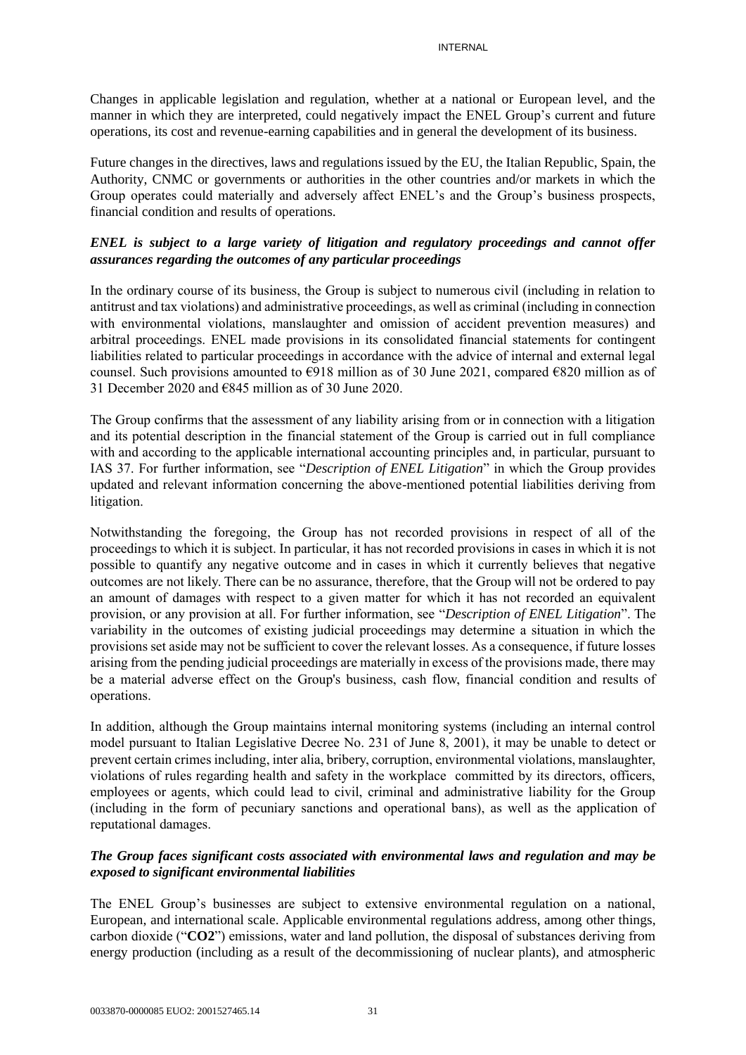Changes in applicable legislation and regulation, whether at a national or European level, and the manner in which they are interpreted, could negatively impact the ENEL Group's current and future operations, its cost and revenue-earning capabilities and in general the development of its business.

Future changes in the directives, laws and regulations issued by the EU, the Italian Republic, Spain, the Authority, CNMC or governments or authorities in the other countries and/or markets in which the Group operates could materially and adversely affect ENEL's and the Group's business prospects, financial condition and results of operations.

***ENEL is subject to a large variety of litigation and regulatory proceedings and cannot offer assurances regarding the outcomes of any particular proceedings***

In the ordinary course of its business, the Group is subject to numerous civil (including in relation to antitrust and tax violations) and administrative proceedings, as well as criminal (including in connection with environmental violations, manslaughter and omission of accident prevention measures) and arbitral proceedings. ENEL made provisions in its consolidated financial statements for contingent liabilities related to particular proceedings in accordance with the advice of internal and external legal counsel. Such provisions amounted to €918 million as of 30 June 2021, compared €820 million as of 31 December 2020 and €845 million as of 30 June 2020.

The Group confirms that the assessment of any liability arising from or in connection with a litigation and its potential description in the financial statement of the Group is carried out in full compliance with and according to the applicable international accounting principles and, in particular, pursuant to IAS 37. For further information, see "*Description of ENEL Litigation*" in which the Group provides updated and relevant information concerning the above-mentioned potential liabilities deriving from litigation.

Notwithstanding the foregoing, the Group has not recorded provisions in respect of all of the proceedings to which it is subject. In particular, it has not recorded provisions in cases in which it is not possible to quantify any negative outcome and in cases in which it currently believes that negative outcomes are not likely. There can be no assurance, therefore, that the Group will not be ordered to pay an amount of damages with respect to a given matter for which it has not recorded an equivalent provision, or any provision at all. For further information, see "*Description of ENEL Litigation*". The variability in the outcomes of existing judicial proceedings may determine a situation in which the provisions set aside may not be sufficient to cover the relevant losses. As a consequence, if future losses arising from the pending judicial proceedings are materially in excess of the provisions made, there may be a material adverse effect on the Group's business, cash flow, financial condition and results of operations.

In addition, although the Group maintains internal monitoring systems (including an internal control model pursuant to Italian Legislative Decree No. 231 of June 8, 2001), it may be unable to detect or prevent certain crimes including, inter alia, bribery, corruption, environmental violations, manslaughter, violations of rules regarding health and safety in the workplace committed by its directors, officers, employees or agents, which could lead to civil, criminal and administrative liability for the Group (including in the form of pecuniary sanctions and operational bans), as well as the application of reputational damages.

***The Group faces significant costs associated with environmental laws and regulation and may be exposed to significant environmental liabilities***

The ENEL Group's businesses are subject to extensive environmental regulation on a national, European, and international scale. Applicable environmental regulations address, among other things, carbon dioxide ("**CO2**") emissions, water and land pollution, the disposal of substances deriving from energy production (including as a result of the decommissioning of nuclear plants), and atmospheric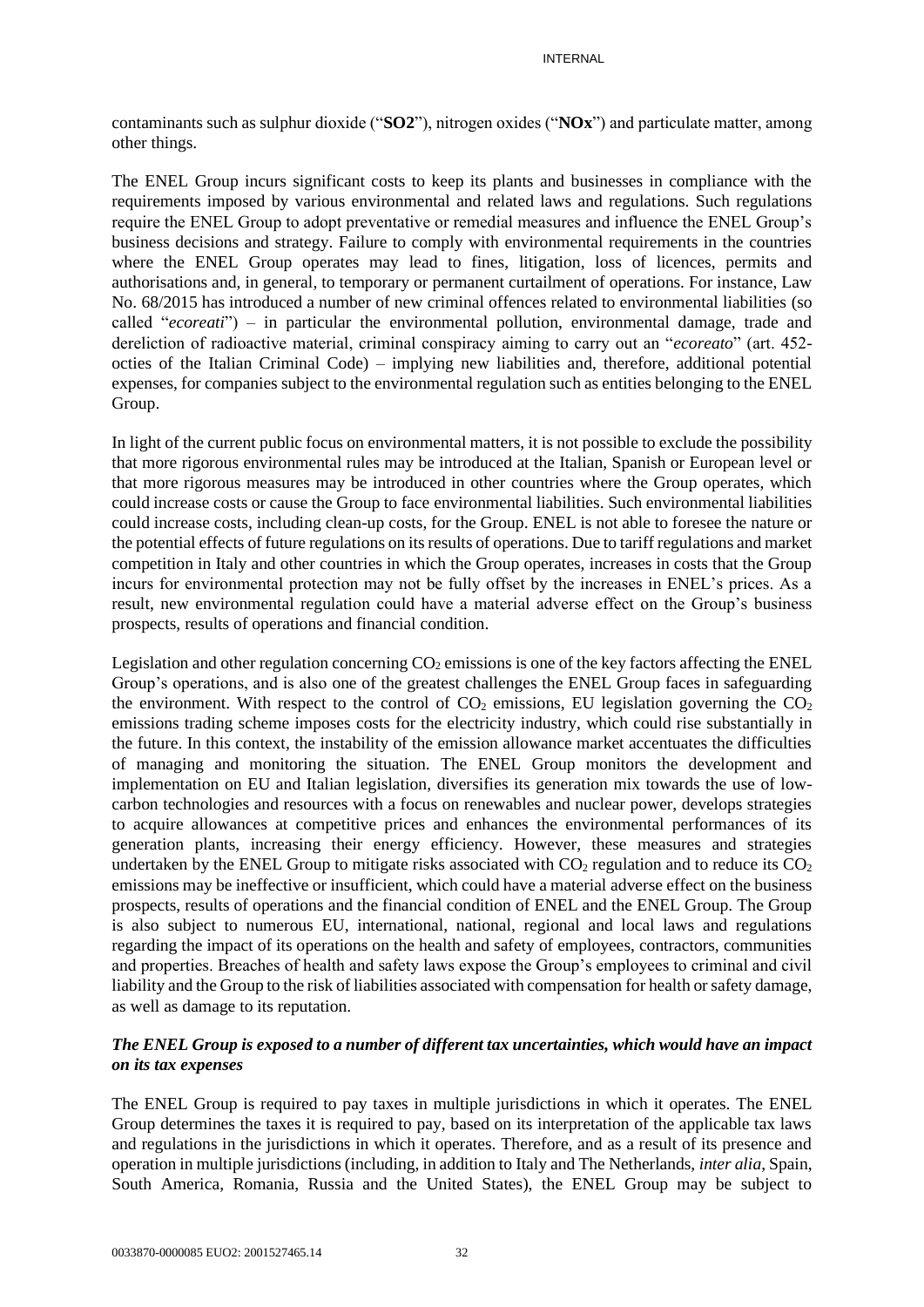contaminants such as sulphur dioxide ("**SO2**"), nitrogen oxides ("**NOx**") and particulate matter, among other things.

The ENEL Group incurs significant costs to keep its plants and businesses in compliance with the requirements imposed by various environmental and related laws and regulations. Such regulations require the ENEL Group to adopt preventative or remedial measures and influence the ENEL Group's business decisions and strategy. Failure to comply with environmental requirements in the countries where the ENEL Group operates may lead to fines, litigation, loss of licences, permits and authorisations and, in general, to temporary or permanent curtailment of operations. For instance, Law No. 68/2015 has introduced a number of new criminal offences related to environmental liabilities (so called "*ecoreati*") – in particular the environmental pollution, environmental damage, trade and dereliction of radioactive material, criminal conspiracy aiming to carry out an "*ecoreato*" (art. 452-octies of the Italian Criminal Code) – implying new liabilities and, therefore, additional potential expenses, for companies subject to the environmental regulation such as entities belonging to the ENEL Group.

In light of the current public focus on environmental matters, it is not possible to exclude the possibility that more rigorous environmental rules may be introduced at the Italian, Spanish or European level or that more rigorous measures may be introduced in other countries where the Group operates, which could increase costs or cause the Group to face environmental liabilities. Such environmental liabilities could increase costs, including clean-up costs, for the Group. ENEL is not able to foresee the nature or the potential effects of future regulations on its results of operations. Due to tariff regulations and market competition in Italy and other countries in which the Group operates, increases in costs that the Group incurs for environmental protection may not be fully offset by the increases in ENEL's prices. As a result, new environmental regulation could have a material adverse effect on the Group's business prospects, results of operations and financial condition.

Legislation and other regulation concerning $CO_2$ emissions is one of the key factors affecting the ENEL Group's operations, and is also one of the greatest challenges the ENEL Group faces in safeguarding the environment. With respect to the control of $CO_2$ emissions, EU legislation governing the $CO_2$ emissions trading scheme imposes costs for the electricity industry, which could rise substantially in the future. In this context, the instability of the emission allowance market accentuates the difficulties of managing and monitoring the situation. The ENEL Group monitors the development and implementation on EU and Italian legislation, diversifies its generation mix towards the use of low-carbon technologies and resources with a focus on renewables and nuclear power, develops strategies to acquire allowances at competitive prices and enhances the environmental performances of its generation plants, increasing their energy efficiency. However, these measures and strategies undertaken by the ENEL Group to mitigate risks associated with $CO_2$ regulation and to reduce its $CO_2$ emissions may be ineffective or insufficient, which could have a material adverse effect on the business prospects, results of operations and the financial condition of ENEL and the ENEL Group. The Group is also subject to numerous EU, international, national, regional and local laws and regulations regarding the impact of its operations on the health and safety of employees, contractors, communities and properties. Breaches of health and safety laws expose the Group's employees to criminal and civil liability and the Group to the risk of liabilities associated with compensation for health or safety damage, as well as damage to its reputation.

***The ENEL Group is exposed to a number of different tax uncertainties, which would have an impact on its tax expenses***

The ENEL Group is required to pay taxes in multiple jurisdictions in which it operates. The ENEL Group determines the taxes it is required to pay, based on its interpretation of the applicable tax laws and regulations in the jurisdictions in which it operates. Therefore, and as a result of its presence and operation in multiple jurisdictions (including, in addition to Italy and The Netherlands, *inter alia*, Spain, South America, Romania, Russia and the United States), the ENEL Group may be subject to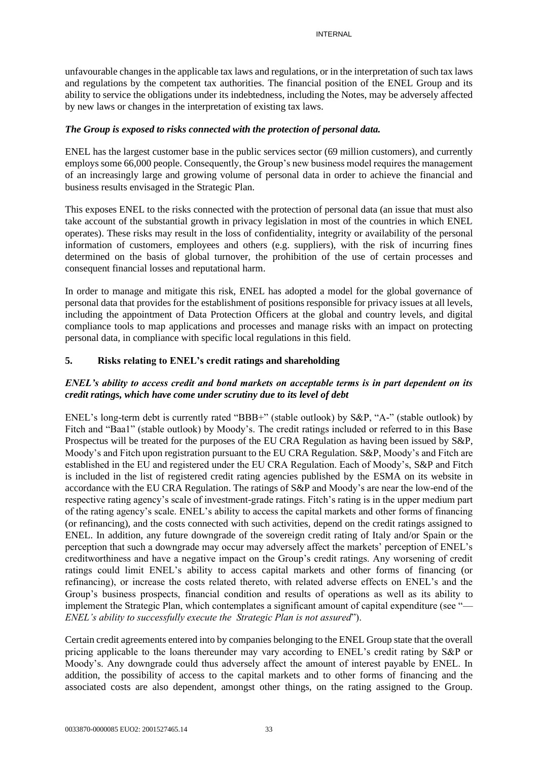unfavourable changes in the applicable tax laws and regulations, or in the interpretation of such tax laws and regulations by the competent tax authorities. The financial position of the ENEL Group and its ability to service the obligations under its indebtedness, including the Notes, may be adversely affected by new laws or changes in the interpretation of existing tax laws.

***The Group is exposed to risks connected with the protection of personal data.***

ENEL has the largest customer base in the public services sector (69 million customers), and currently employs some 66,000 people. Consequently, the Group's new business model requires the management of an increasingly large and growing volume of personal data in order to achieve the financial and business results envisaged in the Strategic Plan.

This exposes ENEL to the risks connected with the protection of personal data (an issue that must also take account of the substantial growth in privacy legislation in most of the countries in which ENEL operates). These risks may result in the loss of confidentiality, integrity or availability of the personal information of customers, employees and others (e.g. suppliers), with the risk of incurring fines determined on the basis of global turnover, the prohibition of the use of certain processes and consequent financial losses and reputational harm.

In order to manage and mitigate this risk, ENEL has adopted a model for the global governance of personal data that provides for the establishment of positions responsible for privacy issues at all levels, including the appointment of Data Protection Officers at the global and country levels, and digital compliance tools to map applications and processes and manage risks with an impact on protecting personal data, in compliance with specific local regulations in this field.

## 5. Risks relating to ENEL's credit ratings and shareholding

***ENEL's ability to access credit and bond markets on acceptable terms is in part dependent on its credit ratings, which have come under scrutiny due to its level of debt***

ENEL's long-term debt is currently rated "BBB+" (stable outlook) by S&P, "A-" (stable outlook) by Fitch and "Baa1" (stable outlook) by Moody's. The credit ratings included or referred to in this Base Prospectus will be treated for the purposes of the EU CRA Regulation as having been issued by S&P, Moody's and Fitch upon registration pursuant to the EU CRA Regulation. S&P, Moody's and Fitch are established in the EU and registered under the EU CRA Regulation. Each of Moody's, S&P and Fitch is included in the list of registered credit rating agencies published by the ESMA on its website in accordance with the EU CRA Regulation. The ratings of S&P and Moody's are near the low-end of the respective rating agency's scale of investment-grade ratings. Fitch's rating is in the upper medium part of the rating agency's scale. ENEL's ability to access the capital markets and other forms of financing (or refinancing), and the costs connected with such activities, depend on the credit ratings assigned to ENEL. In addition, any future downgrade of the sovereign credit rating of Italy and/or Spain or the perception that such a downgrade may occur may adversely affect the markets' perception of ENEL's creditworthiness and have a negative impact on the Group's credit ratings. Any worsening of credit ratings could limit ENEL's ability to access capital markets and other forms of financing (or refinancing), or increase the costs related thereto, with related adverse effects on ENEL's and the Group's business prospects, financial condition and results of operations as well as its ability to implement the Strategic Plan, which contemplates a significant amount of capital expenditure (see "—*ENEL's ability to successfully execute the Strategic Plan is not assured*").

Certain credit agreements entered into by companies belonging to the ENEL Group state that the overall pricing applicable to the loans thereunder may vary according to ENEL's credit rating by S&P or Moody's. Any downgrade could thus adversely affect the amount of interest payable by ENEL. In addition, the possibility of access to the capital markets and to other forms of financing and the associated costs are also dependent, amongst other things, on the rating assigned to the Group.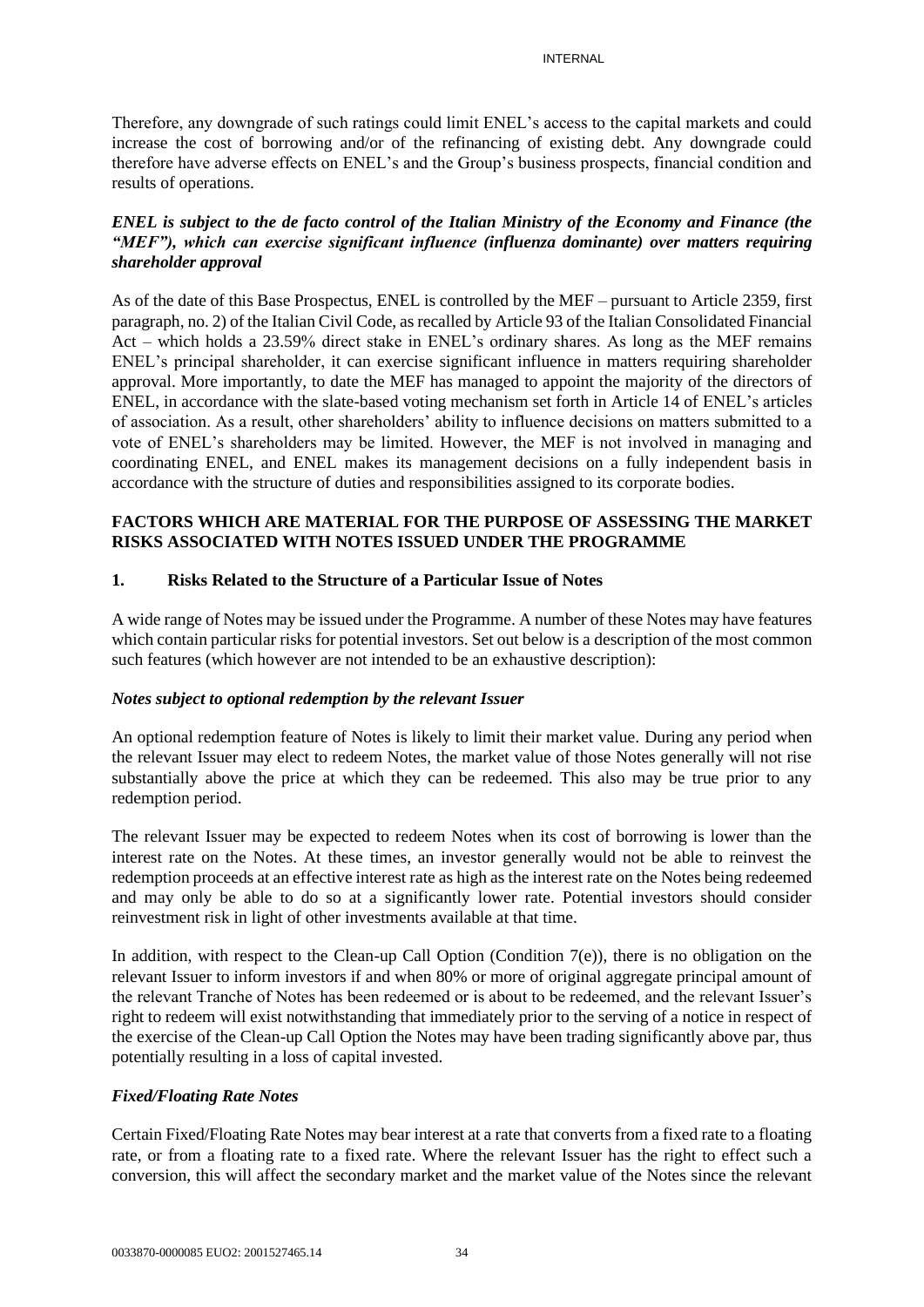Therefore, any downgrade of such ratings could limit ENEL's access to the capital markets and could increase the cost of borrowing and/or of the refinancing of existing debt. Any downgrade could therefore have adverse effects on ENEL's and the Group's business prospects, financial condition and results of operations.

***ENEL is subject to the de facto control of the Italian Ministry of the Economy and Finance (the "MEF"), which can exercise significant influence (influenza dominante) over matters requiring shareholder approval***

As of the date of this Base Prospectus, ENEL is controlled by the MEF – pursuant to Article 2359, first paragraph, no. 2) of the Italian Civil Code, as recalled by Article 93 of the Italian Consolidated Financial Act – which holds a 23.59% direct stake in ENEL's ordinary shares. As long as the MEF remains ENEL's principal shareholder, it can exercise significant influence in matters requiring shareholder approval. More importantly, to date the MEF has managed to appoint the majority of the directors of ENEL, in accordance with the slate-based voting mechanism set forth in Article 14 of ENEL's articles of association. As a result, other shareholders' ability to influence decisions on matters submitted to a vote of ENEL's shareholders may be limited. However, the MEF is not involved in managing and coordinating ENEL, and ENEL makes its management decisions on a fully independent basis in accordance with the structure of duties and responsibilities assigned to its corporate bodies.

## FACTORS WHICH ARE MATERIAL FOR THE PURPOSE OF ASSESSING THE MARKET RISKS ASSOCIATED WITH NOTES ISSUED UNDER THE PROGRAMME

### 1. Risks Related to the Structure of a Particular Issue of Notes

A wide range of Notes may be issued under the Programme. A number of these Notes may have features which contain particular risks for potential investors. Set out below is a description of the most common such features (which however are not intended to be an exhaustive description):

***Notes subject to optional redemption by the relevant Issuer***

An optional redemption feature of Notes is likely to limit their market value. During any period when the relevant Issuer may elect to redeem Notes, the market value of those Notes generally will not rise substantially above the price at which they can be redeemed. This also may be true prior to any redemption period.

The relevant Issuer may be expected to redeem Notes when its cost of borrowing is lower than the interest rate on the Notes. At these times, an investor generally would not be able to reinvest the redemption proceeds at an effective interest rate as high as the interest rate on the Notes being redeemed and may only be able to do so at a significantly lower rate. Potential investors should consider reinvestment risk in light of other investments available at that time.

In addition, with respect to the Clean-up Call Option (Condition 7(e)), there is no obligation on the relevant Issuer to inform investors if and when 80% or more of original aggregate principal amount of the relevant Tranche of Notes has been redeemed or is about to be redeemed, and the relevant Issuer's right to redeem will exist notwithstanding that immediately prior to the serving of a notice in respect of the exercise of the Clean-up Call Option the Notes may have been trading significantly above par, thus potentially resulting in a loss of capital invested.

***Fixed/Floating Rate Notes***

Certain Fixed/Floating Rate Notes may bear interest at a rate that converts from a fixed rate to a floating rate, or from a floating rate to a fixed rate. Where the relevant Issuer has the right to effect such a conversion, this will affect the secondary market and the market value of the Notes since the relevant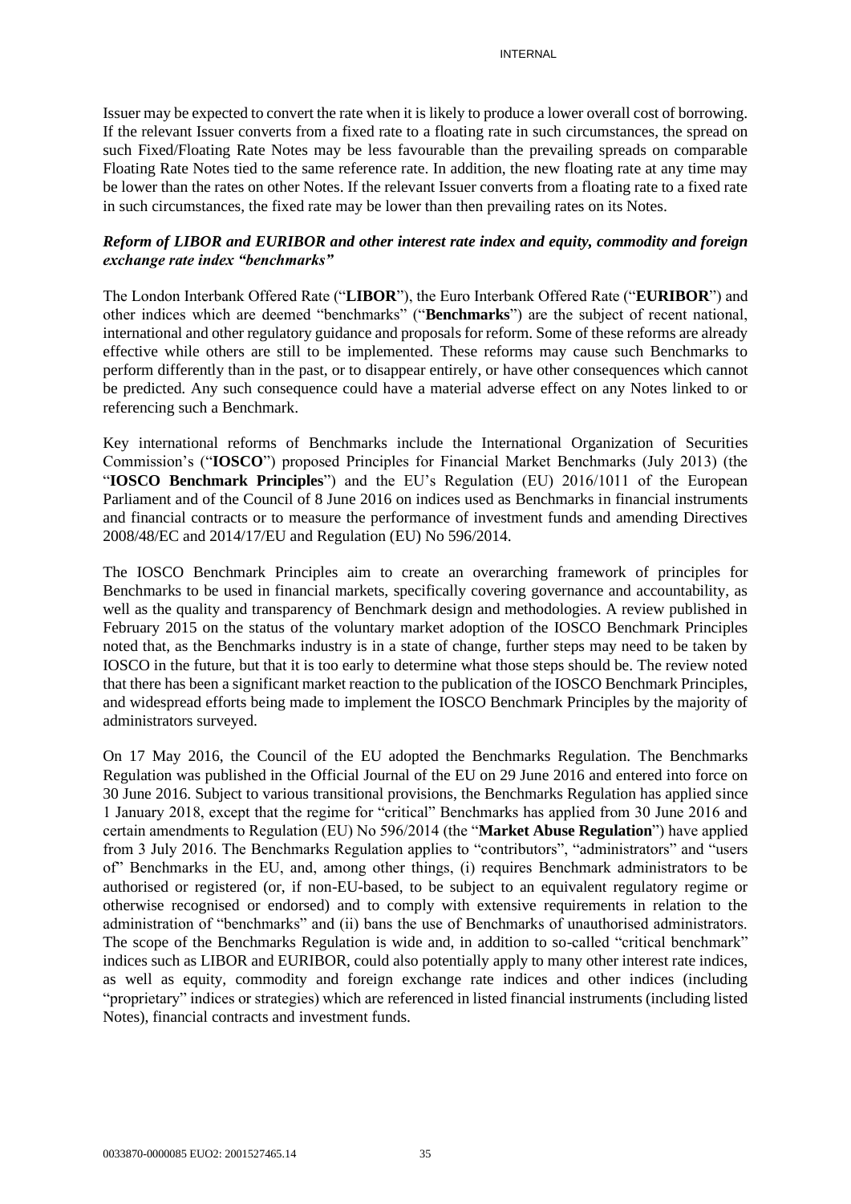Issuer may be expected to convert the rate when it is likely to produce a lower overall cost of borrowing. If the relevant Issuer converts from a fixed rate to a floating rate in such circumstances, the spread on such Fixed/Floating Rate Notes may be less favourable than the prevailing spreads on comparable Floating Rate Notes tied to the same reference rate. In addition, the new floating rate at any time may be lower than the rates on other Notes. If the relevant Issuer converts from a floating rate to a fixed rate in such circumstances, the fixed rate may be lower than then prevailing rates on its Notes.

***Reform of LIBOR and EURIBOR and other interest rate index and equity, commodity and foreign exchange rate index "benchmarks"***

The London Interbank Offered Rate ("**LIBOR**"), the Euro Interbank Offered Rate ("**EURIBOR**") and other indices which are deemed "benchmarks" ("**Benchmarks**") are the subject of recent national, international and other regulatory guidance and proposals for reform. Some of these reforms are already effective while others are still to be implemented. These reforms may cause such Benchmarks to perform differently than in the past, or to disappear entirely, or have other consequences which cannot be predicted. Any such consequence could have a material adverse effect on any Notes linked to or referencing such a Benchmark.

Key international reforms of Benchmarks include the International Organization of Securities Commission's ("**IOSCO**") proposed Principles for Financial Market Benchmarks (July 2013) (the "**IOSCO Benchmark Principles**") and the EU's Regulation (EU) 2016/1011 of the European Parliament and of the Council of 8 June 2016 on indices used as Benchmarks in financial instruments and financial contracts or to measure the performance of investment funds and amending Directives 2008/48/EC and 2014/17/EU and Regulation (EU) No 596/2014.

The IOSCO Benchmark Principles aim to create an overarching framework of principles for Benchmarks to be used in financial markets, specifically covering governance and accountability, as well as the quality and transparency of Benchmark design and methodologies. A review published in February 2015 on the status of the voluntary market adoption of the IOSCO Benchmark Principles noted that, as the Benchmarks industry is in a state of change, further steps may need to be taken by IOSCO in the future, but that it is too early to determine what those steps should be. The review noted that there has been a significant market reaction to the publication of the IOSCO Benchmark Principles, and widespread efforts being made to implement the IOSCO Benchmark Principles by the majority of administrators surveyed.

On 17 May 2016, the Council of the EU adopted the Benchmarks Regulation. The Benchmarks Regulation was published in the Official Journal of the EU on 29 June 2016 and entered into force on 30 June 2016. Subject to various transitional provisions, the Benchmarks Regulation has applied since 1 January 2018, except that the regime for "critical" Benchmarks has applied from 30 June 2016 and certain amendments to Regulation (EU) No 596/2014 (the "**Market Abuse Regulation**") have applied from 3 July 2016. The Benchmarks Regulation applies to "contributors", "administrators" and "users of" Benchmarks in the EU, and, among other things, (i) requires Benchmark administrators to be authorised or registered (or, if non-EU-based, to be subject to an equivalent regulatory regime or otherwise recognised or endorsed) and to comply with extensive requirements in relation to the administration of "benchmarks" and (ii) bans the use of Benchmarks of unauthorised administrators. The scope of the Benchmarks Regulation is wide and, in addition to so-called "critical benchmark" indices such as LIBOR and EURIBOR, could also potentially apply to many other interest rate indices, as well as equity, commodity and foreign exchange rate indices and other indices (including "proprietary" indices or strategies) which are referenced in listed financial instruments (including listed Notes), financial contracts and investment funds.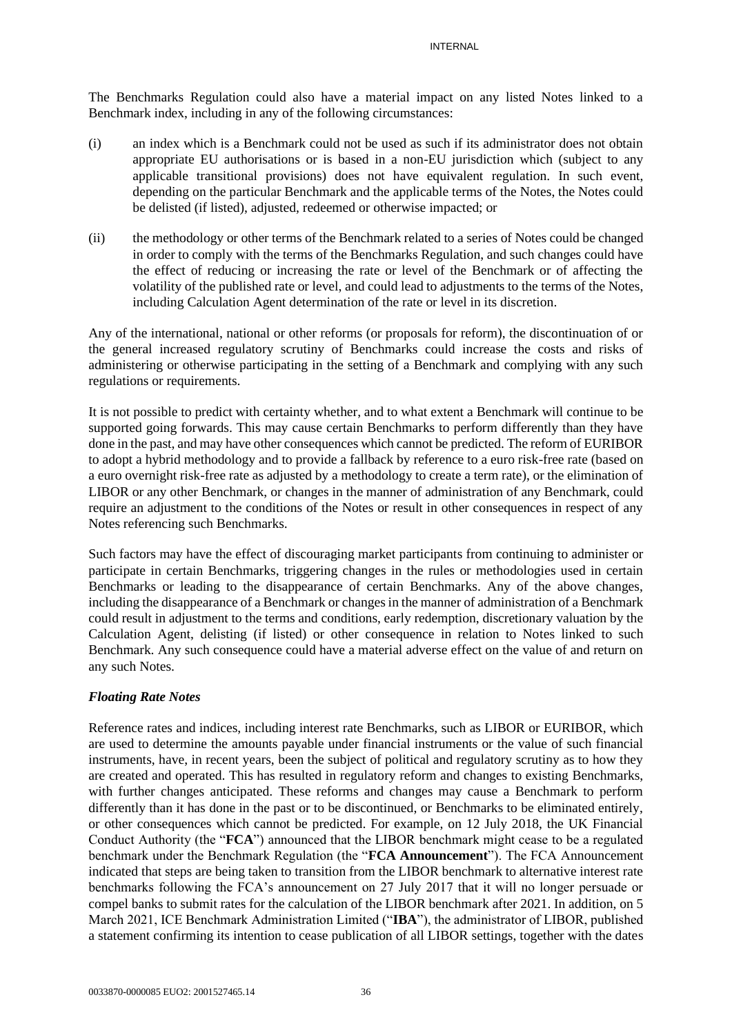The Benchmarks Regulation could also have a material impact on any listed Notes linked to a Benchmark index, including in any of the following circumstances:

(i) an index which is a Benchmark could not be used as such if its administrator does not obtain appropriate EU authorisations or is based in a non-EU jurisdiction which (subject to any applicable transitional provisions) does not have equivalent regulation. In such event, depending on the particular Benchmark and the applicable terms of the Notes, the Notes could be delisted (if listed), adjusted, redeemed or otherwise impacted; or

(ii) the methodology or other terms of the Benchmark related to a series of Notes could be changed in order to comply with the terms of the Benchmarks Regulation, and such changes could have the effect of reducing or increasing the rate or level of the Benchmark or of affecting the volatility of the published rate or level, and could lead to adjustments to the terms of the Notes, including Calculation Agent determination of the rate or level in its discretion.

Any of the international, national or other reforms (or proposals for reform), the discontinuation of or the general increased regulatory scrutiny of Benchmarks could increase the costs and risks of administering or otherwise participating in the setting of a Benchmark and complying with any such regulations or requirements.

It is not possible to predict with certainty whether, and to what extent a Benchmark will continue to be supported going forwards. This may cause certain Benchmarks to perform differently than they have done in the past, and may have other consequences which cannot be predicted. The reform of EURIBOR to adopt a hybrid methodology and to provide a fallback by reference to a euro risk-free rate (based on a euro overnight risk-free rate as adjusted by a methodology to create a term rate), or the elimination of LIBOR or any other Benchmark, or changes in the manner of administration of any Benchmark, could require an adjustment to the conditions of the Notes or result in other consequences in respect of any Notes referencing such Benchmarks.

Such factors may have the effect of discouraging market participants from continuing to administer or participate in certain Benchmarks, triggering changes in the rules or methodologies used in certain Benchmarks or leading to the disappearance of certain Benchmarks. Any of the above changes, including the disappearance of a Benchmark or changes in the manner of administration of a Benchmark could result in adjustment to the terms and conditions, early redemption, discretionary valuation by the Calculation Agent, delisting (if listed) or other consequence in relation to Notes linked to such Benchmark. Any such consequence could have a material adverse effect on the value of and return on any such Notes.

***Floating Rate Notes***

Reference rates and indices, including interest rate Benchmarks, such as LIBOR or EURIBOR, which are used to determine the amounts payable under financial instruments or the value of such financial instruments, have, in recent years, been the subject of political and regulatory scrutiny as to how they are created and operated. This has resulted in regulatory reform and changes to existing Benchmarks, with further changes anticipated. These reforms and changes may cause a Benchmark to perform differently than it has done in the past or to be discontinued, or Benchmarks to be eliminated entirely, or other consequences which cannot be predicted. For example, on 12 July 2018, the UK Financial Conduct Authority (the "**FCA**") announced that the LIBOR benchmark might cease to be a regulated benchmark under the Benchmark Regulation (the "**FCA Announcement**"). The FCA Announcement indicated that steps are being taken to transition from the LIBOR benchmark to alternative interest rate benchmarks following the FCA's announcement on 27 July 2017 that it will no longer persuade or compel banks to submit rates for the calculation of the LIBOR benchmark after 2021. In addition, on 5 March 2021, ICE Benchmark Administration Limited ("**IBA**"), the administrator of LIBOR, published a statement confirming its intention to cease publication of all LIBOR settings, together with the dates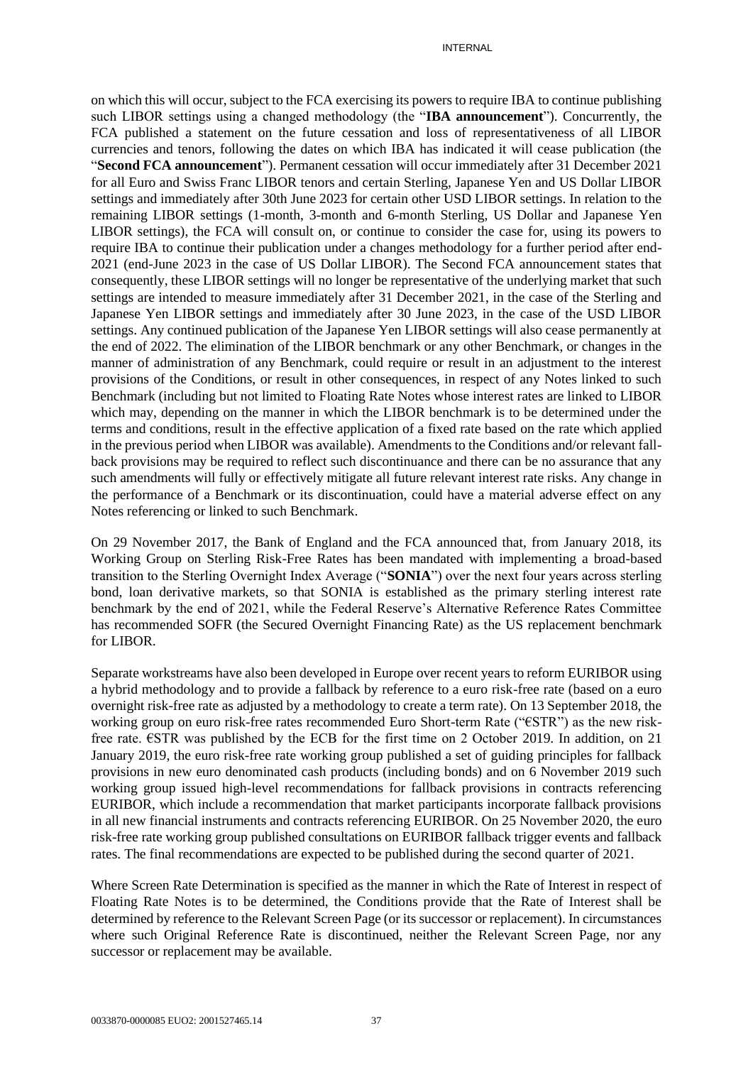on which this will occur, subject to the FCA exercising its powers to require IBA to continue publishing such LIBOR settings using a changed methodology (the "**IBA announcement**"). Concurrently, the FCA published a statement on the future cessation and loss of representativeness of all LIBOR currencies and tenors, following the dates on which IBA has indicated it will cease publication (the "**Second FCA announcement**"). Permanent cessation will occur immediately after 31 December 2021 for all Euro and Swiss Franc LIBOR tenors and certain Sterling, Japanese Yen and US Dollar LIBOR settings and immediately after 30th June 2023 for certain other USD LIBOR settings. In relation to the remaining LIBOR settings (1-month, 3-month and 6-month Sterling, US Dollar and Japanese Yen LIBOR settings), the FCA will consult on, or continue to consider the case for, using its powers to require IBA to continue their publication under a changes methodology for a further period after end-2021 (end-June 2023 in the case of US Dollar LIBOR). The Second FCA announcement states that consequently, these LIBOR settings will no longer be representative of the underlying market that such settings are intended to measure immediately after 31 December 2021, in the case of the Sterling and Japanese Yen LIBOR settings and immediately after 30 June 2023, in the case of the USD LIBOR settings. Any continued publication of the Japanese Yen LIBOR settings will also cease permanently at the end of 2022. The elimination of the LIBOR benchmark or any other Benchmark, or changes in the manner of administration of any Benchmark, could require or result in an adjustment to the interest provisions of the Conditions, or result in other consequences, in respect of any Notes linked to such Benchmark (including but not limited to Floating Rate Notes whose interest rates are linked to LIBOR which may, depending on the manner in which the LIBOR benchmark is to be determined under the terms and conditions, result in the effective application of a fixed rate based on the rate which applied in the previous period when LIBOR was available). Amendments to the Conditions and/or relevant fall-back provisions may be required to reflect such discontinuance and there can be no assurance that any such amendments will fully or effectively mitigate all future relevant interest rate risks. Any change in the performance of a Benchmark or its discontinuation, could have a material adverse effect on any Notes referencing or linked to such Benchmark.

On 29 November 2017, the Bank of England and the FCA announced that, from January 2018, its Working Group on Sterling Risk-Free Rates has been mandated with implementing a broad-based transition to the Sterling Overnight Index Average ("**SONIA**") over the next four years across sterling bond, loan derivative markets, so that SONIA is established as the primary sterling interest rate benchmark by the end of 2021, while the Federal Reserve's Alternative Reference Rates Committee has recommended SOFR (the Secured Overnight Financing Rate) as the US replacement benchmark for LIBOR.

Separate workstreams have also been developed in Europe over recent years to reform EURIBOR using a hybrid methodology and to provide a fallback by reference to a euro risk-free rate (based on a euro overnight risk-free rate as adjusted by a methodology to create a term rate). On 13 September 2018, the working group on euro risk-free rates recommended Euro Short-term Rate ("€STR") as the new risk-free rate. €STR was published by the ECB for the first time on 2 October 2019. In addition, on 21 January 2019, the euro risk-free rate working group published a set of guiding principles for fallback provisions in new euro denominated cash products (including bonds) and on 6 November 2019 such working group issued high-level recommendations for fallback provisions in contracts referencing EURIBOR, which include a recommendation that market participants incorporate fallback provisions in all new financial instruments and contracts referencing EURIBOR. On 25 November 2020, the euro risk-free rate working group published consultations on EURIBOR fallback trigger events and fallback rates. The final recommendations are expected to be published during the second quarter of 2021.

Where Screen Rate Determination is specified as the manner in which the Rate of Interest in respect of Floating Rate Notes is to be determined, the Conditions provide that the Rate of Interest shall be determined by reference to the Relevant Screen Page (or its successor or replacement). In circumstances where such Original Reference Rate is discontinued, neither the Relevant Screen Page, nor any successor or replacement may be available.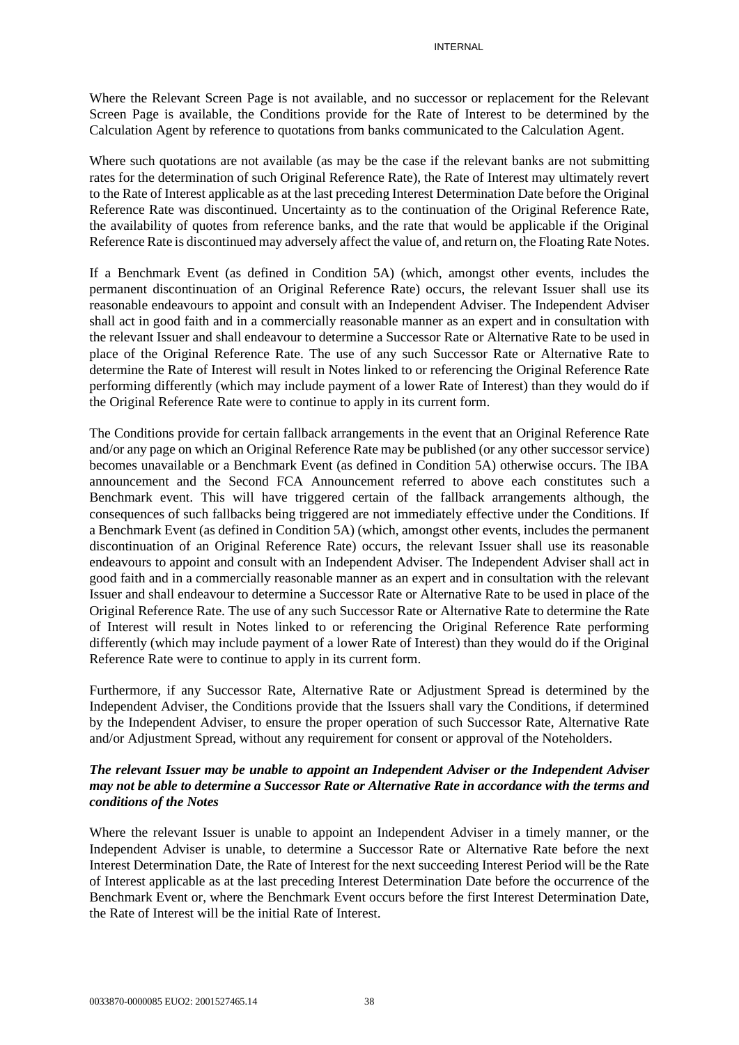Where the Relevant Screen Page is not available, and no successor or replacement for the Relevant Screen Page is available, the Conditions provide for the Rate of Interest to be determined by the Calculation Agent by reference to quotations from banks communicated to the Calculation Agent.

Where such quotations are not available (as may be the case if the relevant banks are not submitting rates for the determination of such Original Reference Rate), the Rate of Interest may ultimately revert to the Rate of Interest applicable as at the last preceding Interest Determination Date before the Original Reference Rate was discontinued. Uncertainty as to the continuation of the Original Reference Rate, the availability of quotes from reference banks, and the rate that would be applicable if the Original Reference Rate is discontinued may adversely affect the value of, and return on, the Floating Rate Notes.

If a Benchmark Event (as defined in Condition 5A) (which, amongst other events, includes the permanent discontinuation of an Original Reference Rate) occurs, the relevant Issuer shall use its reasonable endeavours to appoint and consult with an Independent Adviser. The Independent Adviser shall act in good faith and in a commercially reasonable manner as an expert and in consultation with the relevant Issuer and shall endeavour to determine a Successor Rate or Alternative Rate to be used in place of the Original Reference Rate. The use of any such Successor Rate or Alternative Rate to determine the Rate of Interest will result in Notes linked to or referencing the Original Reference Rate performing differently (which may include payment of a lower Rate of Interest) than they would do if the Original Reference Rate were to continue to apply in its current form.

The Conditions provide for certain fallback arrangements in the event that an Original Reference Rate and/or any page on which an Original Reference Rate may be published (or any other successor service) becomes unavailable or a Benchmark Event (as defined in Condition 5A) otherwise occurs. The IBA announcement and the Second FCA Announcement referred to above each constitutes such a Benchmark event. This will have triggered certain of the fallback arrangements although, the consequences of such fallbacks being triggered are not immediately effective under the Conditions. If a Benchmark Event (as defined in Condition 5A) (which, amongst other events, includes the permanent discontinuation of an Original Reference Rate) occurs, the relevant Issuer shall use its reasonable endeavours to appoint and consult with an Independent Adviser. The Independent Adviser shall act in good faith and in a commercially reasonable manner as an expert and in consultation with the relevant Issuer and shall endeavour to determine a Successor Rate or Alternative Rate to be used in place of the Original Reference Rate. The use of any such Successor Rate or Alternative Rate to determine the Rate of Interest will result in Notes linked to or referencing the Original Reference Rate performing differently (which may include payment of a lower Rate of Interest) than they would do if the Original Reference Rate were to continue to apply in its current form.

Furthermore, if any Successor Rate, Alternative Rate or Adjustment Spread is determined by the Independent Adviser, the Conditions provide that the Issuers shall vary the Conditions, if determined by the Independent Adviser, to ensure the proper operation of such Successor Rate, Alternative Rate and/or Adjustment Spread, without any requirement for consent or approval of the Noteholders.

***The relevant Issuer may be unable to appoint an Independent Adviser or the Independent Adviser may not be able to determine a Successor Rate or Alternative Rate in accordance with the terms and conditions of the Notes***

Where the relevant Issuer is unable to appoint an Independent Adviser in a timely manner, or the Independent Adviser is unable, to determine a Successor Rate or Alternative Rate before the next Interest Determination Date, the Rate of Interest for the next succeeding Interest Period will be the Rate of Interest applicable as at the last preceding Interest Determination Date before the occurrence of the Benchmark Event or, where the Benchmark Event occurs before the first Interest Determination Date, the Rate of Interest will be the initial Rate of Interest.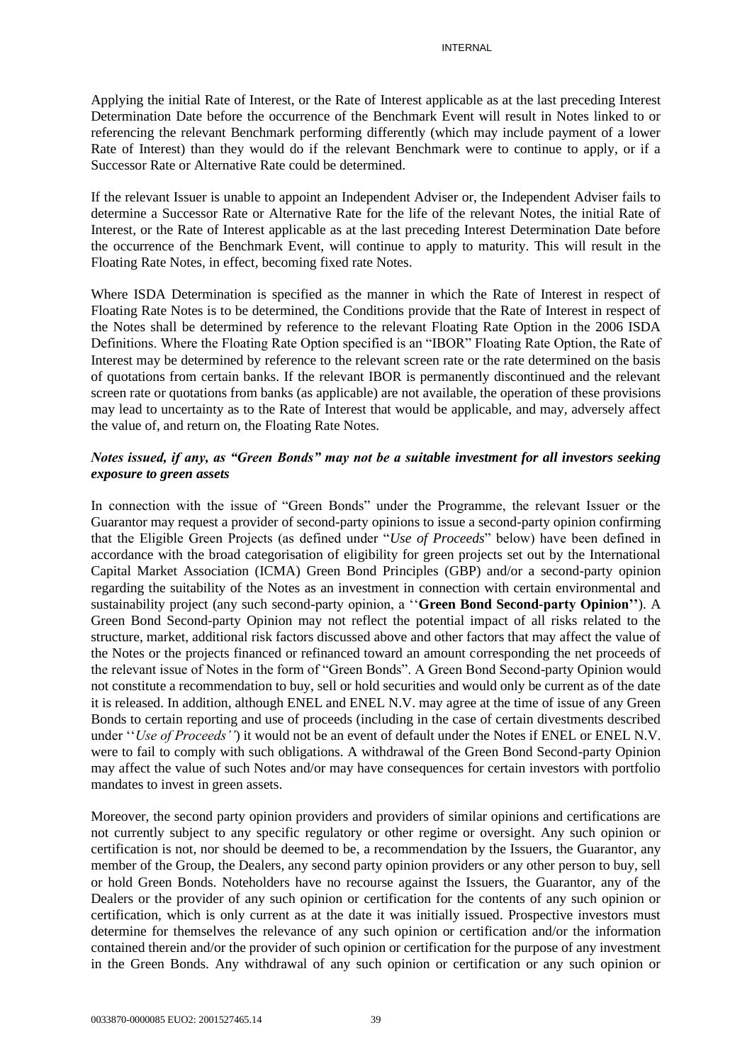Applying the initial Rate of Interest, or the Rate of Interest applicable as at the last preceding Interest Determination Date before the occurrence of the Benchmark Event will result in Notes linked to or referencing the relevant Benchmark performing differently (which may include payment of a lower Rate of Interest) than they would do if the relevant Benchmark were to continue to apply, or if a Successor Rate or Alternative Rate could be determined.

If the relevant Issuer is unable to appoint an Independent Adviser or, the Independent Adviser fails to determine a Successor Rate or Alternative Rate for the life of the relevant Notes, the initial Rate of Interest, or the Rate of Interest applicable as at the last preceding Interest Determination Date before the occurrence of the Benchmark Event, will continue to apply to maturity. This will result in the Floating Rate Notes, in effect, becoming fixed rate Notes.

Where ISDA Determination is specified as the manner in which the Rate of Interest in respect of Floating Rate Notes is to be determined, the Conditions provide that the Rate of Interest in respect of the Notes shall be determined by reference to the relevant Floating Rate Option in the 2006 ISDA Definitions. Where the Floating Rate Option specified is an "IBOR" Floating Rate Option, the Rate of Interest may be determined by reference to the relevant screen rate or the rate determined on the basis of quotations from certain banks. If the relevant IBOR is permanently discontinued and the relevant screen rate or quotations from banks (as applicable) are not available, the operation of these provisions may lead to uncertainty as to the Rate of Interest that would be applicable, and may, adversely affect the value of, and return on, the Floating Rate Notes.

***Notes issued, if any, as "Green Bonds" may not be a suitable investment for all investors seeking exposure to green assets***

In connection with the issue of "Green Bonds" under the Programme, the relevant Issuer or the Guarantor may request a provider of second-party opinions to issue a second-party opinion confirming that the Eligible Green Projects (as defined under "*Use of Proceeds*" below) have been defined in accordance with the broad categorisation of eligibility for green projects set out by the International Capital Market Association (ICMA) Green Bond Principles (GBP) and/or a second-party opinion regarding the suitability of the Notes as an investment in connection with certain environmental and sustainability project (any such second-party opinion, a ''**Green Bond Second-party Opinion**''). A Green Bond Second-party Opinion may not reflect the potential impact of all risks related to the structure, market, additional risk factors discussed above and other factors that may affect the value of the Notes or the projects financed or refinanced toward an amount corresponding the net proceeds of the relevant issue of Notes in the form of "Green Bonds". A Green Bond Second-party Opinion would not constitute a recommendation to buy, sell or hold securities and would only be current as of the date it is released. In addition, although ENEL and ENEL N.V. may agree at the time of issue of any Green Bonds to certain reporting and use of proceeds (including in the case of certain divestments described under ''*Use of Proceeds''*) it would not be an event of default under the Notes if ENEL or ENEL N.V. were to fail to comply with such obligations. A withdrawal of the Green Bond Second-party Opinion may affect the value of such Notes and/or may have consequences for certain investors with portfolio mandates to invest in green assets.

Moreover, the second party opinion providers and providers of similar opinions and certifications are not currently subject to any specific regulatory or other regime or oversight. Any such opinion or certification is not, nor should be deemed to be, a recommendation by the Issuers, the Guarantor, any member of the Group, the Dealers, any second party opinion providers or any other person to buy, sell or hold Green Bonds. Noteholders have no recourse against the Issuers, the Guarantor, any of the Dealers or the provider of any such opinion or certification for the contents of any such opinion or certification, which is only current as at the date it was initially issued. Prospective investors must determine for themselves the relevance of any such opinion or certification and/or the information contained therein and/or the provider of such opinion or certification for the purpose of any investment in the Green Bonds. Any withdrawal of any such opinion or certification or any such opinion or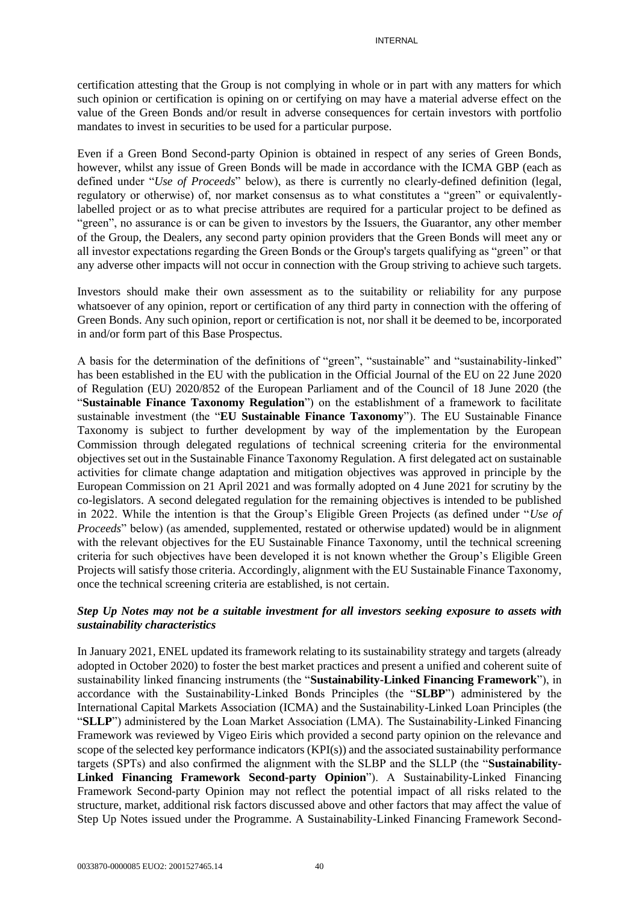certification attesting that the Group is not complying in whole or in part with any matters for which such opinion or certification is opining on or certifying on may have a material adverse effect on the value of the Green Bonds and/or result in adverse consequences for certain investors with portfolio mandates to invest in securities to be used for a particular purpose.

Even if a Green Bond Second-party Opinion is obtained in respect of any series of Green Bonds, however, whilst any issue of Green Bonds will be made in accordance with the ICMA GBP (each as defined under "*Use of Proceeds*" below), as there is currently no clearly-defined definition (legal, regulatory or otherwise) of, nor market consensus as to what constitutes a "green" or equivalently-labelled project or as to what precise attributes are required for a particular project to be defined as "green", no assurance is or can be given to investors by the Issuers, the Guarantor, any other member of the Group, the Dealers, any second party opinion providers that the Green Bonds will meet any or all investor expectations regarding the Green Bonds or the Group's targets qualifying as "green" or that any adverse other impacts will not occur in connection with the Group striving to achieve such targets.

Investors should make their own assessment as to the suitability or reliability for any purpose whatsoever of any opinion, report or certification of any third party in connection with the offering of Green Bonds. Any such opinion, report or certification is not, nor shall it be deemed to be, incorporated in and/or form part of this Base Prospectus.

A basis for the determination of the definitions of "green", "sustainable" and "sustainability-linked" has been established in the EU with the publication in the Official Journal of the EU on 22 June 2020 of Regulation (EU) 2020/852 of the European Parliament and of the Council of 18 June 2020 (the "**Sustainable Finance Taxonomy Regulation**") on the establishment of a framework to facilitate sustainable investment (the "**EU Sustainable Finance Taxonomy**"). The EU Sustainable Finance Taxonomy is subject to further development by way of the implementation by the European Commission through delegated regulations of technical screening criteria for the environmental objectives set out in the Sustainable Finance Taxonomy Regulation. A first delegated act on sustainable activities for climate change adaptation and mitigation objectives was approved in principle by the European Commission on 21 April 2021 and was formally adopted on 4 June 2021 for scrutiny by the co-legislators. A second delegated regulation for the remaining objectives is intended to be published in 2022. While the intention is that the Group's Eligible Green Projects (as defined under "*Use of Proceeds*" below) (as amended, supplemented, restated or otherwise updated) would be in alignment with the relevant objectives for the EU Sustainable Finance Taxonomy, until the technical screening criteria for such objectives have been developed it is not known whether the Group's Eligible Green Projects will satisfy those criteria. Accordingly, alignment with the EU Sustainable Finance Taxonomy, once the technical screening criteria are established, is not certain.

***Step Up Notes may not be a suitable investment for all investors seeking exposure to assets with sustainability characteristics***

In January 2021, ENEL updated its framework relating to its sustainability strategy and targets (already adopted in October 2020) to foster the best market practices and present a unified and coherent suite of sustainability linked financing instruments (the "**Sustainability-Linked Financing Framework**"), in accordance with the Sustainability-Linked Bonds Principles (the "**SLBP**") administered by the International Capital Markets Association (ICMA) and the Sustainability-Linked Loan Principles (the "**SLLP**") administered by the Loan Market Association (LMA). The Sustainability-Linked Financing Framework was reviewed by Vigeo Eiris which provided a second party opinion on the relevance and scope of the selected key performance indicators (KPI(s)) and the associated sustainability performance targets (SPTs) and also confirmed the alignment with the SLBP and the SLLP (the "**Sustainability-Linked Financing Framework Second-party Opinion**"). A Sustainability-Linked Financing Framework Second-party Opinion may not reflect the potential impact of all risks related to the structure, market, additional risk factors discussed above and other factors that may affect the value of Step Up Notes issued under the Programme. A Sustainability-Linked Financing Framework Second-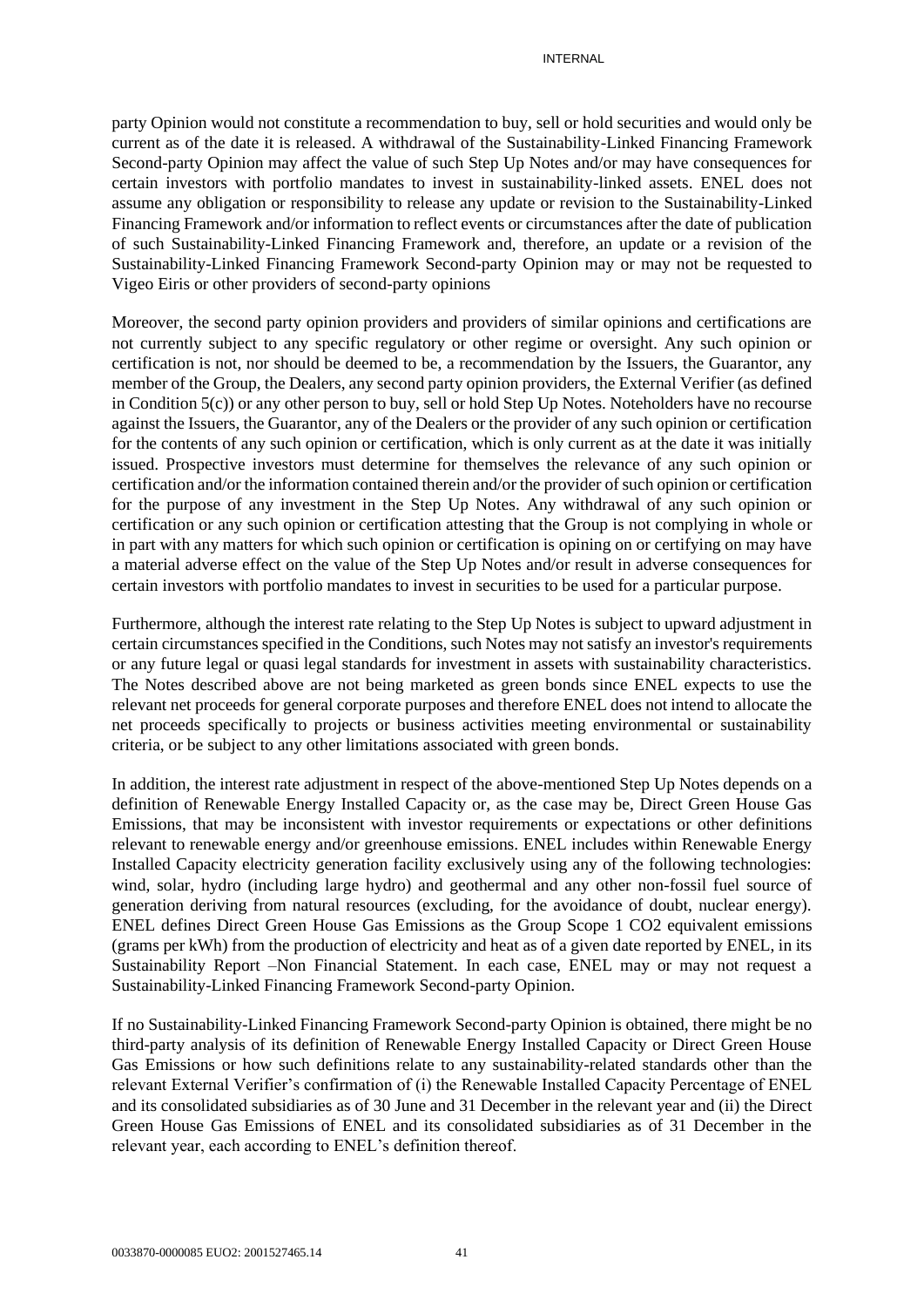party Opinion would not constitute a recommendation to buy, sell or hold securities and would only be current as of the date it is released. A withdrawal of the Sustainability-Linked Financing Framework Second-party Opinion may affect the value of such Step Up Notes and/or may have consequences for certain investors with portfolio mandates to invest in sustainability-linked assets. ENEL does not assume any obligation or responsibility to release any update or revision to the Sustainability-Linked Financing Framework and/or information to reflect events or circumstances after the date of publication of such Sustainability-Linked Financing Framework and, therefore, an update or a revision of the Sustainability-Linked Financing Framework Second-party Opinion may or may not be requested to Vigeo Eiris or other providers of second-party opinions

Moreover, the second party opinion providers and providers of similar opinions and certifications are not currently subject to any specific regulatory or other regime or oversight. Any such opinion or certification is not, nor should be deemed to be, a recommendation by the Issuers, the Guarantor, any member of the Group, the Dealers, any second party opinion providers, the External Verifier (as defined in Condition 5(c)) or any other person to buy, sell or hold Step Up Notes. Noteholders have no recourse against the Issuers, the Guarantor, any of the Dealers or the provider of any such opinion or certification for the contents of any such opinion or certification, which is only current as at the date it was initially issued. Prospective investors must determine for themselves the relevance of any such opinion or certification and/or the information contained therein and/or the provider of such opinion or certification for the purpose of any investment in the Step Up Notes. Any withdrawal of any such opinion or certification or any such opinion or certification attesting that the Group is not complying in whole or in part with any matters for which such opinion or certification is opining on or certifying on may have a material adverse effect on the value of the Step Up Notes and/or result in adverse consequences for certain investors with portfolio mandates to invest in securities to be used for a particular purpose.

Furthermore, although the interest rate relating to the Step Up Notes is subject to upward adjustment in certain circumstances specified in the Conditions, such Notes may not satisfy an investor's requirements or any future legal or quasi legal standards for investment in assets with sustainability characteristics. The Notes described above are not being marketed as green bonds since ENEL expects to use the relevant net proceeds for general corporate purposes and therefore ENEL does not intend to allocate the net proceeds specifically to projects or business activities meeting environmental or sustainability criteria, or be subject to any other limitations associated with green bonds.

In addition, the interest rate adjustment in respect of the above-mentioned Step Up Notes depends on a definition of Renewable Energy Installed Capacity or, as the case may be, Direct Green House Gas Emissions, that may be inconsistent with investor requirements or expectations or other definitions relevant to renewable energy and/or greenhouse emissions. ENEL includes within Renewable Energy Installed Capacity electricity generation facility exclusively using any of the following technologies: wind, solar, hydro (including large hydro) and geothermal and any other non-fossil fuel source of generation deriving from natural resources (excluding, for the avoidance of doubt, nuclear energy). ENEL defines Direct Green House Gas Emissions as the Group Scope 1 $CO_2$ equivalent emissions (grams per kWh) from the production of electricity and heat as of a given date reported by ENEL, in its Sustainability Report –Non Financial Statement. In each case, ENEL may or may not request a Sustainability-Linked Financing Framework Second-party Opinion.

If no Sustainability-Linked Financing Framework Second-party Opinion is obtained, there might be no third-party analysis of its definition of Renewable Energy Installed Capacity or Direct Green House Gas Emissions or how such definitions relate to any sustainability-related standards other than the relevant External Verifier's confirmation of (i) the Renewable Installed Capacity Percentage of ENEL and its consolidated subsidiaries as of 30 June and 31 December in the relevant year and (ii) the Direct Green House Gas Emissions of ENEL and its consolidated subsidiaries as of 31 December in the relevant year, each according to ENEL's definition thereof.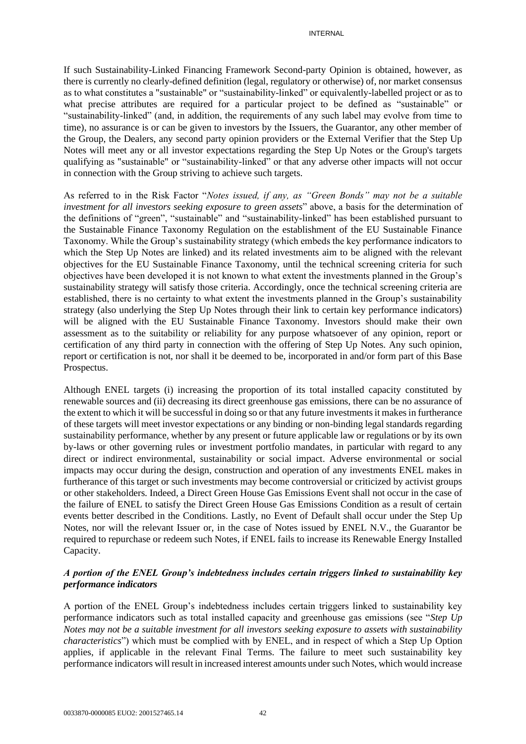If such Sustainability-Linked Financing Framework Second-party Opinion is obtained, however, as there is currently no clearly-defined definition (legal, regulatory or otherwise) of, nor market consensus as to what constitutes a "sustainable" or "sustainability-linked" or equivalently-labelled project or as to what precise attributes are required for a particular project to be defined as "sustainable" or "sustainability-linked" (and, in addition, the requirements of any such label may evolve from time to time), no assurance is or can be given to investors by the Issuers, the Guarantor, any other member of the Group, the Dealers, any second party opinion providers or the External Verifier that the Step Up Notes will meet any or all investor expectations regarding the Step Up Notes or the Group's targets qualifying as "sustainable" or "sustainability-linked" or that any adverse other impacts will not occur in connection with the Group striving to achieve such targets.

As referred to in the Risk Factor "*Notes issued, if any, as "Green Bonds" may not be a suitable investment for all investors seeking exposure to green assets*" above, a basis for the determination of the definitions of "green", "sustainable" and "sustainability-linked" has been established pursuant to the Sustainable Finance Taxonomy Regulation on the establishment of the EU Sustainable Finance Taxonomy. While the Group's sustainability strategy (which embeds the key performance indicators to which the Step Up Notes are linked) and its related investments aim to be aligned with the relevant objectives for the EU Sustainable Finance Taxonomy, until the technical screening criteria for such objectives have been developed it is not known to what extent the investments planned in the Group's sustainability strategy will satisfy those criteria. Accordingly, once the technical screening criteria are established, there is no certainty to what extent the investments planned in the Group's sustainability strategy (also underlying the Step Up Notes through their link to certain key performance indicators) will be aligned with the EU Sustainable Finance Taxonomy. Investors should make their own assessment as to the suitability or reliability for any purpose whatsoever of any opinion, report or certification of any third party in connection with the offering of Step Up Notes. Any such opinion, report or certification is not, nor shall it be deemed to be, incorporated in and/or form part of this Base Prospectus.

Although ENEL targets (i) increasing the proportion of its total installed capacity constituted by renewable sources and (ii) decreasing its direct greenhouse gas emissions, there can be no assurance of the extent to which it will be successful in doing so or that any future investments it makes in furtherance of these targets will meet investor expectations or any binding or non-binding legal standards regarding sustainability performance, whether by any present or future applicable law or regulations or by its own by-laws or other governing rules or investment portfolio mandates, in particular with regard to any direct or indirect environmental, sustainability or social impact. Adverse environmental or social impacts may occur during the design, construction and operation of any investments ENEL makes in furtherance of this target or such investments may become controversial or criticized by activist groups or other stakeholders. Indeed, a Direct Green House Gas Emissions Event shall not occur in the case of the failure of ENEL to satisfy the Direct Green House Gas Emissions Condition as a result of certain events better described in the Conditions. Lastly, no Event of Default shall occur under the Step Up Notes, nor will the relevant Issuer or, in the case of Notes issued by ENEL N.V., the Guarantor be required to repurchase or redeem such Notes, if ENEL fails to increase its Renewable Energy Installed Capacity.

### *A portion of the ENEL Group's indebtedness includes certain triggers linked to sustainability key performance indicators*

A portion of the ENEL Group's indebtedness includes certain triggers linked to sustainability key performance indicators such as total installed capacity and greenhouse gas emissions (see "*Step Up Notes may not be a suitable investment for all investors seeking exposure to assets with sustainability characteristics*") which must be complied with by ENEL, and in respect of which a Step Up Option applies, if applicable in the relevant Final Terms. The failure to meet such sustainability key performance indicators will result in increased interest amounts under such Notes, which would increase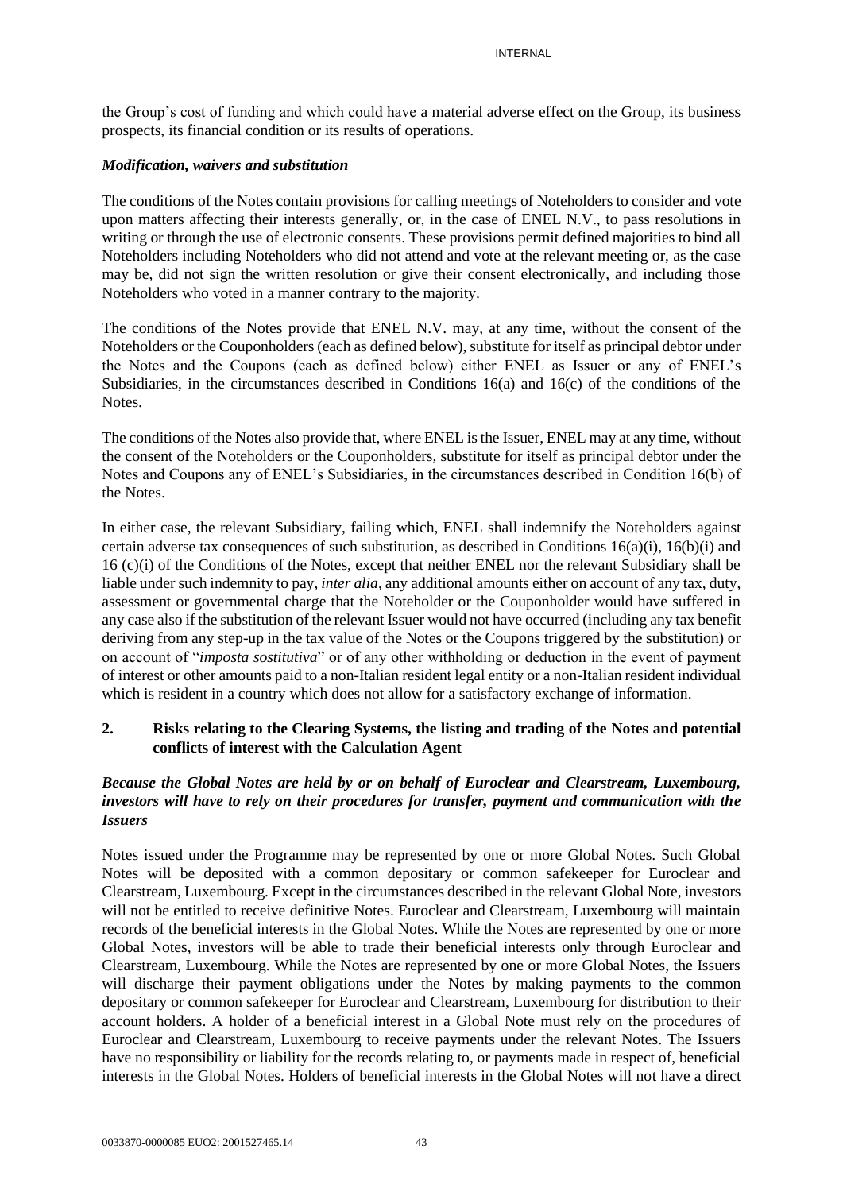the Group's cost of funding and which could have a material adverse effect on the Group, its business prospects, its financial condition or its results of operations.

***Modification, waivers and substitution***

The conditions of the Notes contain provisions for calling meetings of Noteholders to consider and vote upon matters affecting their interests generally, or, in the case of ENEL N.V., to pass resolutions in writing or through the use of electronic consents. These provisions permit defined majorities to bind all Noteholders including Noteholders who did not attend and vote at the relevant meeting or, as the case may be, did not sign the written resolution or give their consent electronically, and including those Noteholders who voted in a manner contrary to the majority.

The conditions of the Notes provide that ENEL N.V. may, at any time, without the consent of the Noteholders or the Couponholders (each as defined below), substitute for itself as principal debtor under the Notes and the Coupons (each as defined below) either ENEL as Issuer or any of ENEL's Subsidiaries, in the circumstances described in Conditions 16(a) and 16(c) of the conditions of the Notes.

The conditions of the Notes also provide that, where ENEL is the Issuer, ENEL may at any time, without the consent of the Noteholders or the Couponholders, substitute for itself as principal debtor under the Notes and Coupons any of ENEL's Subsidiaries, in the circumstances described in Condition 16(b) of the Notes.

In either case, the relevant Subsidiary, failing which, ENEL shall indemnify the Noteholders against certain adverse tax consequences of such substitution, as described in Conditions 16(a)(i), 16(b)(i) and 16 (c)(i) of the Conditions of the Notes, except that neither ENEL nor the relevant Subsidiary shall be liable under such indemnity to pay, *inter alia*, any additional amounts either on account of any tax, duty, assessment or governmental charge that the Noteholder or the Couponholder would have suffered in any case also if the substitution of the relevant Issuer would not have occurred (including any tax benefit deriving from any step-up in the tax value of the Notes or the Coupons triggered by the substitution) or on account of "*imposta sostitutiva*" or of any other withholding or deduction in the event of payment of interest or other amounts paid to a non-Italian resident legal entity or a non-Italian resident individual which is resident in a country which does not allow for a satisfactory exchange of information.

## 2. Risks relating to the Clearing Systems, the listing and trading of the Notes and potential conflicts of interest with the Calculation Agent

***Because the Global Notes are held by or on behalf of Euroclear and Clearstream, Luxembourg, investors will have to rely on their procedures for transfer, payment and communication with the Issuers***

Notes issued under the Programme may be represented by one or more Global Notes. Such Global Notes will be deposited with a common depositary or common safekeeper for Euroclear and Clearstream, Luxembourg. Except in the circumstances described in the relevant Global Note, investors will not be entitled to receive definitive Notes. Euroclear and Clearstream, Luxembourg will maintain records of the beneficial interests in the Global Notes. While the Notes are represented by one or more Global Notes, investors will be able to trade their beneficial interests only through Euroclear and Clearstream, Luxembourg. While the Notes are represented by one or more Global Notes, the Issuers will discharge their payment obligations under the Notes by making payments to the common depositary or common safekeeper for Euroclear and Clearstream, Luxembourg for distribution to their account holders. A holder of a beneficial interest in a Global Note must rely on the procedures of Euroclear and Clearstream, Luxembourg to receive payments under the relevant Notes. The Issuers have no responsibility or liability for the records relating to, or payments made in respect of, beneficial interests in the Global Notes. Holders of beneficial interests in the Global Notes will not have a direct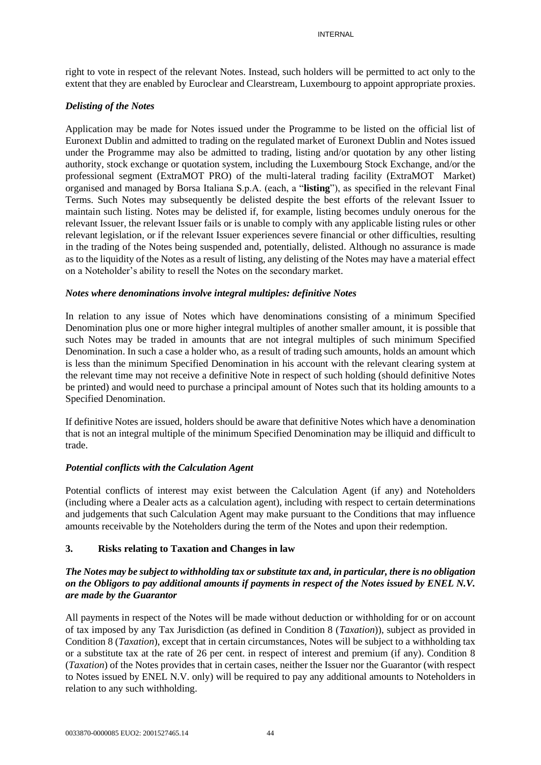right to vote in respect of the relevant Notes. Instead, such holders will be permitted to act only to the extent that they are enabled by Euroclear and Clearstream, Luxembourg to appoint appropriate proxies.

### *Delisting of the Notes*

Application may be made for Notes issued under the Programme to be listed on the official list of Euronext Dublin and admitted to trading on the regulated market of Euronext Dublin and Notes issued under the Programme may also be admitted to trading, listing and/or quotation by any other listing authority, stock exchange or quotation system, including the Luxembourg Stock Exchange, and/or the professional segment (ExtraMOT PRO) of the multi-lateral trading facility (ExtraMOT Market) organised and managed by Borsa Italiana S.p.A. (each, a "**listing**"), as specified in the relevant Final Terms. Such Notes may subsequently be delisted despite the best efforts of the relevant Issuer to maintain such listing. Notes may be delisted if, for example, listing becomes unduly onerous for the relevant Issuer, the relevant Issuer fails or is unable to comply with any applicable listing rules or other relevant legislation, or if the relevant Issuer experiences severe financial or other difficulties, resulting in the trading of the Notes being suspended and, potentially, delisted. Although no assurance is made as to the liquidity of the Notes as a result of listing, any delisting of the Notes may have a material effect on a Noteholder's ability to resell the Notes on the secondary market.

### *Notes where denominations involve integral multiples: definitive Notes*

In relation to any issue of Notes which have denominations consisting of a minimum Specified Denomination plus one or more higher integral multiples of another smaller amount, it is possible that such Notes may be traded in amounts that are not integral multiples of such minimum Specified Denomination. In such a case a holder who, as a result of trading such amounts, holds an amount which is less than the minimum Specified Denomination in his account with the relevant clearing system at the relevant time may not receive a definitive Note in respect of such holding (should definitive Notes be printed) and would need to purchase a principal amount of Notes such that its holding amounts to a Specified Denomination.

If definitive Notes are issued, holders should be aware that definitive Notes which have a denomination that is not an integral multiple of the minimum Specified Denomination may be illiquid and difficult to trade.

### *Potential conflicts with the Calculation Agent*

Potential conflicts of interest may exist between the Calculation Agent (if any) and Noteholders (including where a Dealer acts as a calculation agent), including with respect to certain determinations and judgements that such Calculation Agent may make pursuant to the Conditions that may influence amounts receivable by the Noteholders during the term of the Notes and upon their redemption.

## 3. Risks relating to Taxation and Changes in law

### *The Notes may be subject to withholding tax or substitute tax and, in particular, there is no obligation on the Obligors to pay additional amounts if payments in respect of the Notes issued by ENEL N.V. are made by the Guarantor*

All payments in respect of the Notes will be made without deduction or withholding for or on account of tax imposed by any Tax Jurisdiction (as defined in Condition 8 (*Taxation*)), subject as provided in Condition 8 (*Taxation*), except that in certain circumstances, Notes will be subject to a withholding tax or a substitute tax at the rate of 26 per cent. in respect of interest and premium (if any). Condition 8 (*Taxation*) of the Notes provides that in certain cases, neither the Issuer nor the Guarantor (with respect to Notes issued by ENEL N.V. only) will be required to pay any additional amounts to Noteholders in relation to any such withholding.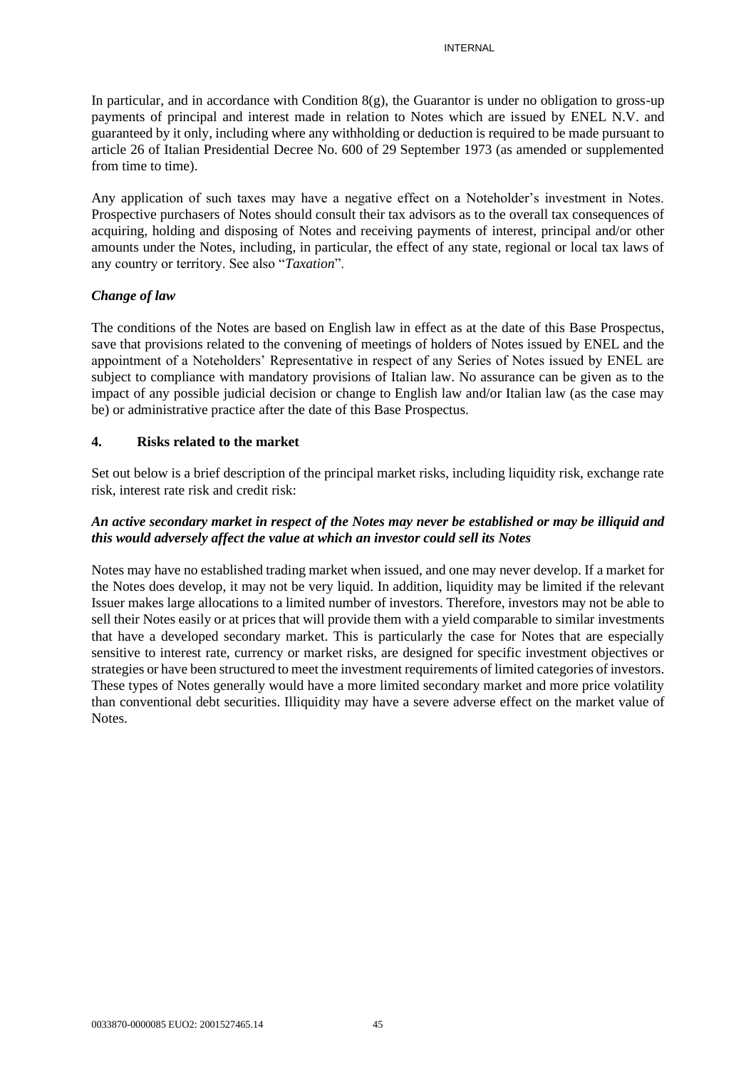In particular, and in accordance with Condition 8(g), the Guarantor is under no obligation to gross-up payments of principal and interest made in relation to Notes which are issued by ENEL N.V. and guaranteed by it only, including where any withholding or deduction is required to be made pursuant to article 26 of Italian Presidential Decree No. 600 of 29 September 1973 (as amended or supplemented from time to time).

Any application of such taxes may have a negative effect on a Noteholder's investment in Notes. Prospective purchasers of Notes should consult their tax advisors as to the overall tax consequences of acquiring, holding and disposing of Notes and receiving payments of interest, principal and/or other amounts under the Notes, including, in particular, the effect of any state, regional or local tax laws of any country or territory. See also "*Taxation*".

***Change of law***

The conditions of the Notes are based on English law in effect as at the date of this Base Prospectus, save that provisions related to the convening of meetings of holders of Notes issued by ENEL and the appointment of a Noteholders' Representative in respect of any Series of Notes issued by ENEL are subject to compliance with mandatory provisions of Italian law. No assurance can be given as to the impact of any possible judicial decision or change to English law and/or Italian law (as the case may be) or administrative practice after the date of this Base Prospectus.

## 4. Risks related to the market

Set out below is a brief description of the principal market risks, including liquidity risk, exchange rate risk, interest rate risk and credit risk:

***An active secondary market in respect of the Notes may never be established or may be illiquid and this would adversely affect the value at which an investor could sell its Notes***

Notes may have no established trading market when issued, and one may never develop. If a market for the Notes does develop, it may not be very liquid. In addition, liquidity may be limited if the relevant Issuer makes large allocations to a limited number of investors. Therefore, investors may not be able to sell their Notes easily or at prices that will provide them with a yield comparable to similar investments that have a developed secondary market. This is particularly the case for Notes that are especially sensitive to interest rate, currency or market risks, are designed for specific investment objectives or strategies or have been structured to meet the investment requirements of limited categories of investors. These types of Notes generally would have a more limited secondary market and more price volatility than conventional debt securities. Illiquidity may have a severe adverse effect on the market value of Notes.